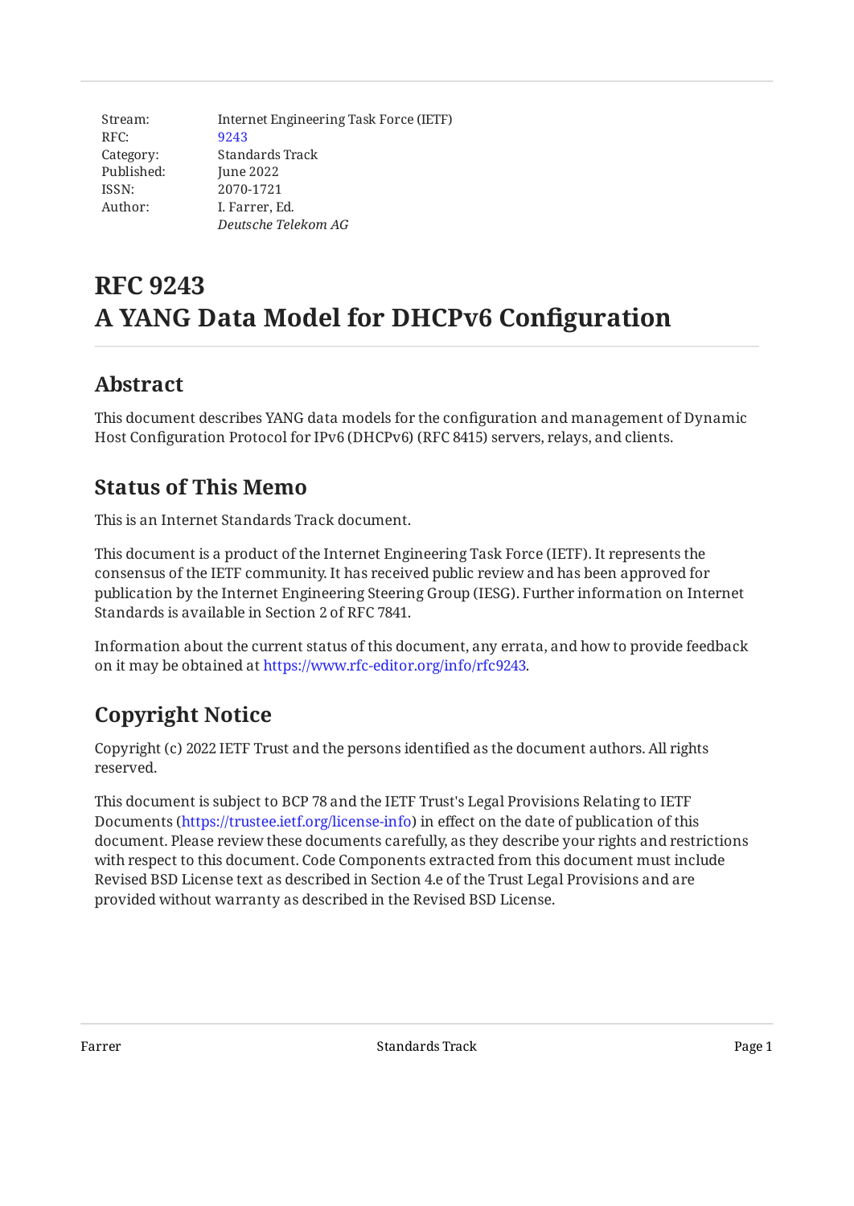| | |
|---|---|
| Stream: | Internet Engineering Task Force (IETF) |
| RFC: | 9243 |
| Category: | Standards Track |
| Published: | June 2022 |
| ISSN: | 2070-1721 |
| Author: | I. Farrer, Ed. |
| | *Deutsche Telekom AG* |

# RFC 9243
# A YANG Data Model for DHCPv6 Configuration

## Abstract

This document describes YANG data models for the configuration and management of Dynamic Host Configuration Protocol for IPv6 (DHCPv6) (RFC 8415) servers, relays, and clients.

## Status of This Memo

This is an Internet Standards Track document.

This document is a product of the Internet Engineering Task Force (IETF). It represents the consensus of the IETF community. It has received public review and has been approved for publication by the Internet Engineering Steering Group (IESG). Further information on Internet Standards is available in Section 2 of RFC 7841.

Information about the current status of this document, any errata, and how to provide feedback on it may be obtained at https://www.rfc-editor.org/info/rfc9243.

## Copyright Notice

Copyright (c) 2022 IETF Trust and the persons identified as the document authors. All rights reserved.

This document is subject to BCP 78 and the IETF Trust's Legal Provisions Relating to IETF Documents (https://trustee.ietf.org/license-info) in effect on the date of publication of this document. Please review these documents carefully, as they describe your rights and restrictions with respect to this document. Code Components extracted from this document must include Revised BSD License text as described in Section 4.e of the Trust Legal Provisions and are provided without warranty as described in the Revised BSD License.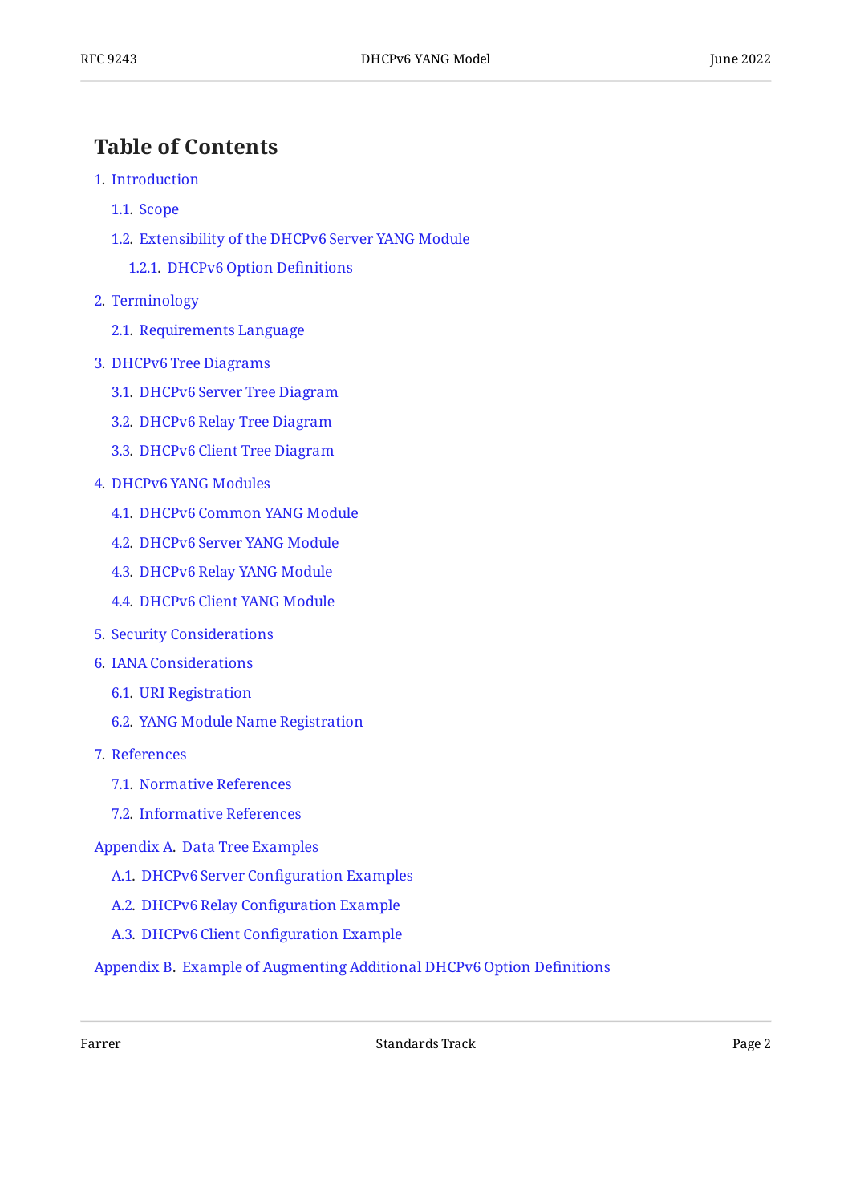## Table of Contents

1. Introduction
   - 1.1. Scope
   - 1.2. Extensibility of the DHCPv6 Server YANG Module
     - 1.2.1. DHCPv6 Option Definitions
2. Terminology
   - 2.1. Requirements Language
3. DHCPv6 Tree Diagrams
   - 3.1. DHCPv6 Server Tree Diagram
   - 3.2. DHCPv6 Relay Tree Diagram
   - 3.3. DHCPv6 Client Tree Diagram
4. DHCPv6 YANG Modules
   - 4.1. DHCPv6 Common YANG Module
   - 4.2. DHCPv6 Server YANG Module
   - 4.3. DHCPv6 Relay YANG Module
   - 4.4. DHCPv6 Client YANG Module
5. Security Considerations
6. IANA Considerations
   - 6.1. URI Registration
   - 6.2. YANG Module Name Registration
7. References
   - 7.1. Normative References
   - 7.2. Informative References

Appendix A. Data Tree Examples
   - A.1. DHCPv6 Server Configuration Examples
   - A.2. DHCPv6 Relay Configuration Example
   - A.3. DHCPv6 Client Configuration Example

Appendix B. Example of Augmenting Additional DHCPv6 Option Definitions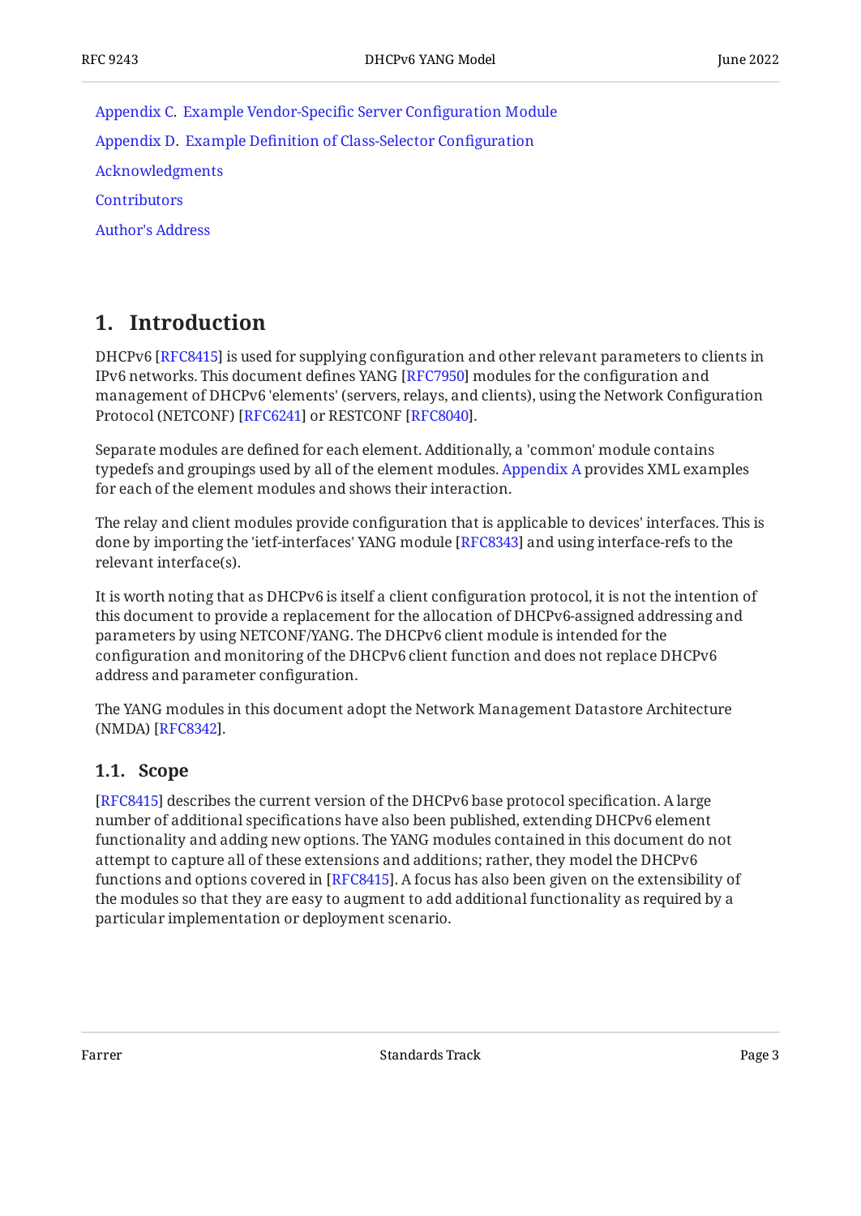Appendix C. Example Vendor-Specific Server Configuration Module

Appendix D. Example Definition of Class-Selector Configuration

Acknowledgments

Contributors

Author's Address

# 1. Introduction

DHCPv6 [RFC8415] is used for supplying configuration and other relevant parameters to clients in IPv6 networks. This document defines YANG [RFC7950] modules for the configuration and management of DHCPv6 'elements' (servers, relays, and clients), using the Network Configuration Protocol (NETCONF) [RFC6241] or RESTCONF [RFC8040].

Separate modules are defined for each element. Additionally, a 'common' module contains typedefs and groupings used by all of the element modules. Appendix A provides XML examples for each of the element modules and shows their interaction.

The relay and client modules provide configuration that is applicable to devices' interfaces. This is done by importing the 'ietf-interfaces' YANG module [RFC8343] and using interface-refs to the relevant interface(s).

It is worth noting that as DHCPv6 is itself a client configuration protocol, it is not the intention of this document to provide a replacement for the allocation of DHCPv6-assigned addressing and parameters by using NETCONF/YANG. The DHCPv6 client module is intended for the configuration and monitoring of the DHCPv6 client function and does not replace DHCPv6 address and parameter configuration.

The YANG modules in this document adopt the Network Management Datastore Architecture (NMDA) [RFC8342].

## 1.1. Scope

[RFC8415] describes the current version of the DHCPv6 base protocol specification. A large number of additional specifications have also been published, extending DHCPv6 element functionality and adding new options. The YANG modules contained in this document do not attempt to capture all of these extensions and additions; rather, they model the DHCPv6 functions and options covered in [RFC8415]. A focus has also been given on the extensibility of the modules so that they are easy to augment to add additional functionality as required by a particular implementation or deployment scenario.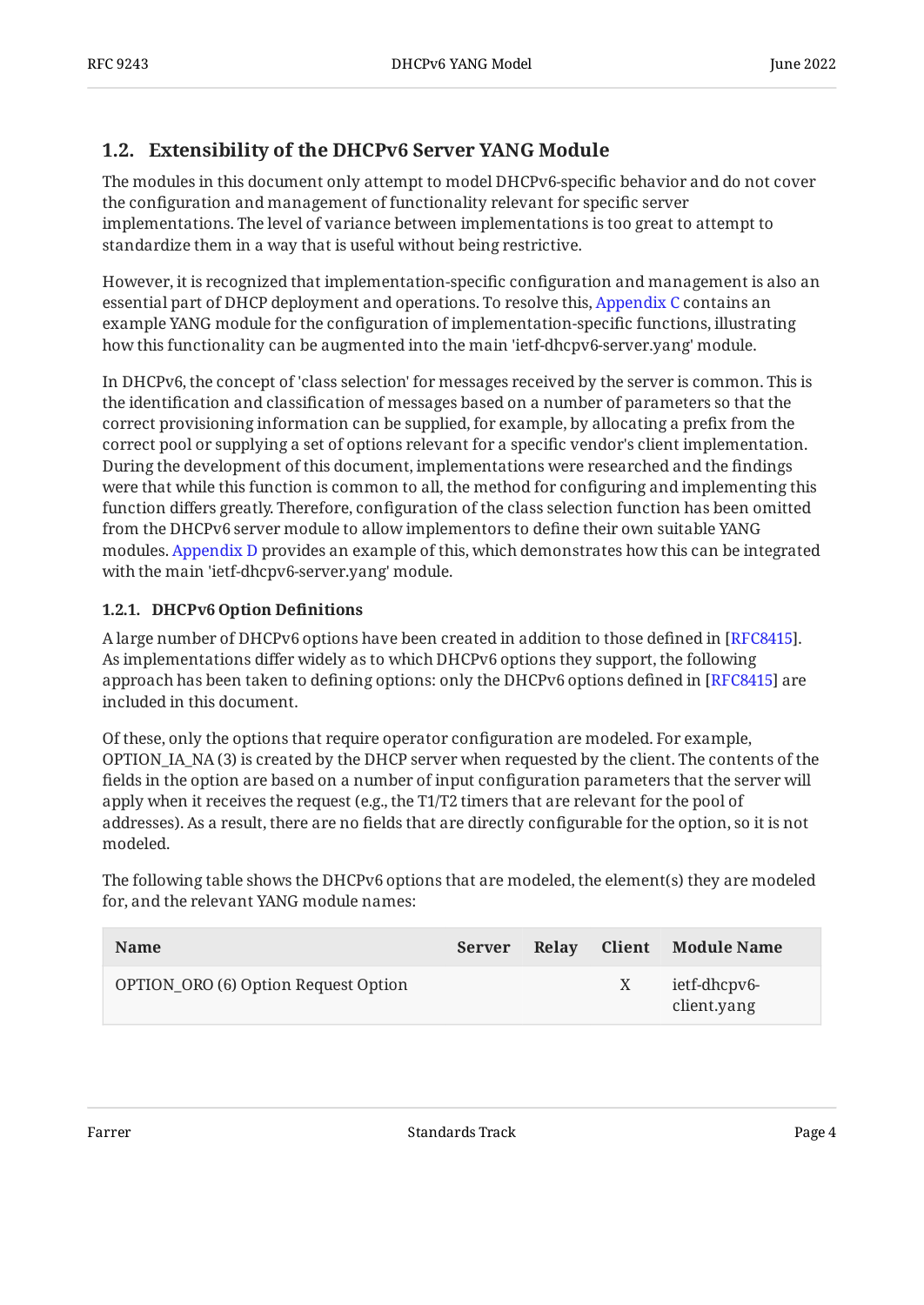## 1.2. Extensibility of the DHCPv6 Server YANG Module

The modules in this document only attempt to model DHCPv6-specific behavior and do not cover the configuration and management of functionality relevant for specific server implementations. The level of variance between implementations is too great to attempt to standardize them in a way that is useful without being restrictive.

However, it is recognized that implementation-specific configuration and management is also an essential part of DHCP deployment and operations. To resolve this, Appendix C contains an example YANG module for the configuration of implementation-specific functions, illustrating how this functionality can be augmented into the main 'ietf-dhcpv6-server.yang' module.

In DHCPv6, the concept of 'class selection' for messages received by the server is common. This is the identification and classification of messages based on a number of parameters so that the correct provisioning information can be supplied, for example, by allocating a prefix from the correct pool or supplying a set of options relevant for a specific vendor's client implementation. During the development of this document, implementations were researched and the findings were that while this function is common to all, the method for configuring and implementing this function differs greatly. Therefore, configuration of the class selection function has been omitted from the DHCPv6 server module to allow implementors to define their own suitable YANG modules. Appendix D provides an example of this, which demonstrates how this can be integrated with the main 'ietf-dhcpv6-server.yang' module.

### 1.2.1. DHCPv6 Option Definitions

A large number of DHCPv6 options have been created in addition to those defined in [RFC8415]. As implementations differ widely as to which DHCPv6 options they support, the following approach has been taken to defining options: only the DHCPv6 options defined in [RFC8415] are included in this document.

Of these, only the options that require operator configuration are modeled. For example, OPTION_IA_NA (3) is created by the DHCP server when requested by the client. The contents of the fields in the option are based on a number of input configuration parameters that the server will apply when it receives the request (e.g., the T1/T2 timers that are relevant for the pool of addresses). As a result, there are no fields that are directly configurable for the option, so it is not modeled.

The following table shows the DHCPv6 options that are modeled, the element(s) they are modeled for, and the relevant YANG module names:

| Name | Server | Relay | Client | Module Name |
|---|---|---|---|---|
| OPTION_ORO (6) Option Request Option | | | X | ietf-dhcpv6-client.yang |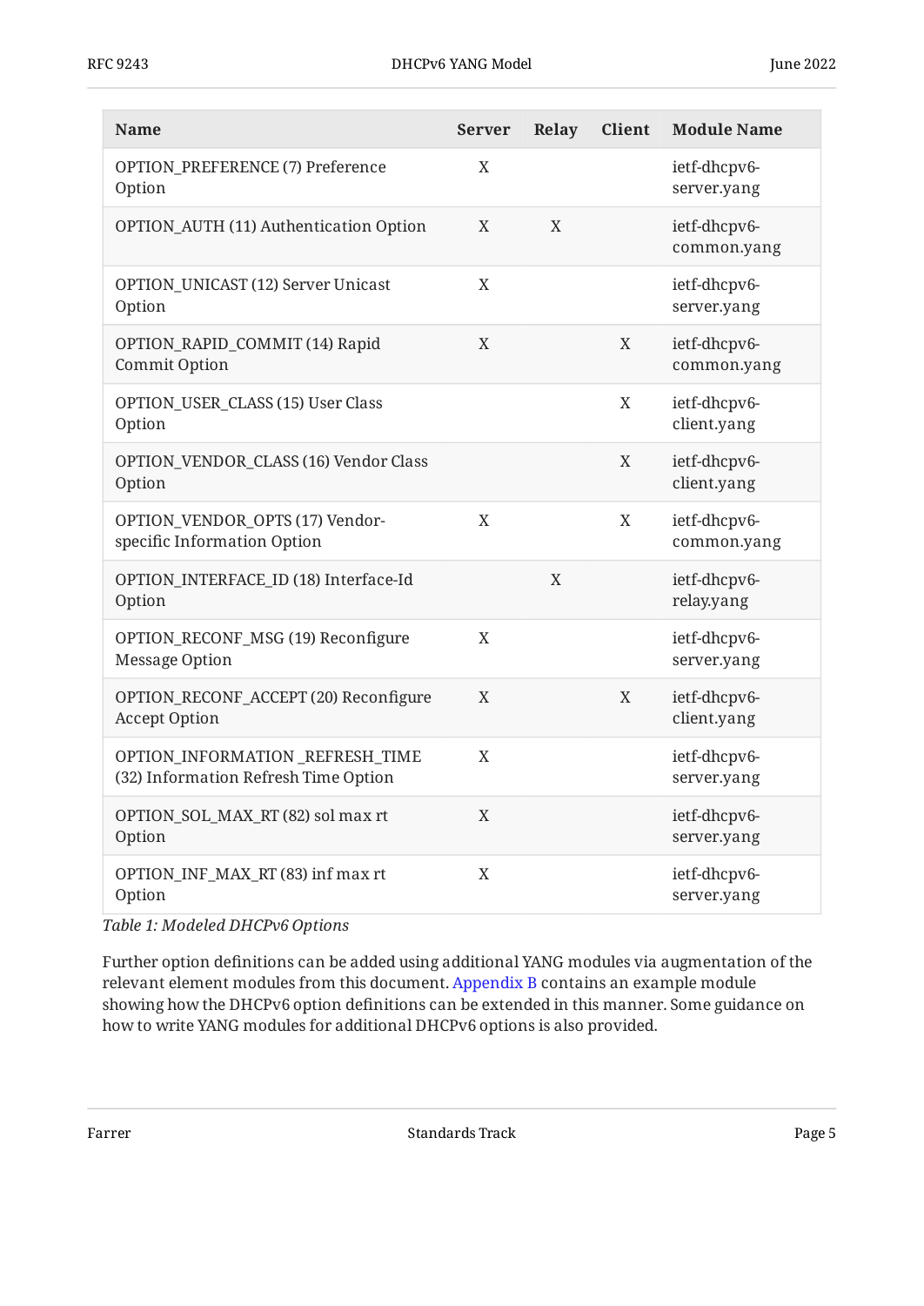| Name | Server | Relay | Client | Module Name |
|---|---|---|---|---|
| OPTION_PREFERENCE (7) Preference Option | X | | | ietf-dhcpv6-server.yang |
| OPTION_AUTH (11) Authentication Option | X | X | | ietf-dhcpv6-common.yang |
| OPTION_UNICAST (12) Server Unicast Option | X | | | ietf-dhcpv6-server.yang |
| OPTION_RAPID_COMMIT (14) Rapid Commit Option | X | | X | ietf-dhcpv6-common.yang |
| OPTION_USER_CLASS (15) User Class Option | | | X | ietf-dhcpv6-client.yang |
| OPTION_VENDOR_CLASS (16) Vendor Class Option | | | X | ietf-dhcpv6-client.yang |
| OPTION_VENDOR_OPTS (17) Vendor-specific Information Option | X | | X | ietf-dhcpv6-common.yang |
| OPTION_INTERFACE_ID (18) Interface-Id Option | | X | | ietf-dhcpv6-relay.yang |
| OPTION_RECONF_MSG (19) Reconfigure Message Option | X | | | ietf-dhcpv6-server.yang |
| OPTION_RECONF_ACCEPT (20) Reconfigure Accept Option | X | | X | ietf-dhcpv6-client.yang |
| OPTION_INFORMATION _REFRESH_TIME (32) Information Refresh Time Option | X | | | ietf-dhcpv6-server.yang |
| OPTION_SOL_MAX_RT (82) sol max rt Option | X | | | ietf-dhcpv6-server.yang |
| OPTION_INF_MAX_RT (83) inf max rt Option | X | | | ietf-dhcpv6-server.yang |

*Table 1: Modeled DHCPv6 Options*

Further option definitions can be added using additional YANG modules via augmentation of the relevant element modules from this document. Appendix B contains an example module showing how the DHCPv6 option definitions can be extended in this manner. Some guidance on how to write YANG modules for additional DHCPv6 options is also provided.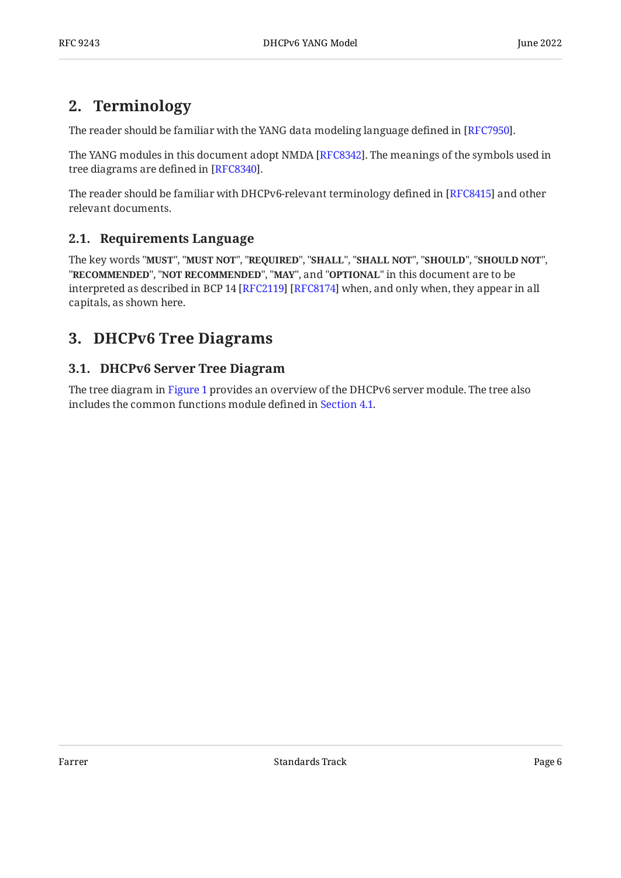## 2. Terminology

The reader should be familiar with the YANG data modeling language defined in [RFC7950].

The YANG modules in this document adopt NMDA [RFC8342]. The meanings of the symbols used in tree diagrams are defined in [RFC8340].

The reader should be familiar with DHCPv6-relevant terminology defined in [RFC8415] and other relevant documents.

### 2.1. Requirements Language

The key words "**MUST**", "**MUST NOT**", "**REQUIRED**", "**SHALL**", "**SHALL NOT**", "**SHOULD**", "**SHOULD NOT**", "**RECOMMENDED**", "**NOT RECOMMENDED**", "**MAY**", and "**OPTIONAL**" in this document are to be interpreted as described in BCP 14 [RFC2119] [RFC8174] when, and only when, they appear in all capitals, as shown here.

## 3. DHCPv6 Tree Diagrams

### 3.1. DHCPv6 Server Tree Diagram

The tree diagram in Figure 1 provides an overview of the DHCPv6 server module. The tree also includes the common functions module defined in Section 4.1.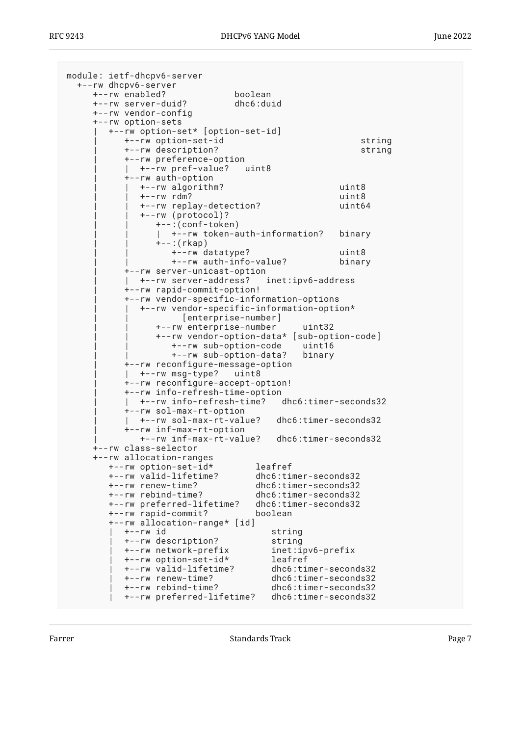```
module: ietf-dhcpv6-server
  +--rw dhcpv6-server
     +--rw enabled?             boolean
     +--rw server-duid?         dhc6:duid
     +--rw vendor-config
     +--rw option-sets
     |  +--rw option-set* [option-set-id]
     |     +--rw option-set-id                          string
     |     +--rw description?                           string
     |     +--rw preference-option
     |     |  +--rw pref-value?   uint8
     |     +--rw auth-option
     |     |  +--rw algorithm?                      uint8
     |     |  +--rw rdm?                            uint8
     |     |  +--rw replay-detection?               uint64
     |     |  +--rw (protocol)?
     |     |     +--:(conf-token)
     |     |     |  +--rw token-auth-information?   binary
     |     |     +--:(rkap)
     |     |        +--rw datatype?                 uint8
     |     |        +--rw auth-info-value?          binary
     |     +--rw server-unicast-option
     |     |  +--rw server-address?   inet:ipv6-address
     |     +--rw rapid-commit-option!
     |     +--rw vendor-specific-information-options
     |     |  +--rw vendor-specific-information-option*
     |     |          [enterprise-number]
     |     |     +--rw enterprise-number     uint32
     |     |     +--rw vendor-option-data* [sub-option-code]
     |     |        +--rw sub-option-code    uint16
     |     |        +--rw sub-option-data?   binary
     |     +--rw reconfigure-message-option
     |     |  +--rw msg-type?   uint8
     |     +--rw reconfigure-accept-option!
     |     +--rw info-refresh-time-option
     |     |  +--rw info-refresh-time?   dhc6:timer-seconds32
     |     +--rw sol-max-rt-option
     |     |  +--rw sol-max-rt-value?   dhc6:timer-seconds32
     |     +--rw inf-max-rt-option
     |        +--rw inf-max-rt-value?   dhc6:timer-seconds32
     +--rw class-selector
     +--rw allocation-ranges
        +--rw option-set-id*        leafref
        +--rw valid-lifetime?       dhc6:timer-seconds32
        +--rw renew-time?           dhc6:timer-seconds32
        +--rw rebind-time?          dhc6:timer-seconds32
        +--rw preferred-lifetime?   dhc6:timer-seconds32
        +--rw rapid-commit?         boolean
        +--rw allocation-range* [id]
        |  +--rw id                    string
        |  +--rw description?          string
        |  +--rw network-prefix        inet:ipv6-prefix
        |  +--rw option-set-id*        leafref
        |  +--rw valid-lifetime?       dhc6:timer-seconds32
        |  +--rw renew-time?           dhc6:timer-seconds32
        |  +--rw rebind-time?          dhc6:timer-seconds32
        |  +--rw preferred-lifetime?   dhc6:timer-seconds32
```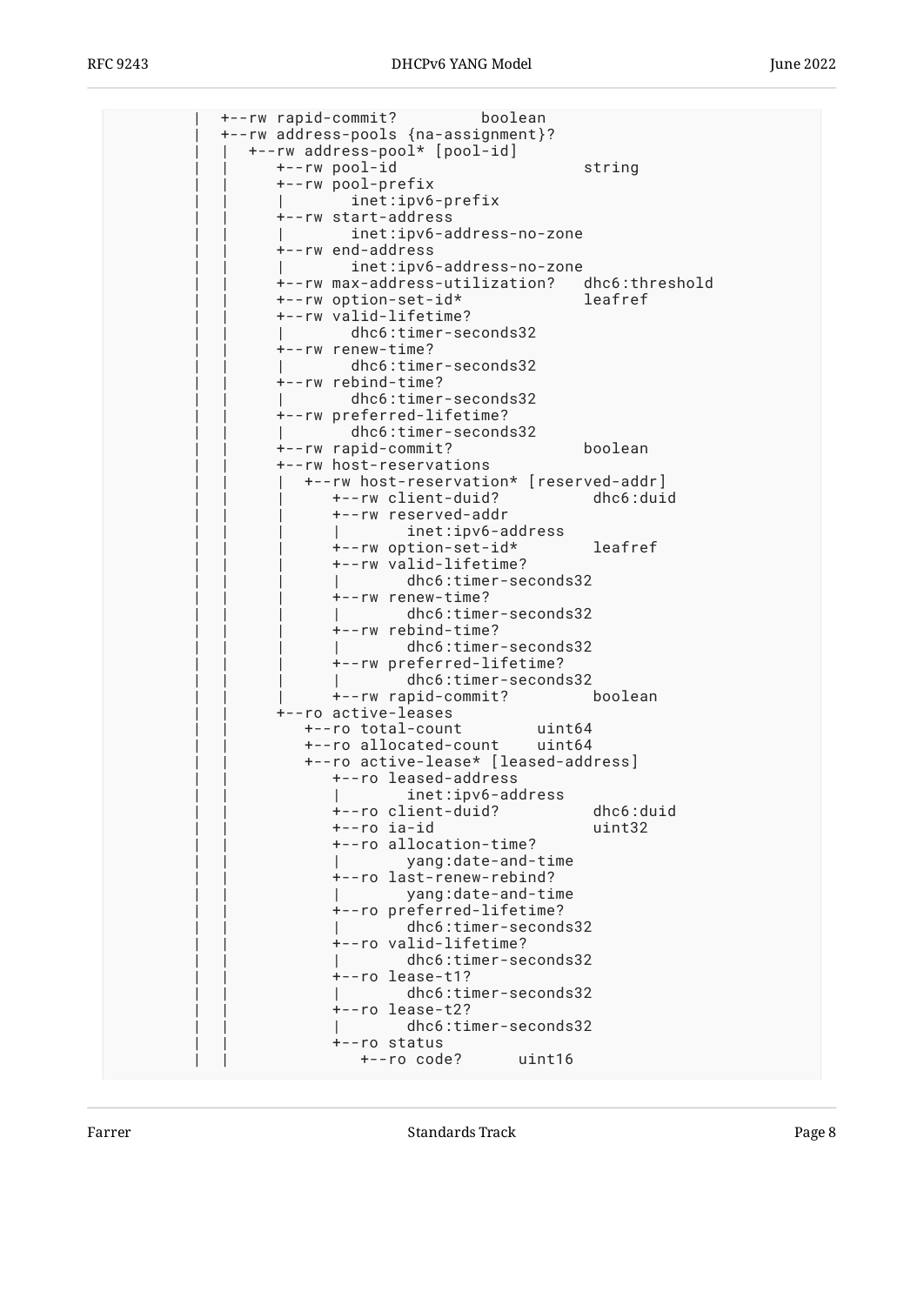```
     |  +--rw rapid-commit?         boolean
     |  +--rw address-pools {na-assignment}?
     |  |  +--rw address-pool* [pool-id]
     |  |     +--rw pool-id                     string
     |  |     +--rw pool-prefix
     |  |     |       inet:ipv6-prefix
     |  |     +--rw start-address
     |  |     |       inet:ipv6-address-no-zone
     |  |     +--rw end-address
     |  |     |       inet:ipv6-address-no-zone
     |  |     +--rw max-address-utilization?   dhc6:threshold
     |  |     +--rw option-set-id*             leafref
     |  |     +--rw valid-lifetime?
     |  |     |       dhc6:timer-seconds32
     |  |     +--rw renew-time?
     |  |     |       dhc6:timer-seconds32
     |  |     +--rw rebind-time?
     |  |     |       dhc6:timer-seconds32
     |  |     +--rw preferred-lifetime?
     |  |     |       dhc6:timer-seconds32
     |  |     +--rw rapid-commit?              boolean
     |  |     +--rw host-reservations
     |  |     |  +--rw host-reservation* [reserved-addr]
     |  |     |     +--rw client-duid?          dhc6:duid
     |  |     |     +--rw reserved-addr
     |  |     |     |       inet:ipv6-address
     |  |     |     +--rw option-set-id*        leafref
     |  |     |     +--rw valid-lifetime?
     |  |     |     |       dhc6:timer-seconds32
     |  |     |     +--rw renew-time?
     |  |     |     |       dhc6:timer-seconds32
     |  |     |     +--rw rebind-time?
     |  |     |     |       dhc6:timer-seconds32
     |  |     |     +--rw preferred-lifetime?
     |  |     |     |       dhc6:timer-seconds32
     |  |     |     +--rw rapid-commit?         boolean
     |  |     +--ro active-leases
     |  |        +--ro total-count        uint64
     |  |        +--ro allocated-count    uint64
     |  |        +--ro active-lease* [leased-address]
     |  |           +--ro leased-address
     |  |           |       inet:ipv6-address
     |  |           +--ro client-duid?          dhc6:duid
     |  |           +--ro ia-id                 uint32
     |  |           +--ro allocation-time?
     |  |           |       yang:date-and-time
     |  |           +--ro last-renew-rebind?
     |  |           |       yang:date-and-time
     |  |           +--ro preferred-lifetime?
     |  |           |       dhc6:timer-seconds32
     |  |           +--ro valid-lifetime?
     |  |           |       dhc6:timer-seconds32
     |  |           +--ro lease-t1?
     |  |           |       dhc6:timer-seconds32
     |  |           +--ro lease-t2?
     |  |           |       dhc6:timer-seconds32
     |  |           +--ro status
     |  |              +--ro code?      uint16
```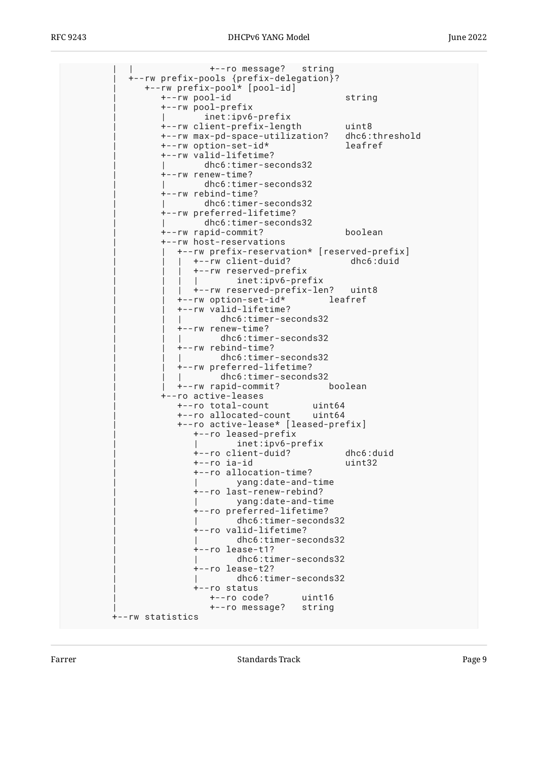```
     |  |              +--ro message?   string
     |  +--rw prefix-pools {prefix-delegation}?
     |     +--rw prefix-pool* [pool-id]
     |        +--rw pool-id                      string
     |        +--rw pool-prefix
     |        |       inet:ipv6-prefix
     |        +--rw client-prefix-length        uint8
     |        +--rw max-pd-space-utilization?   dhc6:threshold
     |        +--rw option-set-id*              leafref
     |        +--rw valid-lifetime?
     |        |       dhc6:timer-seconds32
     |        +--rw renew-time?
     |        |       dhc6:timer-seconds32
     |        +--rw rebind-time?
     |        |       dhc6:timer-seconds32
     |        +--rw preferred-lifetime?
     |        |       dhc6:timer-seconds32
     |        +--rw rapid-commit?               boolean
     |        +--rw host-reservations
     |        |  +--rw prefix-reservation* [reserved-prefix]
     |        |  |  +--rw client-duid?           dhc6:duid
     |        |  |  +--rw reserved-prefix
     |        |  |  |       inet:ipv6-prefix
     |        |  |  +--rw reserved-prefix-len?   uint8
     |        |  +--rw option-set-id*        leafref
     |        |  +--rw valid-lifetime?
     |        |  |       dhc6:timer-seconds32
     |        |  +--rw renew-time?
     |        |  |       dhc6:timer-seconds32
     |        |  +--rw rebind-time?
     |        |  |       dhc6:timer-seconds32
     |        |  +--rw preferred-lifetime?
     |        |  |       dhc6:timer-seconds32
     |        |  +--rw rapid-commit?         boolean
     |        +--ro active-leases
     |           +--ro total-count        uint64
     |           +--ro allocated-count    uint64
     |           +--ro active-lease* [leased-prefix]
     |              +--ro leased-prefix
     |              |       inet:ipv6-prefix
     |              +--ro client-duid?          dhc6:duid
     |              +--ro ia-id                 uint32
     |              +--ro allocation-time?
     |              |       yang:date-and-time
     |              +--ro last-renew-rebind?
     |              |       yang:date-and-time
     |              +--ro preferred-lifetime?
     |              |       dhc6:timer-seconds32
     |              +--ro valid-lifetime?
     |              |       dhc6:timer-seconds32
     |              +--ro lease-t1?
     |              |       dhc6:timer-seconds32
     |              +--ro lease-t2?
     |              |       dhc6:timer-seconds32
     |              +--ro status
     |                 +--ro code?      uint16
     |                 +--ro message?   string
     +--rw statistics
```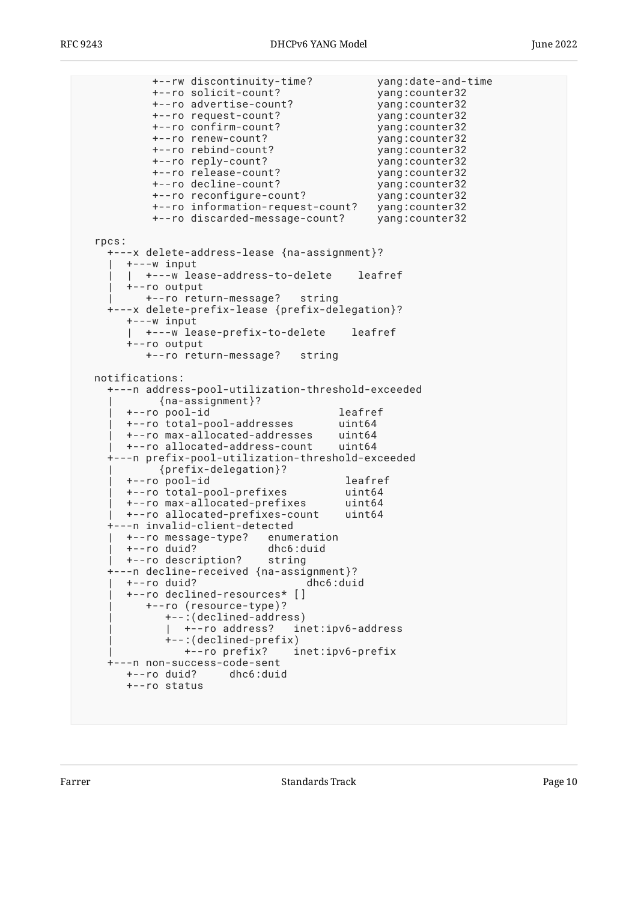```
         +--rw discontinuity-time?          yang:date-and-time
         +--ro solicit-count?               yang:counter32
         +--ro advertise-count?             yang:counter32
         +--ro request-count?               yang:counter32
         +--ro confirm-count?               yang:counter32
         +--ro renew-count?                 yang:counter32
         +--ro rebind-count?                yang:counter32
         +--ro reply-count?                 yang:counter32
         +--ro release-count?               yang:counter32
         +--ro decline-count?               yang:counter32
         +--ro reconfigure-count?           yang:counter32
         +--ro information-request-count?   yang:counter32
         +--ro discarded-message-count?     yang:counter32

  rpcs:
    +---x delete-address-lease {na-assignment}?
    |  +---w input
    |  |  +---w lease-address-to-delete    leafref
    |  +--ro output
    |     +--ro return-message?   string
    +---x delete-prefix-lease {prefix-delegation}?
       +---w input
       |  +---w lease-prefix-to-delete    leafref
       +--ro output
          +--ro return-message?   string

  notifications:
    +---n address-pool-utilization-threshold-exceeded
    |       {na-assignment}?
    |  +--ro pool-id                    leafref
    |  +--ro total-pool-addresses       uint64
    |  +--ro max-allocated-addresses    uint64
    |  +--ro allocated-address-count    uint64
    +---n prefix-pool-utilization-threshold-exceeded
    |       {prefix-delegation}?
    |  +--ro pool-id                     leafref
    |  +--ro total-pool-prefixes         uint64
    |  +--ro max-allocated-prefixes      uint64
    |  +--ro allocated-prefixes-count    uint64
    +---n invalid-client-detected
    |  +--ro message-type?   enumeration
    |  +--ro duid?           dhc6:duid
    |  +--ro description?    string
    +---n decline-received {na-assignment}?
    |  +--ro duid?                 dhc6:duid
    |  +--ro declined-resources* []
    |     +--ro (resource-type)?
    |        +--:(declined-address)
    |        |  +--ro address?   inet:ipv6-address
    |        +--:(declined-prefix)
    |           +--ro prefix?    inet:ipv6-prefix
    +---n non-success-code-sent
       +--ro duid?     dhc6:duid
       +--ro status
```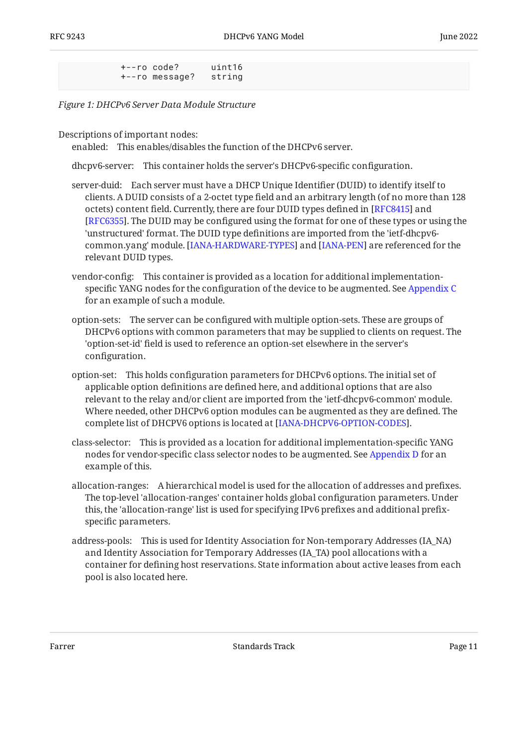```
           +--ro code?      uint16
           +--ro message?   string
```

*Figure 1: DHCPv6 Server Data Module Structure*

Descriptions of important nodes:

enabled:
: This enables/disables the function of the DHCPv6 server.

dhcpv6-server:
: This container holds the server's DHCPv6-specific configuration.

server-duid:
: Each server must have a DHCP Unique Identifier (DUID) to identify itself to clients. A DUID consists of a 2-octet type field and an arbitrary length (of no more than 128 octets) content field. Currently, there are four DUID types defined in [RFC8415] and [RFC6355]. The DUID may be configured using the format for one of these types or using the 'unstructured' format. The DUID type definitions are imported from the 'ietf-dhcpv6-common.yang' module. [IANA-HARDWARE-TYPES] and [IANA-PEN] are referenced for the relevant DUID types.

vendor-config:
: This container is provided as a location for additional implementation-specific YANG nodes for the configuration of the device to be augmented. See Appendix C for an example of such a module.

option-sets:
: The server can be configured with multiple option-sets. These are groups of DHCPv6 options with common parameters that may be supplied to clients on request. The 'option-set-id' field is used to reference an option-set elsewhere in the server's configuration.

option-set:
: This holds configuration parameters for DHCPv6 options. The initial set of applicable option definitions are defined here, and additional options that are also relevant to the relay and/or client are imported from the 'ietf-dhcpv6-common' module. Where needed, other DHCPv6 option modules can be augmented as they are defined. The complete list of DHCPV6 options is located at [IANA-DHCPV6-OPTION-CODES].

class-selector:
: This is provided as a location for additional implementation-specific YANG nodes for vendor-specific class selector nodes to be augmented. See Appendix D for an example of this.

allocation-ranges:
: A hierarchical model is used for the allocation of addresses and prefixes. The top-level 'allocation-ranges' container holds global configuration parameters. Under this, the 'allocation-range' list is used for specifying IPv6 prefixes and additional prefix-specific parameters.

address-pools:
: This is used for Identity Association for Non-temporary Addresses (IA_NA) and Identity Association for Temporary Addresses (IA_TA) pool allocations with a container for defining host reservations. State information about active leases from each pool is also located here.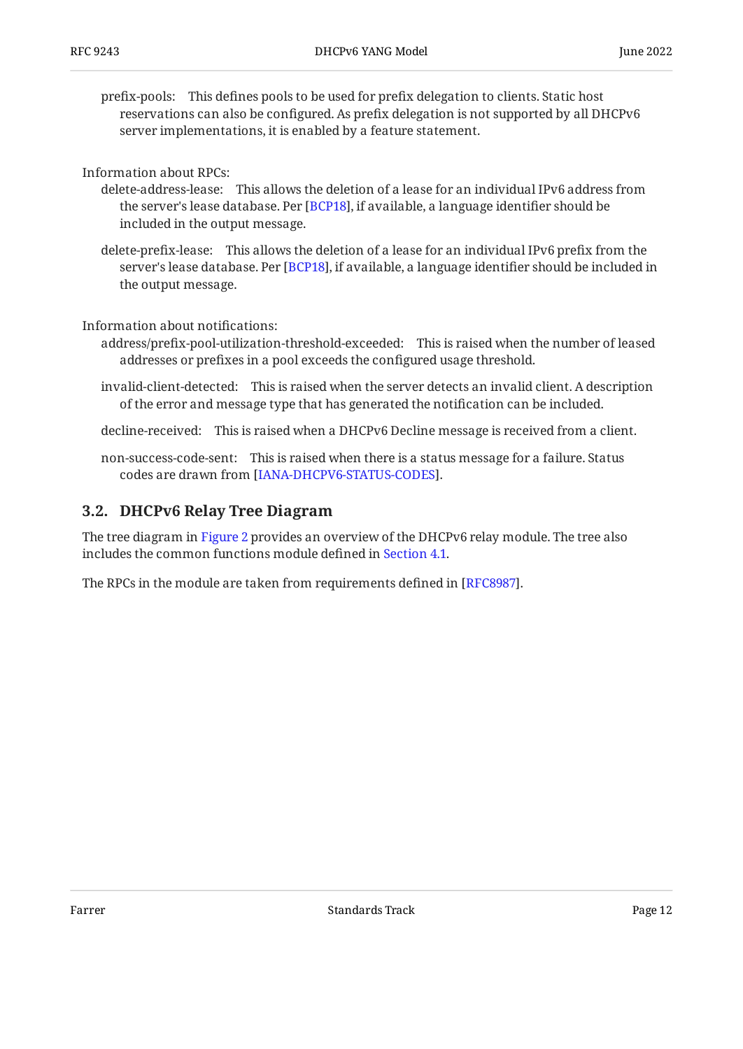prefix-pools: This defines pools to be used for prefix delegation to clients. Static host reservations can also be configured. As prefix delegation is not supported by all DHCPv6 server implementations, it is enabled by a feature statement.

Information about RPCs:

delete-address-lease: This allows the deletion of a lease for an individual IPv6 address from the server's lease database. Per [BCP18], if available, a language identifier should be included in the output message.

delete-prefix-lease: This allows the deletion of a lease for an individual IPv6 prefix from the server's lease database. Per [BCP18], if available, a language identifier should be included in the output message.

Information about notifications:

address/prefix-pool-utilization-threshold-exceeded: This is raised when the number of leased addresses or prefixes in a pool exceeds the configured usage threshold.

invalid-client-detected: This is raised when the server detects an invalid client. A description of the error and message type that has generated the notification can be included.

decline-received: This is raised when a DHCPv6 Decline message is received from a client.

non-success-code-sent: This is raised when there is a status message for a failure. Status codes are drawn from [IANA-DHCPV6-STATUS-CODES].

## 3.2. DHCPv6 Relay Tree Diagram

The tree diagram in Figure 2 provides an overview of the DHCPv6 relay module. The tree also includes the common functions module defined in Section 4.1.

The RPCs in the module are taken from requirements defined in [RFC8987].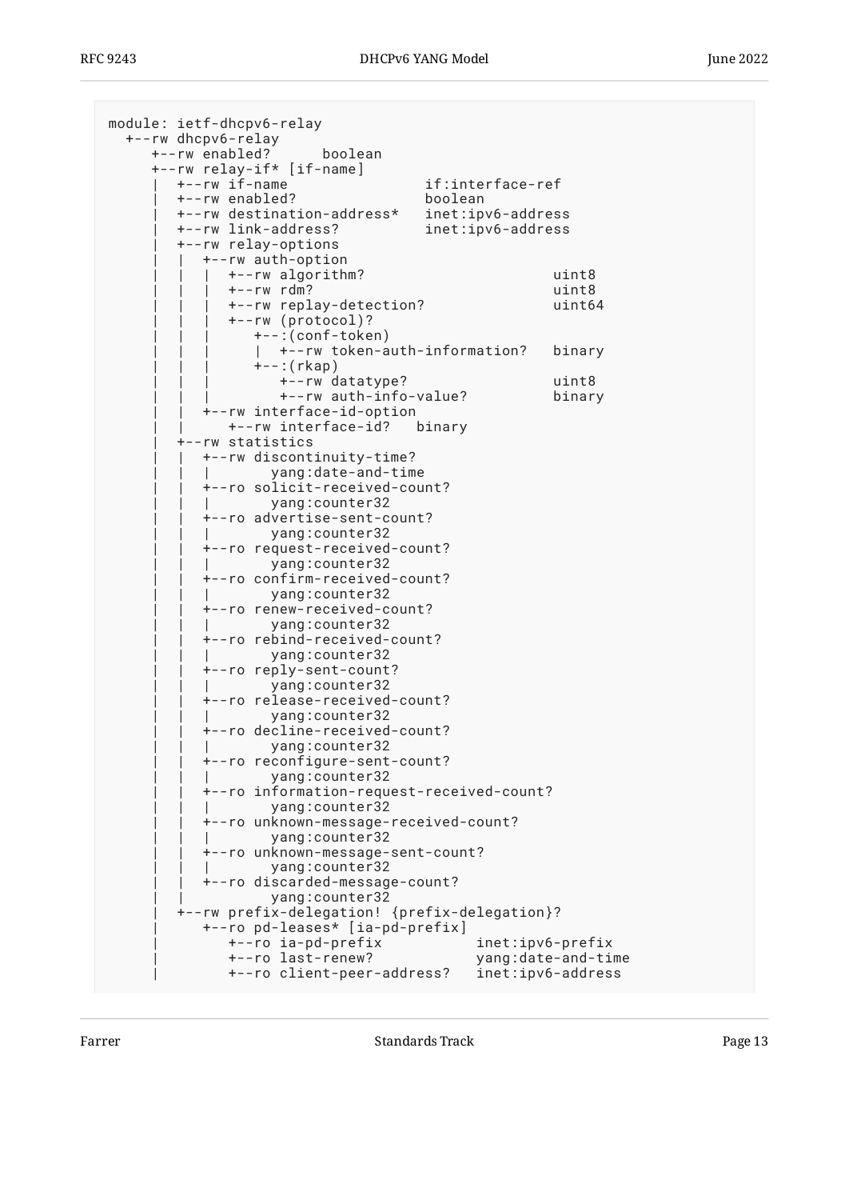```
module: ietf-dhcpv6-relay
  +--rw dhcpv6-relay
     +--rw enabled?      boolean
     +--rw relay-if* [if-name]
     |  +--rw if-name                 if:interface-ref
     |  +--rw enabled?                boolean
     |  +--rw destination-address*   inet:ipv6-address
     |  +--rw link-address?          inet:ipv6-address
     |  +--rw relay-options
     |  |  +--rw auth-option
     |  |  |  +--rw algorithm?                       uint8
     |  |  |  +--rw rdm?                             uint8
     |  |  |  +--rw replay-detection?                uint64
     |  |  |  +--rw (protocol)?
     |  |  |     +--:(conf-token)
     |  |  |     |  +--rw token-auth-information?   binary
     |  |  |     +--:(rkap)
     |  |  |        +--rw datatype?                 uint8
     |  |  |        +--rw auth-info-value?          binary
     |  |  +--rw interface-id-option
     |  |     +--rw interface-id?   binary
     |  +--rw statistics
     |  |  +--rw discontinuity-time?
     |  |  |       yang:date-and-time
     |  |  +--ro solicit-received-count?
     |  |  |       yang:counter32
     |  |  +--ro advertise-sent-count?
     |  |  |       yang:counter32
     |  |  +--ro request-received-count?
     |  |  |       yang:counter32
     |  |  +--ro confirm-received-count?
     |  |  |       yang:counter32
     |  |  +--ro renew-received-count?
     |  |  |       yang:counter32
     |  |  +--ro rebind-received-count?
     |  |  |       yang:counter32
     |  |  +--ro reply-sent-count?
     |  |  |       yang:counter32
     |  |  +--ro release-received-count?
     |  |  |       yang:counter32
     |  |  +--ro decline-received-count?
     |  |  |       yang:counter32
     |  |  +--ro reconfigure-sent-count?
     |  |  |       yang:counter32
     |  |  +--ro information-request-received-count?
     |  |  |       yang:counter32
     |  |  +--ro unknown-message-received-count?
     |  |  |       yang:counter32
     |  |  +--ro unknown-message-sent-count?
     |  |  |       yang:counter32
     |  |  +--ro discarded-message-count?
     |  |          yang:counter32
     |  +--rw prefix-delegation! {prefix-delegation}?
     |     +--ro pd-leases* [ia-pd-prefix]
     |        +--ro ia-pd-prefix           inet:ipv6-prefix
     |        +--ro last-renew?            yang:date-and-time
     |        +--ro client-peer-address?   inet:ipv6-address
```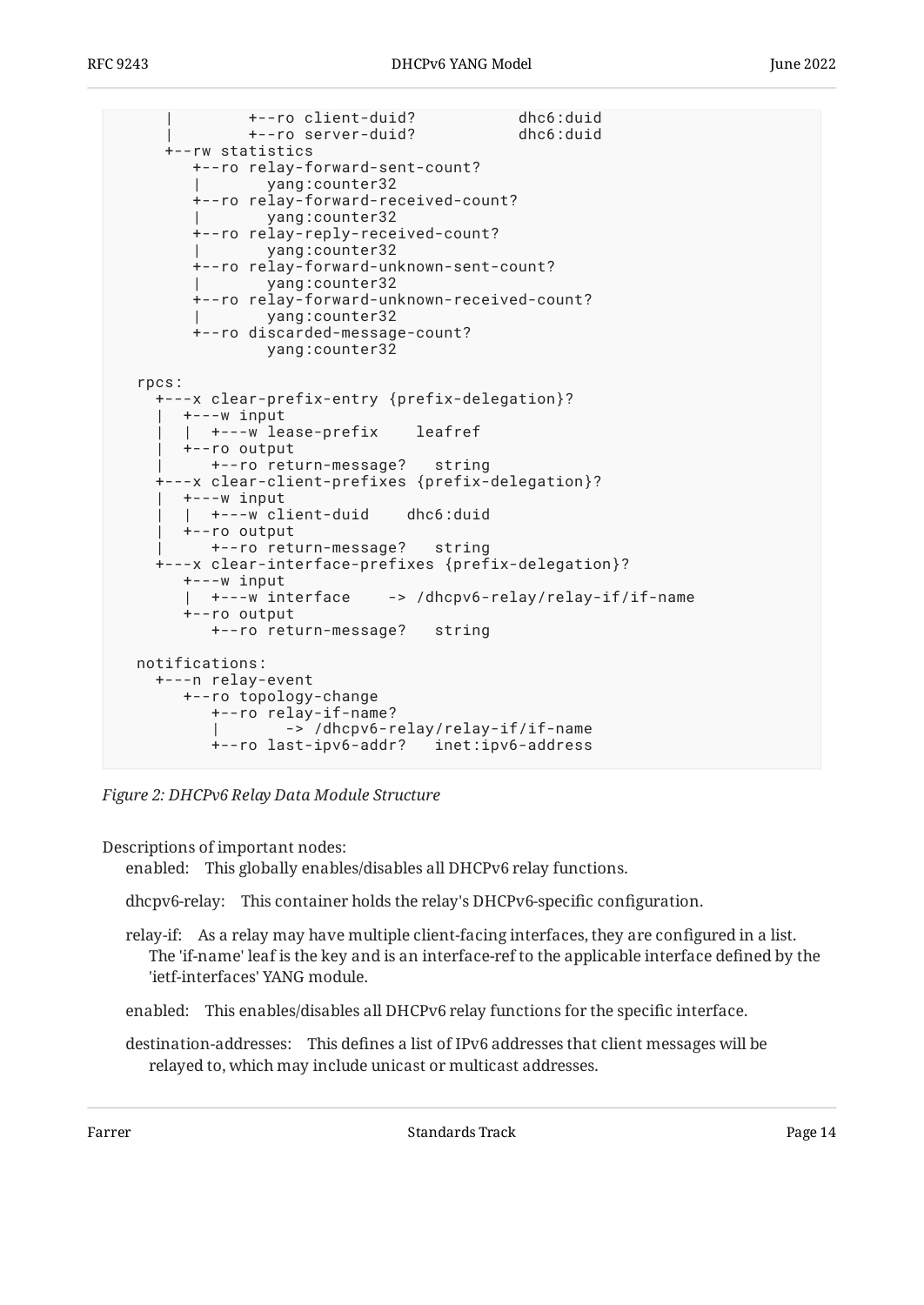```
     |        +--ro client-duid?           dhc6:duid
     |        +--ro server-duid?           dhc6:duid
     +--rw statistics
        +--ro relay-forward-sent-count?
        |       yang:counter32
        +--ro relay-forward-received-count?
        |       yang:counter32
        +--ro relay-reply-received-count?
        |       yang:counter32
        +--ro relay-forward-unknown-sent-count?
        |       yang:counter32
        +--ro relay-forward-unknown-received-count?
        |       yang:counter32
        +--ro discarded-message-count?
                yang:counter32

  rpcs:
    +---x clear-prefix-entry {prefix-delegation}?
    |  +---w input
    |  |  +---w lease-prefix    leafref
    |  +--ro output
    |     +--ro return-message?   string
    +---x clear-client-prefixes {prefix-delegation}?
    |  +---w input
    |  |  +---w client-duid    dhc6:duid
    |  +--ro output
    |     +--ro return-message?   string
    +---x clear-interface-prefixes {prefix-delegation}?
       +---w input
       |  +---w interface    -> /dhcpv6-relay/relay-if/if-name
       +--ro output
          +--ro return-message?   string

  notifications:
    +---n relay-event
       +--ro topology-change
          +--ro relay-if-name?
          |       -> /dhcpv6-relay/relay-if/if-name
          +--ro last-ipv6-addr?   inet:ipv6-address
```

*Figure 2: DHCPv6 Relay Data Module Structure*

Descriptions of important nodes:

enabled: This globally enables/disables all DHCPv6 relay functions.

dhcpv6-relay: This container holds the relay's DHCPv6-specific configuration.

relay-if: As a relay may have multiple client-facing interfaces, they are configured in a list. The 'if-name' leaf is the key and is an interface-ref to the applicable interface defined by the 'ietf-interfaces' YANG module.

enabled: This enables/disables all DHCPv6 relay functions for the specific interface.

destination-addresses: This defines a list of IPv6 addresses that client messages will be relayed to, which may include unicast or multicast addresses.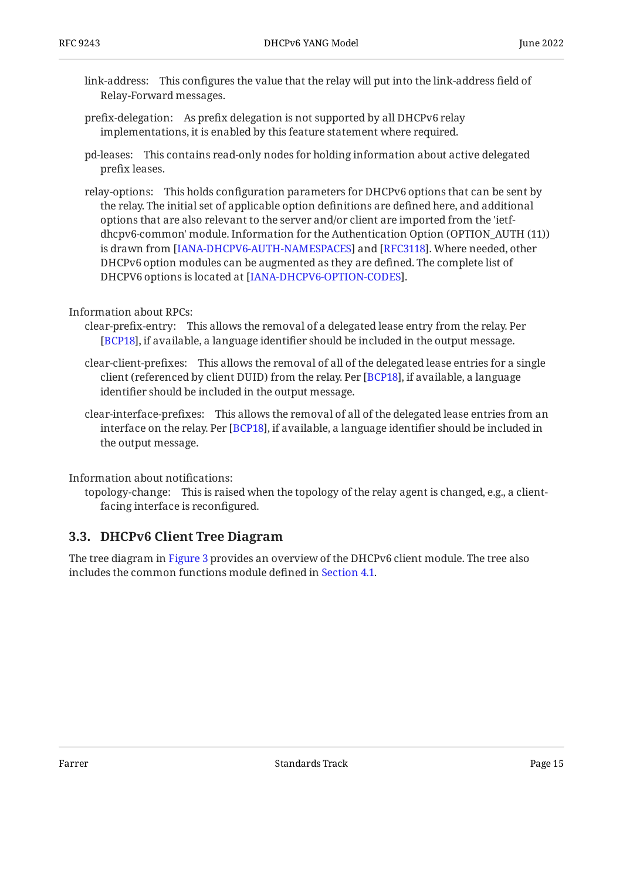link-address: This configures the value that the relay will put into the link-address field of Relay-Forward messages.

prefix-delegation: As prefix delegation is not supported by all DHCPv6 relay implementations, it is enabled by this feature statement where required.

pd-leases: This contains read-only nodes for holding information about active delegated prefix leases.

relay-options: This holds configuration parameters for DHCPv6 options that can be sent by the relay. The initial set of applicable option definitions are defined here, and additional options that are also relevant to the server and/or client are imported from the 'ietf-dhcpv6-common' module. Information for the Authentication Option (OPTION_AUTH (11)) is drawn from [IANA-DHCPV6-AUTH-NAMESPACES] and [RFC3118]. Where needed, other DHCPv6 option modules can be augmented as they are defined. The complete list of DHCPV6 options is located at [IANA-DHCPV6-OPTION-CODES].

Information about RPCs:

clear-prefix-entry: This allows the removal of a delegated lease entry from the relay. Per [BCP18], if available, a language identifier should be included in the output message.

clear-client-prefixes: This allows the removal of all of the delegated lease entries for a single client (referenced by client DUID) from the relay. Per [BCP18], if available, a language identifier should be included in the output message.

clear-interface-prefixes: This allows the removal of all of the delegated lease entries from an interface on the relay. Per [BCP18], if available, a language identifier should be included in the output message.

Information about notifications:

topology-change: This is raised when the topology of the relay agent is changed, e.g., a client-facing interface is reconfigured.

## 3.3. DHCPv6 Client Tree Diagram

The tree diagram in Figure 3 provides an overview of the DHCPv6 client module. The tree also includes the common functions module defined in Section 4.1.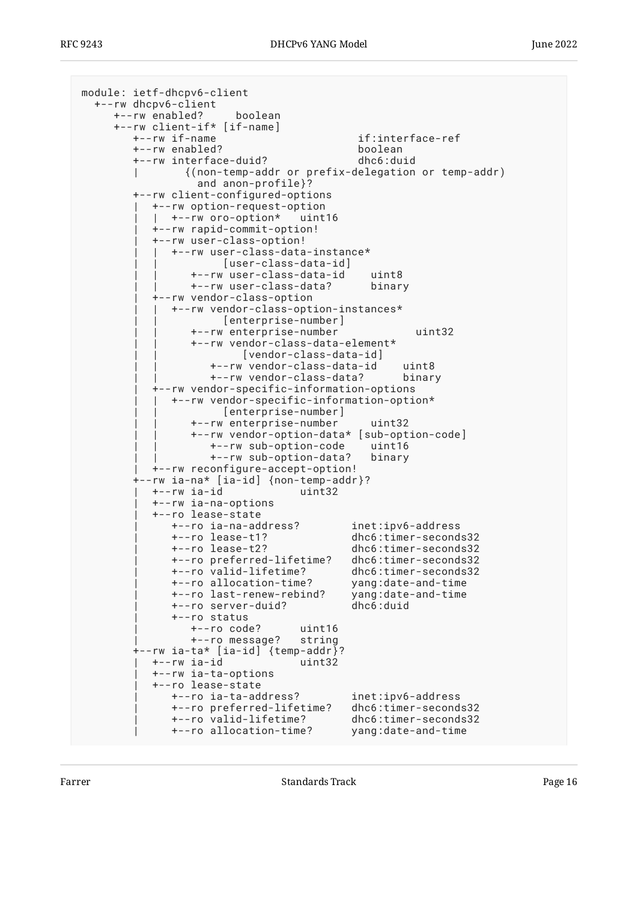```
module: ietf-dhcpv6-client
  +--rw dhcpv6-client
     +--rw enabled?     boolean
     +--rw client-if* [if-name]
        +--rw if-name                       if:interface-ref
        +--rw enabled?                      boolean
        +--rw interface-duid?               dhc6:duid
        |       {(non-temp-addr or prefix-delegation or temp-addr)
                 and anon-profile}?
        +--rw client-configured-options
        |  +--rw option-request-option
        |  |  +--rw oro-option*   uint16
        |  +--rw rapid-commit-option!
        |  +--rw user-class-option!
        |  |  +--rw user-class-data-instance*
        |  |          [user-class-data-id]
        |  |     +--rw user-class-data-id    uint8
        |  |     +--rw user-class-data?      binary
        |  +--rw vendor-class-option
        |  |  +--rw vendor-class-option-instances*
        |  |          [enterprise-number]
        |  |     +--rw enterprise-number            uint32
        |  |     +--rw vendor-class-data-element*
        |  |             [vendor-class-data-id]
        |  |        +--rw vendor-class-data-id    uint8
        |  |        +--rw vendor-class-data?      binary
        |  +--rw vendor-specific-information-options
        |  |  +--rw vendor-specific-information-option*
        |  |          [enterprise-number]
        |  |     +--rw enterprise-number     uint32
        |  |     +--rw vendor-option-data* [sub-option-code]
        |  |        +--rw sub-option-code    uint16
        |  |        +--rw sub-option-data?   binary
        |  +--rw reconfigure-accept-option!
        +--rw ia-na* [ia-id] {non-temp-addr}?
        |  +--rw ia-id            uint32
        |  +--rw ia-na-options
        |  +--ro lease-state
        |     +--ro ia-na-address?        inet:ipv6-address
        |     +--ro lease-t1?             dhc6:timer-seconds32
        |     +--ro lease-t2?             dhc6:timer-seconds32
        |     +--ro preferred-lifetime?   dhc6:timer-seconds32
        |     +--ro valid-lifetime?       dhc6:timer-seconds32
        |     +--ro allocation-time?      yang:date-and-time
        |     +--ro last-renew-rebind?    yang:date-and-time
        |     +--ro server-duid?          dhc6:duid
        |     +--ro status
        |        +--ro code?      uint16
        |        +--ro message?   string
        +--rw ia-ta* [ia-id] {temp-addr}?
        |  +--rw ia-id            uint32
        |  +--rw ia-ta-options
        |  +--ro lease-state
        |     +--ro ia-ta-address?        inet:ipv6-address
        |     +--ro preferred-lifetime?   dhc6:timer-seconds32
        |     +--ro valid-lifetime?       dhc6:timer-seconds32
        |     +--ro allocation-time?      yang:date-and-time
```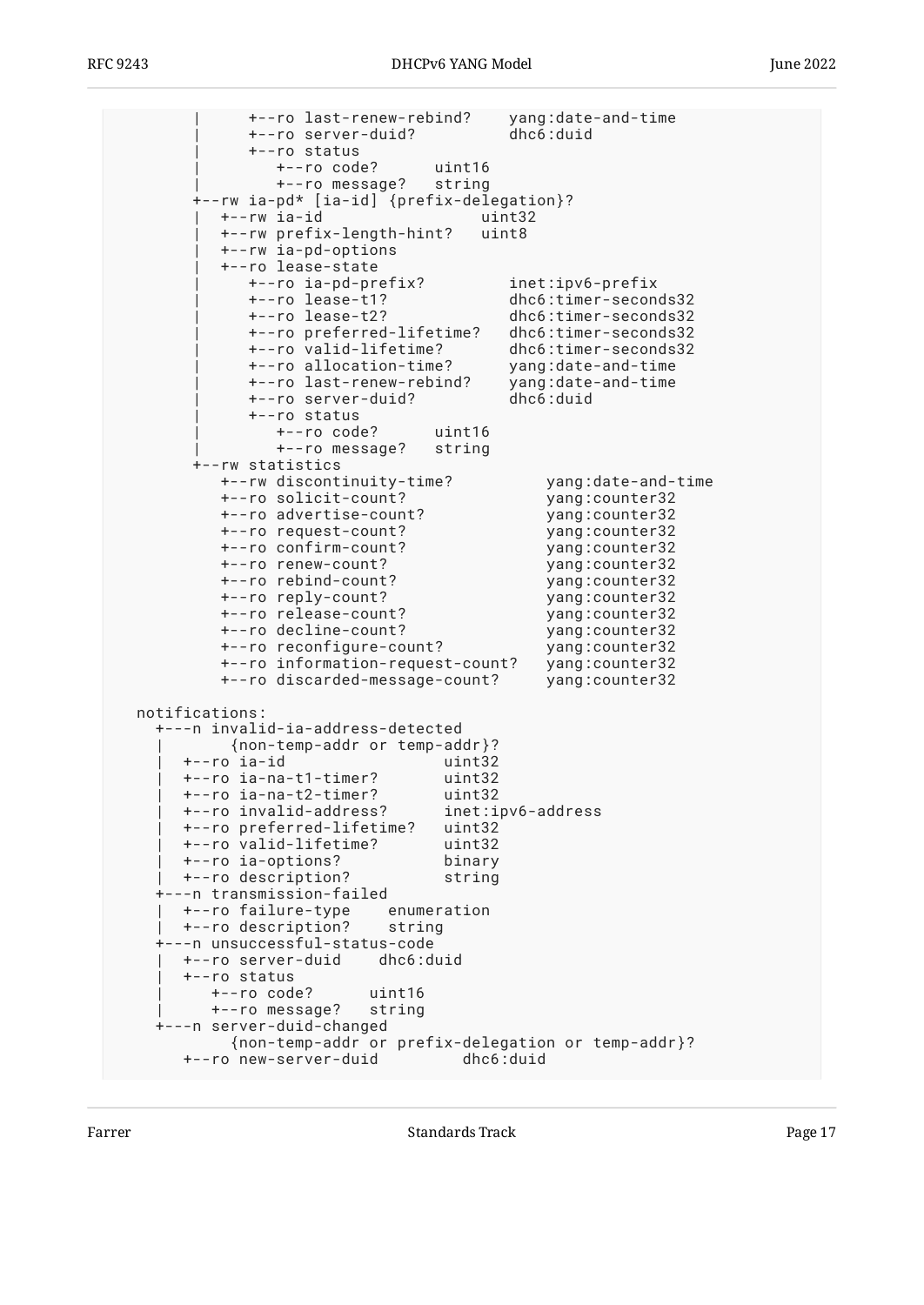```
        |     +--ro last-renew-rebind?    yang:date-and-time
        |     +--ro server-duid?          dhc6:duid
        |     +--ro status
        |        +--ro code?      uint16
        |        +--ro message?   string
        +--rw ia-pd* [ia-id] {prefix-delegation}?
        |  +--rw ia-id                 uint32
        |  +--rw prefix-length-hint?   uint8
        |  +--rw ia-pd-options
        |  +--ro lease-state
        |     +--ro ia-pd-prefix?         inet:ipv6-prefix
        |     +--ro lease-t1?             dhc6:timer-seconds32
        |     +--ro lease-t2?             dhc6:timer-seconds32
        |     +--ro preferred-lifetime?   dhc6:timer-seconds32
        |     +--ro valid-lifetime?       dhc6:timer-seconds32
        |     +--ro allocation-time?      yang:date-and-time
        |     +--ro last-renew-rebind?    yang:date-and-time
        |     +--ro server-duid?          dhc6:duid
        |     +--ro status
        |        +--ro code?      uint16
        |        +--ro message?   string
        +--rw statistics
           +--rw discontinuity-time?          yang:date-and-time
           +--ro solicit-count?               yang:counter32
           +--ro advertise-count?             yang:counter32
           +--ro request-count?               yang:counter32
           +--ro confirm-count?               yang:counter32
           +--ro renew-count?                 yang:counter32
           +--ro rebind-count?                yang:counter32
           +--ro reply-count?                 yang:counter32
           +--ro release-count?               yang:counter32
           +--ro decline-count?               yang:counter32
           +--ro reconfigure-count?           yang:counter32
           +--ro information-request-count?   yang:counter32
           +--ro discarded-message-count?     yang:counter32

  notifications:
    +---n invalid-ia-address-detected
    |       {non-temp-addr or temp-addr}?
    |  +--ro ia-id                 uint32
    |  +--ro ia-na-t1-timer?       uint32
    |  +--ro ia-na-t2-timer?       uint32
    |  +--ro invalid-address?      inet:ipv6-address
    |  +--ro preferred-lifetime?   uint32
    |  +--ro valid-lifetime?       uint32
    |  +--ro ia-options?           binary
    |  +--ro description?          string
    +---n transmission-failed
    |  +--ro failure-type    enumeration
    |  +--ro description?    string
    +---n unsuccessful-status-code
    |  +--ro server-duid    dhc6:duid
    |  +--ro status
    |     +--ro code?      uint16
    |     +--ro message?   string
    +---n server-duid-changed
            {non-temp-addr or prefix-delegation or temp-addr}?
       +--ro new-server-duid         dhc6:duid
```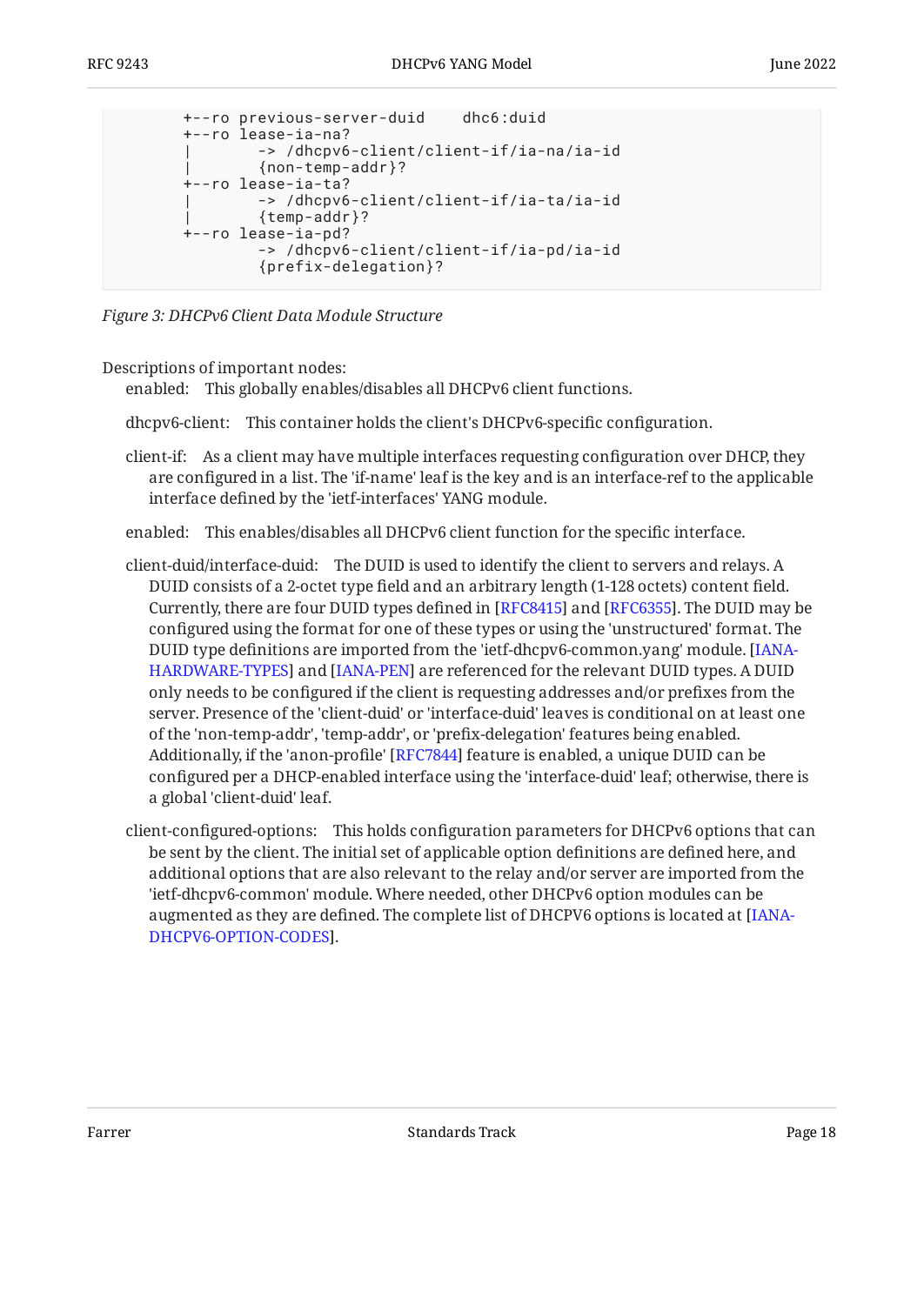```
        +--ro previous-server-duid    dhc6:duid
        +--ro lease-ia-na?
        |       -> /dhcpv6-client/client-if/ia-na/ia-id
        |       {non-temp-addr}?
        +--ro lease-ia-ta?
        |       -> /dhcpv6-client/client-if/ia-ta/ia-id
        |       {temp-addr}?
        +--ro lease-ia-pd?
                -> /dhcpv6-client/client-if/ia-pd/ia-id
                {prefix-delegation}?
```

*Figure 3: DHCPv6 Client Data Module Structure*

Descriptions of important nodes:

enabled: This globally enables/disables all DHCPv6 client functions.

dhcpv6-client: This container holds the client's DHCPv6-specific configuration.

client-if: As a client may have multiple interfaces requesting configuration over DHCP, they are configured in a list. The 'if-name' leaf is the key and is an interface-ref to the applicable interface defined by the 'ietf-interfaces' YANG module.

enabled: This enables/disables all DHCPv6 client function for the specific interface.

client-duid/interface-duid: The DUID is used to identify the client to servers and relays. A DUID consists of a 2-octet type field and an arbitrary length (1-128 octets) content field. Currently, there are four DUID types defined in [RFC8415] and [RFC6355]. The DUID may be configured using the format for one of these types or using the 'unstructured' format. The DUID type definitions are imported from the 'ietf-dhcpv6-common.yang' module. [IANA-HARDWARE-TYPES] and [IANA-PEN] are referenced for the relevant DUID types. A DUID only needs to be configured if the client is requesting addresses and/or prefixes from the server. Presence of the 'client-duid' or 'interface-duid' leaves is conditional on at least one of the 'non-temp-addr', 'temp-addr', or 'prefix-delegation' features being enabled. Additionally, if the 'anon-profile' [RFC7844] feature is enabled, a unique DUID can be configured per a DHCP-enabled interface using the 'interface-duid' leaf; otherwise, there is a global 'client-duid' leaf.

client-configured-options: This holds configuration parameters for DHCPv6 options that can be sent by the client. The initial set of applicable option definitions are defined here, and additional options that are also relevant to the relay and/or server are imported from the 'ietf-dhcpv6-common' module. Where needed, other DHCPv6 option modules can be augmented as they are defined. The complete list of DHCPV6 options is located at [IANA-DHCPV6-OPTION-CODES].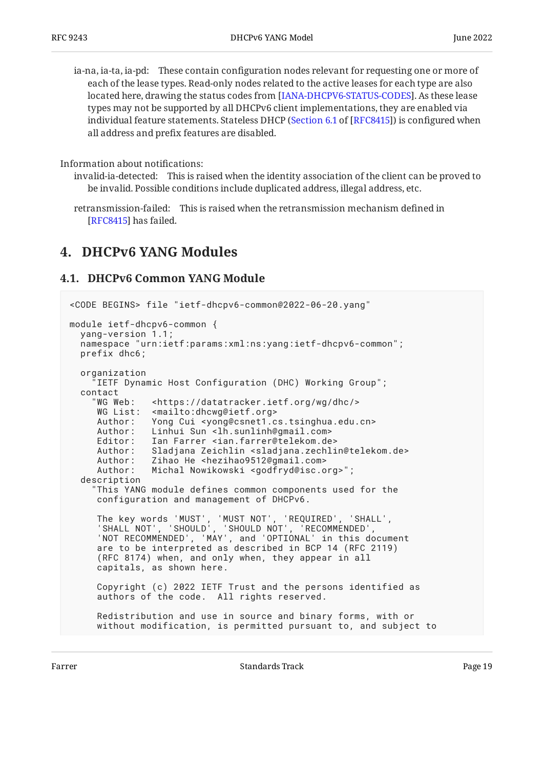ia-na, ia-ta, ia-pd: These contain configuration nodes relevant for requesting one or more of each of the lease types. Read-only nodes related to the active leases for each type are also located here, drawing the status codes from [IANA-DHCPV6-STATUS-CODES]. As these lease types may not be supported by all DHCPv6 client implementations, they are enabled via individual feature statements. Stateless DHCP (Section 6.1 of [RFC8415]) is configured when all address and prefix features are disabled.

Information about notifications:

invalid-ia-detected: This is raised when the identity association of the client can be proved to be invalid. Possible conditions include duplicated address, illegal address, etc.

retransmission-failed: This is raised when the retransmission mechanism defined in [RFC8415] has failed.

## 4. DHCPv6 YANG Modules

### 4.1. DHCPv6 Common YANG Module

```
<CODE BEGINS> file "ietf-dhcpv6-common@2022-06-20.yang"

module ietf-dhcpv6-common {
  yang-version 1.1;
  namespace "urn:ietf:params:xml:ns:yang:ietf-dhcpv6-common";
  prefix dhc6;

  organization
    "IETF Dynamic Host Configuration (DHC) Working Group";
  contact
    "WG Web:   <https://datatracker.ietf.org/wg/dhc/>
     WG List:  <mailto:dhcwg@ietf.org>
     Author:   Yong Cui <yong@csnet1.cs.tsinghua.edu.cn>
     Author:   Linhui Sun <lh.sunlinh@gmail.com>
     Editor:   Ian Farrer <ian.farrer@telekom.de>
     Author:   Sladjana Zeichlin <sladjana.zechlin@telekom.de>
     Author:   Zihao He <hezihao9512@gmail.com>
     Author:   Michal Nowikowski <godfryd@isc.org>";
  description
    "This YANG module defines common components used for the
     configuration and management of DHCPv6.

     The key words 'MUST', 'MUST NOT', 'REQUIRED', 'SHALL',
     'SHALL NOT', 'SHOULD', 'SHOULD NOT', 'RECOMMENDED',
     'NOT RECOMMENDED', 'MAY', and 'OPTIONAL' in this document
     are to be interpreted as described in BCP 14 (RFC 2119)
     (RFC 8174) when, and only when, they appear in all
     capitals, as shown here.

     Copyright (c) 2022 IETF Trust and the persons identified as
     authors of the code.  All rights reserved.

     Redistribution and use in source and binary forms, with or
     without modification, is permitted pursuant to, and subject to
```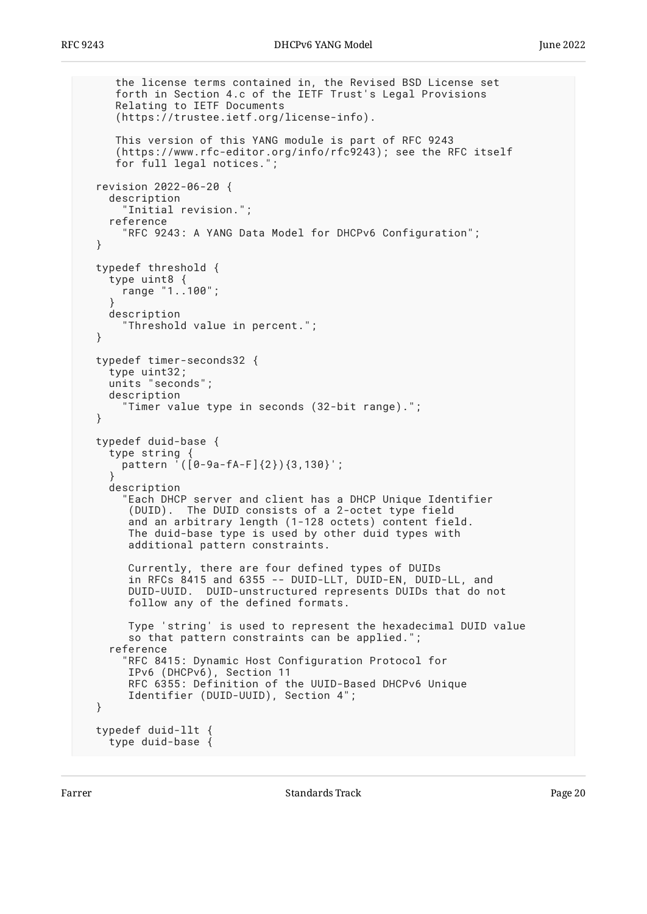```
     the license terms contained in, the Revised BSD License set
     forth in Section 4.c of the IETF Trust's Legal Provisions
     Relating to IETF Documents
     (https://trustee.ietf.org/license-info).

     This version of this YANG module is part of RFC 9243
     (https://www.rfc-editor.org/info/rfc9243); see the RFC itself
     for full legal notices.";

  revision 2022-06-20 {
    description
      "Initial revision.";
    reference
      "RFC 9243: A YANG Data Model for DHCPv6 Configuration";
  }

  typedef threshold {
    type uint8 {
      range "1..100";
    }
    description
      "Threshold value in percent.";
  }

  typedef timer-seconds32 {
    type uint32;
    units "seconds";
    description
      "Timer value type in seconds (32-bit range).";
  }

  typedef duid-base {
    type string {
      pattern '([0-9a-fA-F]{2}){3,130}';
    }
    description
      "Each DHCP server and client has a DHCP Unique Identifier
       (DUID).  The DUID consists of a 2-octet type field
       and an arbitrary length (1-128 octets) content field.
       The duid-base type is used by other duid types with
       additional pattern constraints.

       Currently, there are four defined types of DUIDs
       in RFCs 8415 and 6355 -- DUID-LLT, DUID-EN, DUID-LL, and
       DUID-UUID.  DUID-unstructured represents DUIDs that do not
       follow any of the defined formats.

       Type 'string' is used to represent the hexadecimal DUID value
       so that pattern constraints can be applied.";
    reference
      "RFC 8415: Dynamic Host Configuration Protocol for
       IPv6 (DHCPv6), Section 11
       RFC 6355: Definition of the UUID-Based DHCPv6 Unique
       Identifier (DUID-UUID), Section 4";
  }

  typedef duid-llt {
    type duid-base {
```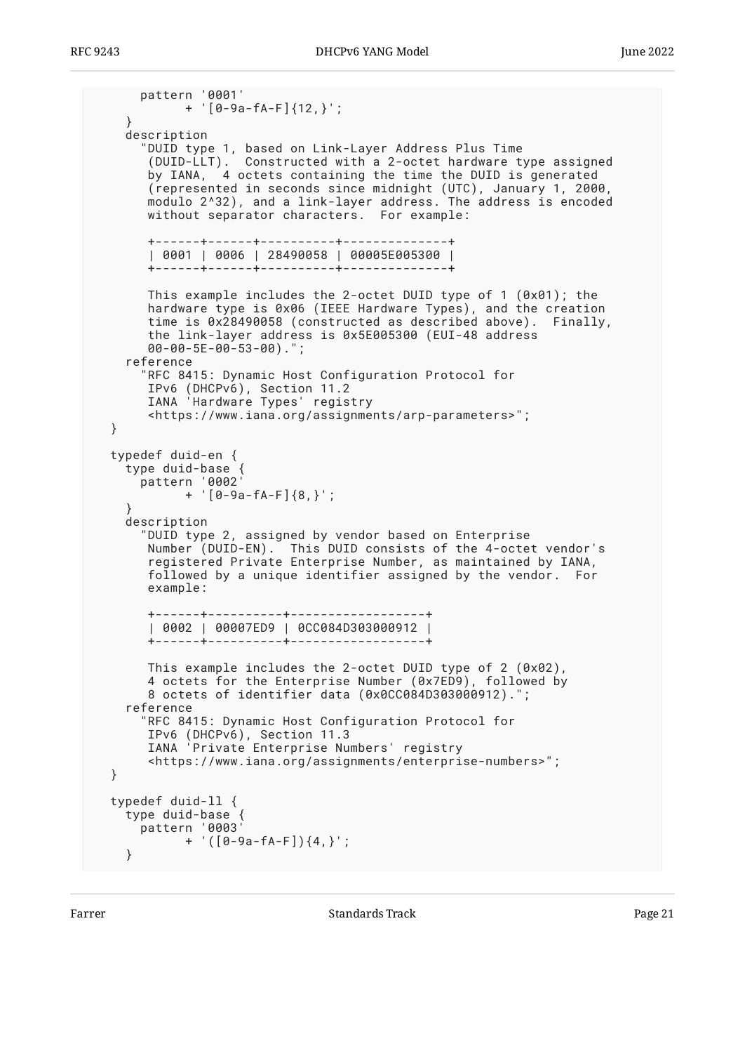```
      pattern '0001'
            + '[0-9a-fA-F]{12,}';
    }
    description
      "DUID type 1, based on Link-Layer Address Plus Time
       (DUID-LLT).  Constructed with a 2-octet hardware type assigned
       by IANA,  4 octets containing the time the DUID is generated
       (represented in seconds since midnight (UTC), January 1, 2000,
       modulo 2^32), and a link-layer address. The address is encoded
       without separator characters.  For example:

       +------+------+----------+--------------+
       | 0001 | 0006 | 28490058 | 00005E005300 |
       +------+------+----------+--------------+

       This example includes the 2-octet DUID type of 1 (0x01); the
       hardware type is 0x06 (IEEE Hardware Types), and the creation
       time is 0x28490058 (constructed as described above).  Finally,
       the link-layer address is 0x5E005300 (EUI-48 address
       00-00-5E-00-53-00).";
    reference
      "RFC 8415: Dynamic Host Configuration Protocol for
       IPv6 (DHCPv6), Section 11.2
       IANA 'Hardware Types' registry
       <https://www.iana.org/assignments/arp-parameters>";
  }

  typedef duid-en {
    type duid-base {
      pattern '0002'
            + '[0-9a-fA-F]{8,}';
    }
    description
      "DUID type 2, assigned by vendor based on Enterprise
       Number (DUID-EN).  This DUID consists of the 4-octet vendor's
       registered Private Enterprise Number, as maintained by IANA,
       followed by a unique identifier assigned by the vendor.  For
       example:

       +------+----------+------------------+
       | 0002 | 00007ED9 | 0CC084D303000912 |
       +------+----------+------------------+

       This example includes the 2-octet DUID type of 2 (0x02),
       4 octets for the Enterprise Number (0x7ED9), followed by
       8 octets of identifier data (0x0CC084D303000912).";
    reference
      "RFC 8415: Dynamic Host Configuration Protocol for
       IPv6 (DHCPv6), Section 11.3
       IANA 'Private Enterprise Numbers' registry
       <https://www.iana.org/assignments/enterprise-numbers>";
  }

  typedef duid-ll {
    type duid-base {
      pattern '0003'
            + '([0-9a-fA-F]){4,}';
    }
```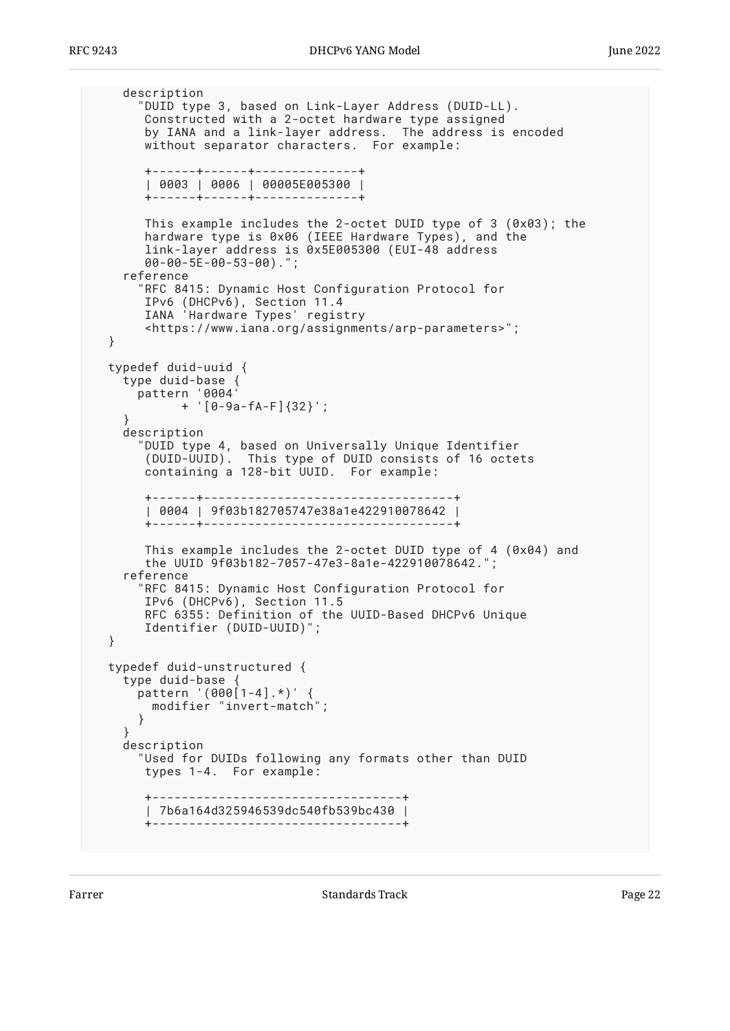```
    description
      "DUID type 3, based on Link-Layer Address (DUID-LL).
       Constructed with a 2-octet hardware type assigned
       by IANA and a link-layer address.  The address is encoded
       without separator characters.  For example:

       +------+------+--------------+
       | 0003 | 0006 | 00005E005300 |
       +------+------+--------------+

       This example includes the 2-octet DUID type of 3 (0x03); the
       hardware type is 0x06 (IEEE Hardware Types), and the
       link-layer address is 0x5E005300 (EUI-48 address
       00-00-5E-00-53-00).";
    reference
      "RFC 8415: Dynamic Host Configuration Protocol for
       IPv6 (DHCPv6), Section 11.4
       IANA 'Hardware Types' registry
       <https://www.iana.org/assignments/arp-parameters>";
  }

  typedef duid-uuid {
    type duid-base {
      pattern '0004'
            + '[0-9a-fA-F]{32}';
    }
    description
      "DUID type 4, based on Universally Unique Identifier
       (DUID-UUID).  This type of DUID consists of 16 octets
       containing a 128-bit UUID.  For example:

       +------+----------------------------------+
       | 0004 | 9f03b182705747e38a1e422910078642 |
       +------+----------------------------------+

       This example includes the 2-octet DUID type of 4 (0x04) and
       the UUID 9f03b182-7057-47e3-8a1e-422910078642.";
    reference
      "RFC 8415: Dynamic Host Configuration Protocol for
       IPv6 (DHCPv6), Section 11.5
       RFC 6355: Definition of the UUID-Based DHCPv6 Unique
       Identifier (DUID-UUID)";
  }

  typedef duid-unstructured {
    type duid-base {
      pattern '(000[1-4].*)' {
        modifier "invert-match";
      }
    }
    description
      "Used for DUIDs following any formats other than DUID
       types 1-4.  For example:

       +----------------------------------+
       | 7b6a164d325946539dc540fb539bc430 |
       +----------------------------------+
```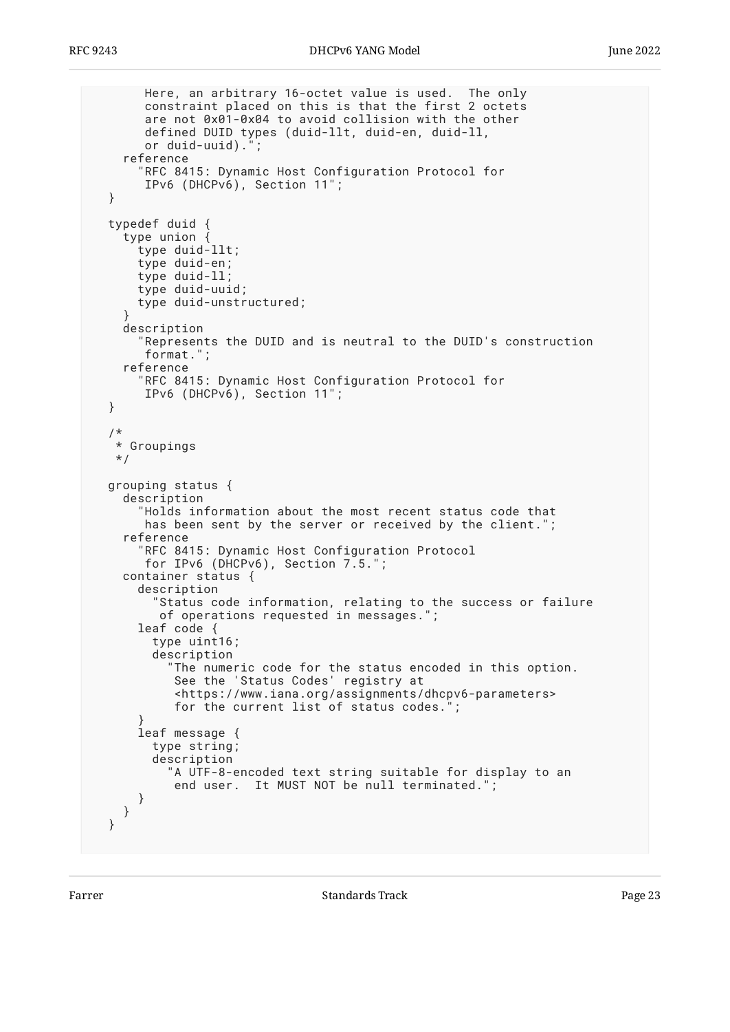```
       Here, an arbitrary 16-octet value is used.  The only
       constraint placed on this is that the first 2 octets
       are not 0x01-0x04 to avoid collision with the other
       defined DUID types (duid-llt, duid-en, duid-ll,
       or duid-uuid).";
    reference
      "RFC 8415: Dynamic Host Configuration Protocol for
       IPv6 (DHCPv6), Section 11";
  }

  typedef duid {
    type union {
      type duid-llt;
      type duid-en;
      type duid-ll;
      type duid-uuid;
      type duid-unstructured;
    }
    description
      "Represents the DUID and is neutral to the DUID's construction
       format.";
    reference
      "RFC 8415: Dynamic Host Configuration Protocol for
       IPv6 (DHCPv6), Section 11";
  }

  /*
   * Groupings
   */

  grouping status {
    description
      "Holds information about the most recent status code that
       has been sent by the server or received by the client.";
    reference
      "RFC 8415: Dynamic Host Configuration Protocol
       for IPv6 (DHCPv6), Section 7.5.";
    container status {
      description
        "Status code information, relating to the success or failure
         of operations requested in messages.";
      leaf code {
        type uint16;
        description
          "The numeric code for the status encoded in this option.
           See the 'Status Codes' registry at
           <https://www.iana.org/assignments/dhcpv6-parameters>
           for the current list of status codes.";
      }
      leaf message {
        type string;
        description
          "A UTF-8-encoded text string suitable for display to an
           end user.  It MUST NOT be null terminated.";
      }
    }
  }
```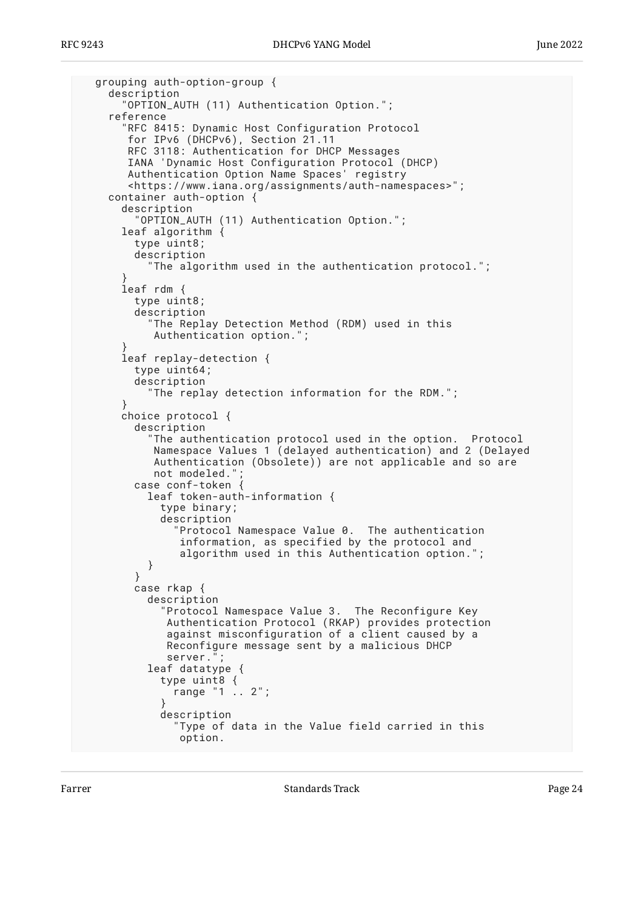```
    grouping auth-option-group {
      description
        "OPTION_AUTH (11) Authentication Option.";
      reference
        "RFC 8415: Dynamic Host Configuration Protocol
         for IPv6 (DHCPv6), Section 21.11
         RFC 3118: Authentication for DHCP Messages
         IANA 'Dynamic Host Configuration Protocol (DHCP)
         Authentication Option Name Spaces' registry
         <https://www.iana.org/assignments/auth-namespaces>";
      container auth-option {
        description
          "OPTION_AUTH (11) Authentication Option.";
        leaf algorithm {
          type uint8;
          description
            "The algorithm used in the authentication protocol.";
        }
        leaf rdm {
          type uint8;
          description
            "The Replay Detection Method (RDM) used in this
             Authentication option.";
        }
        leaf replay-detection {
          type uint64;
          description
            "The replay detection information for the RDM.";
        }
        choice protocol {
          description
            "The authentication protocol used in the option.  Protocol
             Namespace Values 1 (delayed authentication) and 2 (Delayed
             Authentication (Obsolete)) are not applicable and so are
             not modeled.";
          case conf-token {
            leaf token-auth-information {
              type binary;
              description
                "Protocol Namespace Value 0.  The authentication
                 information, as specified by the protocol and
                 algorithm used in this Authentication option.";
            }
          }
          case rkap {
            description
              "Protocol Namespace Value 3.  The Reconfigure Key
               Authentication Protocol (RKAP) provides protection
               against misconfiguration of a client caused by a
               Reconfigure message sent by a malicious DHCP
               server.";
            leaf datatype {
              type uint8 {
                range "1 .. 2";
              }
              description
                "Type of data in the Value field carried in this
                 option.
```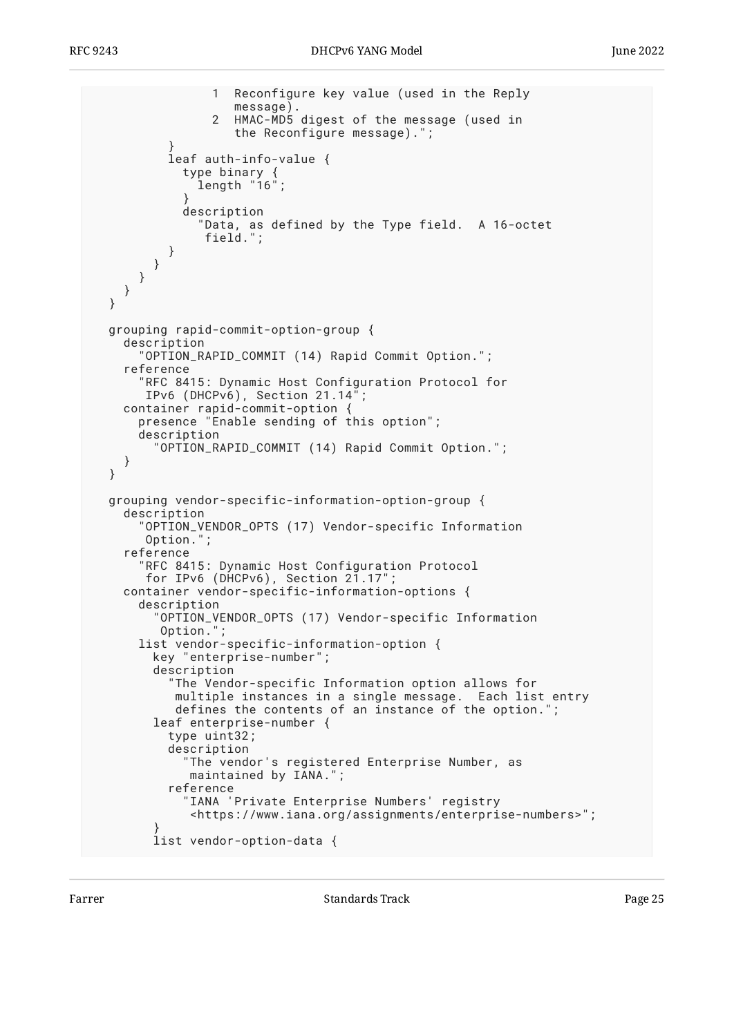```
                 1  Reconfigure key value (used in the Reply
                    message).
                 2  HMAC-MD5 digest of the message (used in
                    the Reconfigure message).";
          }
          leaf auth-info-value {
            type binary {
              length "16";
            }
            description
              "Data, as defined by the Type field.  A 16-octet
               field.";
          }
        }
      }
    }
  }

  grouping rapid-commit-option-group {
    description
      "OPTION_RAPID_COMMIT (14) Rapid Commit Option.";
    reference
      "RFC 8415: Dynamic Host Configuration Protocol for
       IPv6 (DHCPv6), Section 21.14";
    container rapid-commit-option {
      presence "Enable sending of this option";
      description
        "OPTION_RAPID_COMMIT (14) Rapid Commit Option.";
    }
  }

  grouping vendor-specific-information-option-group {
    description
      "OPTION_VENDOR_OPTS (17) Vendor-specific Information
       Option.";
    reference
      "RFC 8415: Dynamic Host Configuration Protocol
       for IPv6 (DHCPv6), Section 21.17";
    container vendor-specific-information-options {
      description
        "OPTION_VENDOR_OPTS (17) Vendor-specific Information
         Option.";
      list vendor-specific-information-option {
        key "enterprise-number";
        description
          "The Vendor-specific Information option allows for
           multiple instances in a single message.  Each list entry
           defines the contents of an instance of the option.";
        leaf enterprise-number {
          type uint32;
          description
            "The vendor's registered Enterprise Number, as
             maintained by IANA.";
          reference
            "IANA 'Private Enterprise Numbers' registry
             <https://www.iana.org/assignments/enterprise-numbers>";
        }
        list vendor-option-data {
```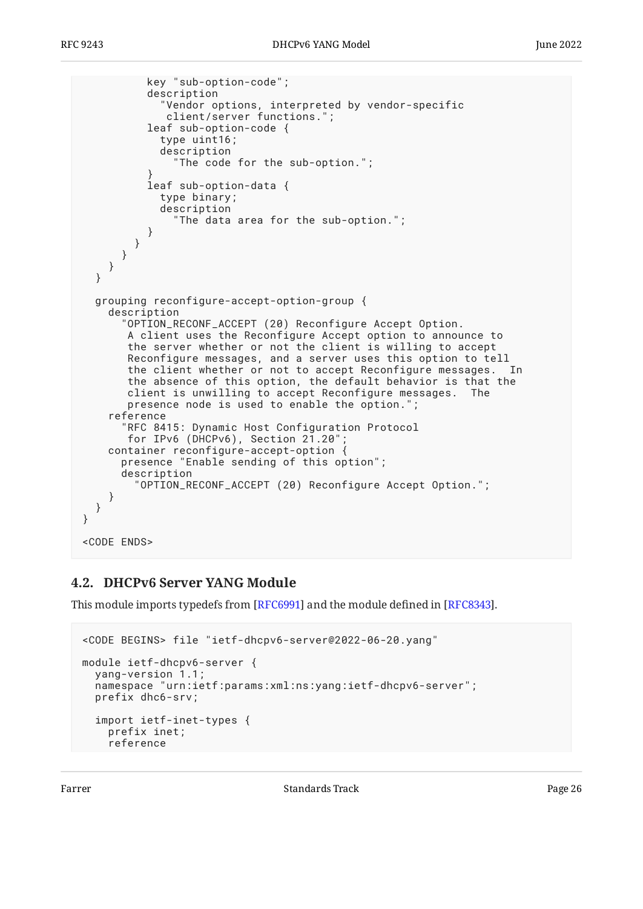```
          key "sub-option-code";
          description
            "Vendor options, interpreted by vendor-specific
             client/server functions.";
          leaf sub-option-code {
            type uint16;
            description
              "The code for the sub-option.";
          }
          leaf sub-option-data {
            type binary;
            description
              "The data area for the sub-option.";
          }
        }
      }
    }
  }

  grouping reconfigure-accept-option-group {
    description
      "OPTION_RECONF_ACCEPT (20) Reconfigure Accept Option.
       A client uses the Reconfigure Accept option to announce to
       the server whether or not the client is willing to accept
       Reconfigure messages, and a server uses this option to tell
       the client whether or not to accept Reconfigure messages.  In
       the absence of this option, the default behavior is that the
       client is unwilling to accept Reconfigure messages.  The
       presence node is used to enable the option.";
    reference
      "RFC 8415: Dynamic Host Configuration Protocol
       for IPv6 (DHCPv6), Section 21.20";
    container reconfigure-accept-option {
      presence "Enable sending of this option";
      description
        "OPTION_RECONF_ACCEPT (20) Reconfigure Accept Option.";
    }
  }
}

<CODE ENDS>
```

## 4.2. DHCPv6 Server YANG Module

This module imports typedefs from [RFC6991] and the module defined in [RFC8343].

```
<CODE BEGINS> file "ietf-dhcpv6-server@2022-06-20.yang"

module ietf-dhcpv6-server {
  yang-version 1.1;
  namespace "urn:ietf:params:xml:ns:yang:ietf-dhcpv6-server";
  prefix dhc6-srv;

  import ietf-inet-types {
    prefix inet;
    reference
```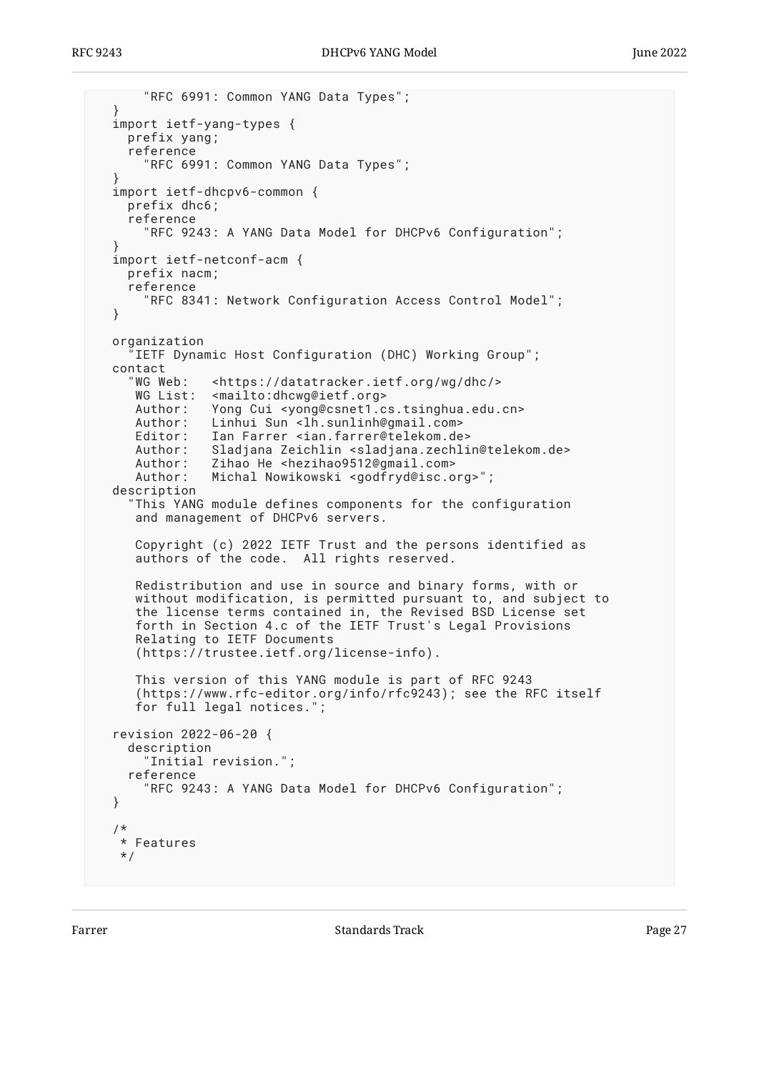```
       "RFC 6991: Common YANG Data Types";
   }
   import ietf-yang-types {
     prefix yang;
     reference
       "RFC 6991: Common YANG Data Types";
   }
   import ietf-dhcpv6-common {
     prefix dhc6;
     reference
       "RFC 9243: A YANG Data Model for DHCPv6 Configuration";
   }
   import ietf-netconf-acm {
     prefix nacm;
     reference
       "RFC 8341: Network Configuration Access Control Model";
   }

   organization
     "IETF Dynamic Host Configuration (DHC) Working Group";
   contact
     "WG Web:   <https://datatracker.ietf.org/wg/dhc/>
      WG List:  <mailto:dhcwg@ietf.org>
      Author:   Yong Cui <yong@csnet1.cs.tsinghua.edu.cn>
      Author:   Linhui Sun <lh.sunlinh@gmail.com>
      Editor:   Ian Farrer <ian.farrer@telekom.de>
      Author:   Sladjana Zeichlin <sladjana.zechlin@telekom.de>
      Author:   Zihao He <hezihao9512@gmail.com>
      Author:   Michal Nowikowski <godfryd@isc.org>";
   description
     "This YANG module defines components for the configuration
      and management of DHCPv6 servers.

      Copyright (c) 2022 IETF Trust and the persons identified as
      authors of the code.  All rights reserved.

      Redistribution and use in source and binary forms, with or
      without modification, is permitted pursuant to, and subject to
      the license terms contained in, the Revised BSD License set
      forth in Section 4.c of the IETF Trust's Legal Provisions
      Relating to IETF Documents
      (https://trustee.ietf.org/license-info).

      This version of this YANG module is part of RFC 9243
      (https://www.rfc-editor.org/info/rfc9243); see the RFC itself
      for full legal notices.";

   revision 2022-06-20 {
     description
       "Initial revision.";
     reference
       "RFC 9243: A YANG Data Model for DHCPv6 Configuration";
   }

   /*
    * Features
    */
```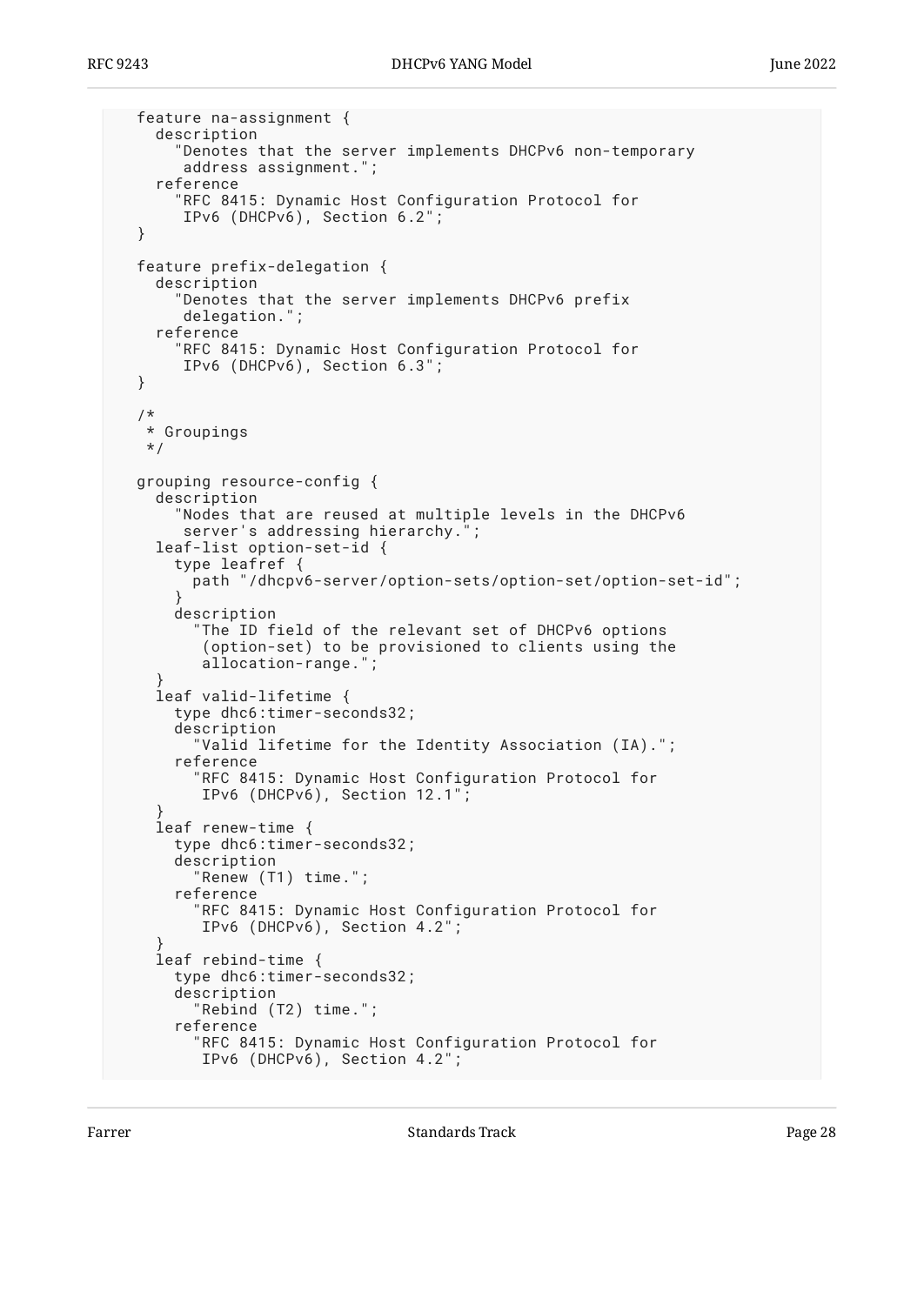```
    feature na-assignment {
      description
        "Denotes that the server implements DHCPv6 non-temporary
         address assignment.";
      reference
        "RFC 8415: Dynamic Host Configuration Protocol for
         IPv6 (DHCPv6), Section 6.2";
    }

    feature prefix-delegation {
      description
        "Denotes that the server implements DHCPv6 prefix
         delegation.";
      reference
        "RFC 8415: Dynamic Host Configuration Protocol for
         IPv6 (DHCPv6), Section 6.3";
    }

    /*
     * Groupings
     */

    grouping resource-config {
      description
        "Nodes that are reused at multiple levels in the DHCPv6
         server's addressing hierarchy.";
      leaf-list option-set-id {
        type leafref {
          path "/dhcpv6-server/option-sets/option-set/option-set-id";
        }
        description
          "The ID field of the relevant set of DHCPv6 options
           (option-set) to be provisioned to clients using the
           allocation-range.";
      }
      leaf valid-lifetime {
        type dhc6:timer-seconds32;
        description
          "Valid lifetime for the Identity Association (IA).";
        reference
          "RFC 8415: Dynamic Host Configuration Protocol for
           IPv6 (DHCPv6), Section 12.1";
      }
      leaf renew-time {
        type dhc6:timer-seconds32;
        description
          "Renew (T1) time.";
        reference
          "RFC 8415: Dynamic Host Configuration Protocol for
           IPv6 (DHCPv6), Section 4.2";
      }
      leaf rebind-time {
        type dhc6:timer-seconds32;
        description
          "Rebind (T2) time.";
        reference
          "RFC 8415: Dynamic Host Configuration Protocol for
           IPv6 (DHCPv6), Section 4.2";
```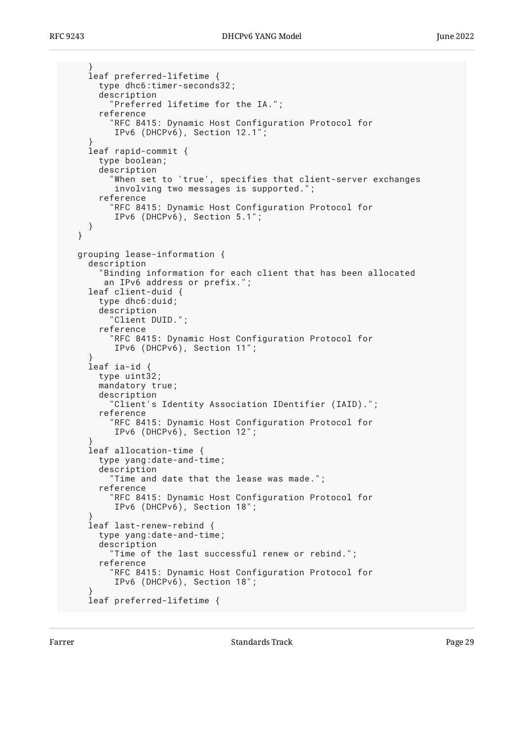```
      }
      leaf preferred-lifetime {
        type dhc6:timer-seconds32;
        description
          "Preferred lifetime for the IA.";
        reference
          "RFC 8415: Dynamic Host Configuration Protocol for
           IPv6 (DHCPv6), Section 12.1";
      }
      leaf rapid-commit {
        type boolean;
        description
          "When set to 'true', specifies that client-server exchanges
           involving two messages is supported.";
        reference
          "RFC 8415: Dynamic Host Configuration Protocol for
           IPv6 (DHCPv6), Section 5.1";
      }
    }

    grouping lease-information {
      description
        "Binding information for each client that has been allocated
         an IPv6 address or prefix.";
      leaf client-duid {
        type dhc6:duid;
        description
          "Client DUID.";
        reference
          "RFC 8415: Dynamic Host Configuration Protocol for
           IPv6 (DHCPv6), Section 11";
      }
      leaf ia-id {
        type uint32;
        mandatory true;
        description
          "Client's Identity Association IDentifier (IAID).";
        reference
          "RFC 8415: Dynamic Host Configuration Protocol for
           IPv6 (DHCPv6), Section 12";
      }
      leaf allocation-time {
        type yang:date-and-time;
        description
          "Time and date that the lease was made.";
        reference
          "RFC 8415: Dynamic Host Configuration Protocol for
           IPv6 (DHCPv6), Section 18";
      }
      leaf last-renew-rebind {
        type yang:date-and-time;
        description
          "Time of the last successful renew or rebind.";
        reference
          "RFC 8415: Dynamic Host Configuration Protocol for
           IPv6 (DHCPv6), Section 18";
      }
      leaf preferred-lifetime {
```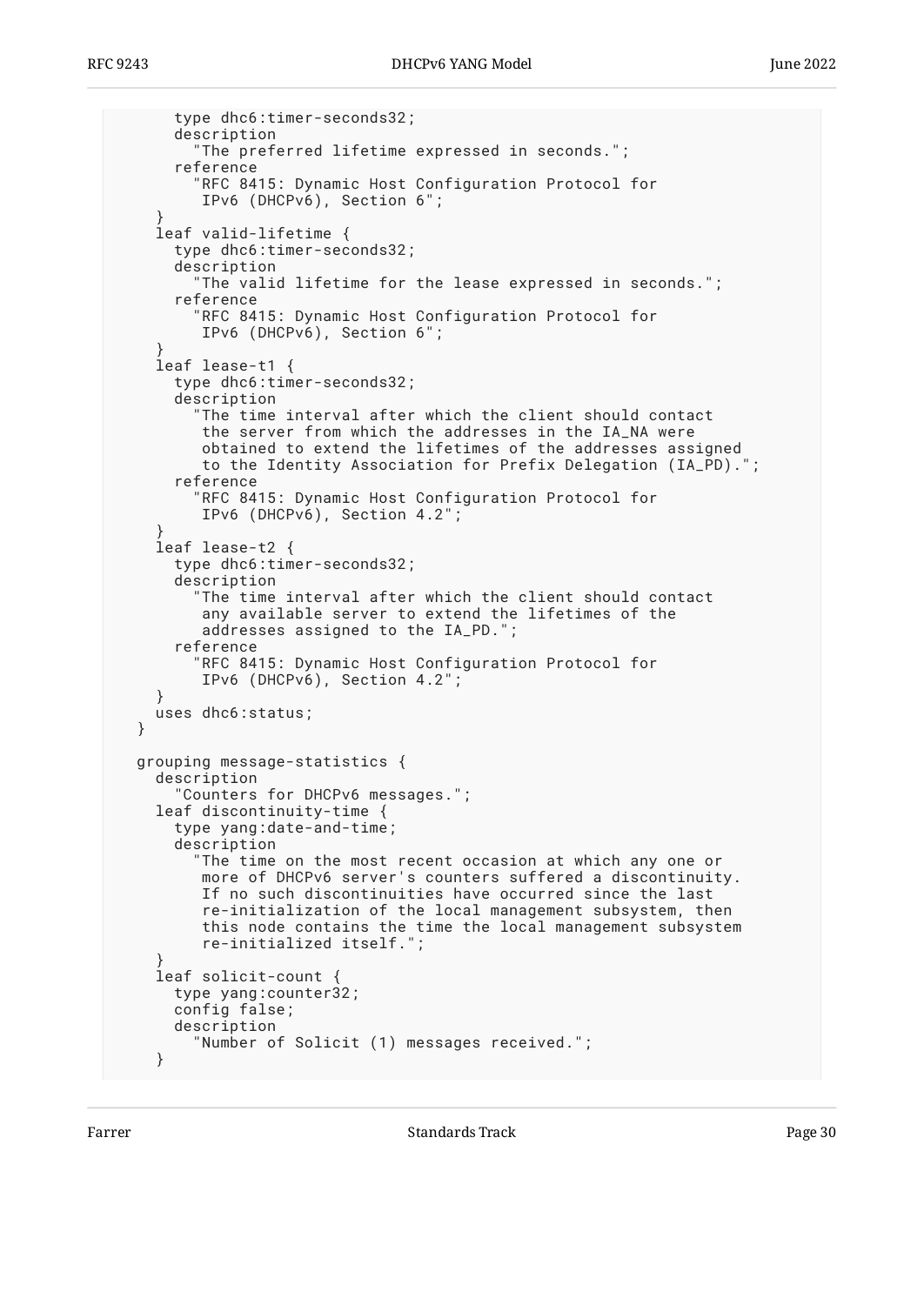```
        type dhc6:timer-seconds32;
        description
          "The preferred lifetime expressed in seconds.";
        reference
          "RFC 8415: Dynamic Host Configuration Protocol for
           IPv6 (DHCPv6), Section 6";
      }
      leaf valid-lifetime {
        type dhc6:timer-seconds32;
        description
          "The valid lifetime for the lease expressed in seconds.";
        reference
          "RFC 8415: Dynamic Host Configuration Protocol for
           IPv6 (DHCPv6), Section 6";
      }
      leaf lease-t1 {
        type dhc6:timer-seconds32;
        description
          "The time interval after which the client should contact
           the server from which the addresses in the IA_NA were
           obtained to extend the lifetimes of the addresses assigned
           to the Identity Association for Prefix Delegation (IA_PD).";
        reference
          "RFC 8415: Dynamic Host Configuration Protocol for
           IPv6 (DHCPv6), Section 4.2";
      }
      leaf lease-t2 {
        type dhc6:timer-seconds32;
        description
          "The time interval after which the client should contact
           any available server to extend the lifetimes of the
           addresses assigned to the IA_PD.";
        reference
          "RFC 8415: Dynamic Host Configuration Protocol for
           IPv6 (DHCPv6), Section 4.2";
      }
      uses dhc6:status;
    }

    grouping message-statistics {
      description
        "Counters for DHCPv6 messages.";
      leaf discontinuity-time {
        type yang:date-and-time;
        description
          "The time on the most recent occasion at which any one or
           more of DHCPv6 server's counters suffered a discontinuity.
           If no such discontinuities have occurred since the last
           re-initialization of the local management subsystem, then
           this node contains the time the local management subsystem
           re-initialized itself.";
      }
      leaf solicit-count {
        type yang:counter32;
        config false;
        description
          "Number of Solicit (1) messages received.";
      }
```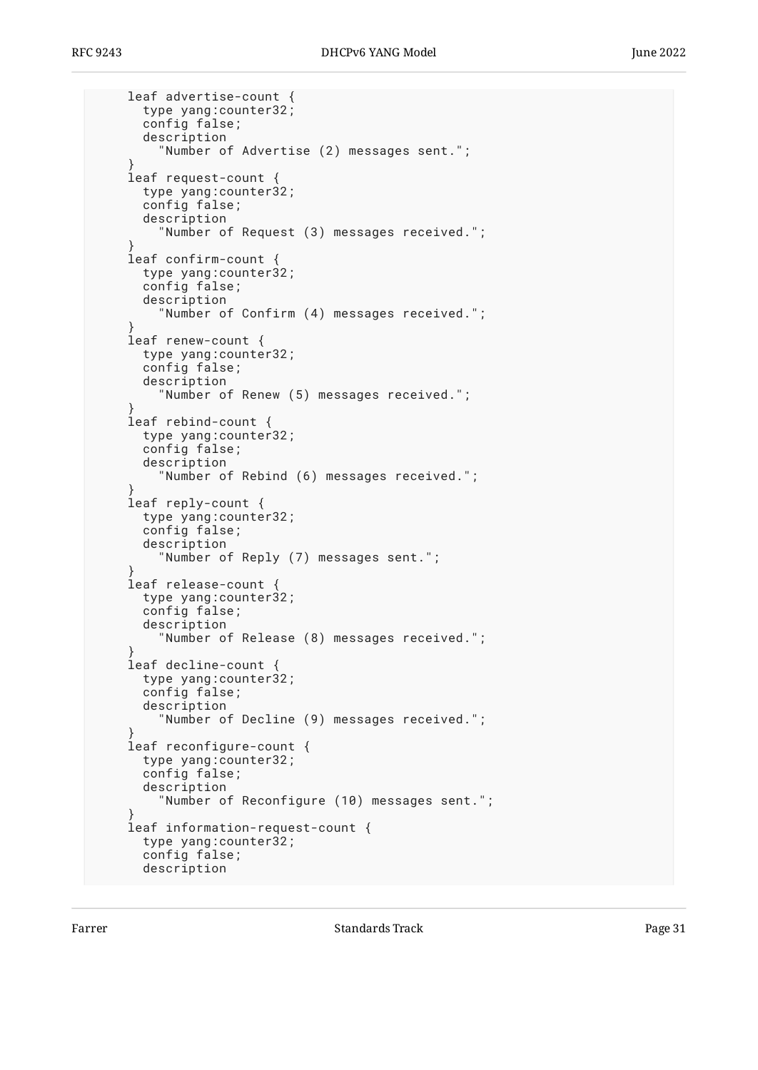```
      leaf advertise-count {
        type yang:counter32;
        config false;
        description
          "Number of Advertise (2) messages sent.";
      }
      leaf request-count {
        type yang:counter32;
        config false;
        description
          "Number of Request (3) messages received.";
      }
      leaf confirm-count {
        type yang:counter32;
        config false;
        description
          "Number of Confirm (4) messages received.";
      }
      leaf renew-count {
        type yang:counter32;
        config false;
        description
          "Number of Renew (5) messages received.";
      }
      leaf rebind-count {
        type yang:counter32;
        config false;
        description
          "Number of Rebind (6) messages received.";
      }
      leaf reply-count {
        type yang:counter32;
        config false;
        description
          "Number of Reply (7) messages sent.";
      }
      leaf release-count {
        type yang:counter32;
        config false;
        description
          "Number of Release (8) messages received.";
      }
      leaf decline-count {
        type yang:counter32;
        config false;
        description
          "Number of Decline (9) messages received.";
      }
      leaf reconfigure-count {
        type yang:counter32;
        config false;
        description
          "Number of Reconfigure (10) messages sent.";
      }
      leaf information-request-count {
        type yang:counter32;
        config false;
        description
```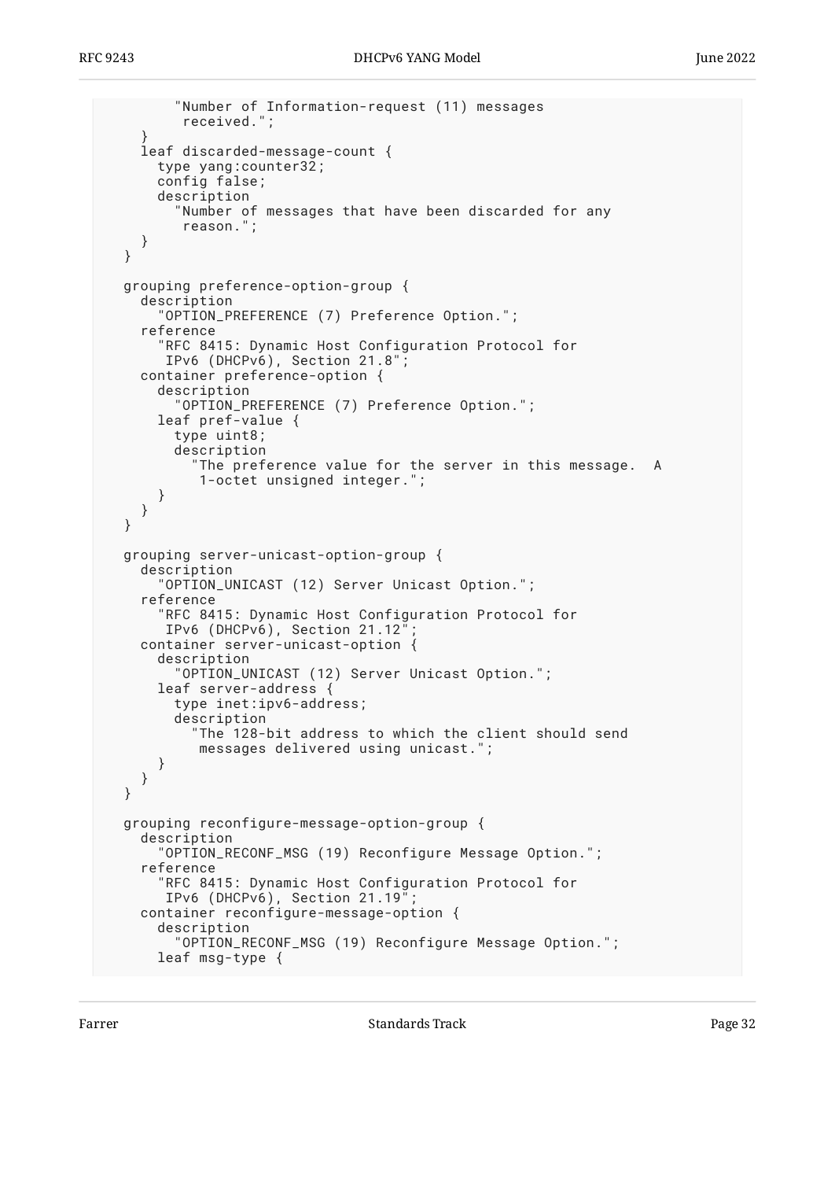```
        "Number of Information-request (11) messages
         received.";
    }
    leaf discarded-message-count {
      type yang:counter32;
      config false;
      description
        "Number of messages that have been discarded for any
         reason.";
    }
  }

  grouping preference-option-group {
    description
      "OPTION_PREFERENCE (7) Preference Option.";
    reference
      "RFC 8415: Dynamic Host Configuration Protocol for
       IPv6 (DHCPv6), Section 21.8";
    container preference-option {
      description
        "OPTION_PREFERENCE (7) Preference Option.";
      leaf pref-value {
        type uint8;
        description
          "The preference value for the server in this message.  A
           1-octet unsigned integer.";
      }
    }
  }

  grouping server-unicast-option-group {
    description
      "OPTION_UNICAST (12) Server Unicast Option.";
    reference
      "RFC 8415: Dynamic Host Configuration Protocol for
       IPv6 (DHCPv6), Section 21.12";
    container server-unicast-option {
      description
        "OPTION_UNICAST (12) Server Unicast Option.";
      leaf server-address {
        type inet:ipv6-address;
        description
          "The 128-bit address to which the client should send
           messages delivered using unicast.";
      }
    }
  }

  grouping reconfigure-message-option-group {
    description
      "OPTION_RECONF_MSG (19) Reconfigure Message Option.";
    reference
      "RFC 8415: Dynamic Host Configuration Protocol for
       IPv6 (DHCPv6), Section 21.19";
    container reconfigure-message-option {
      description
        "OPTION_RECONF_MSG (19) Reconfigure Message Option.";
      leaf msg-type {
```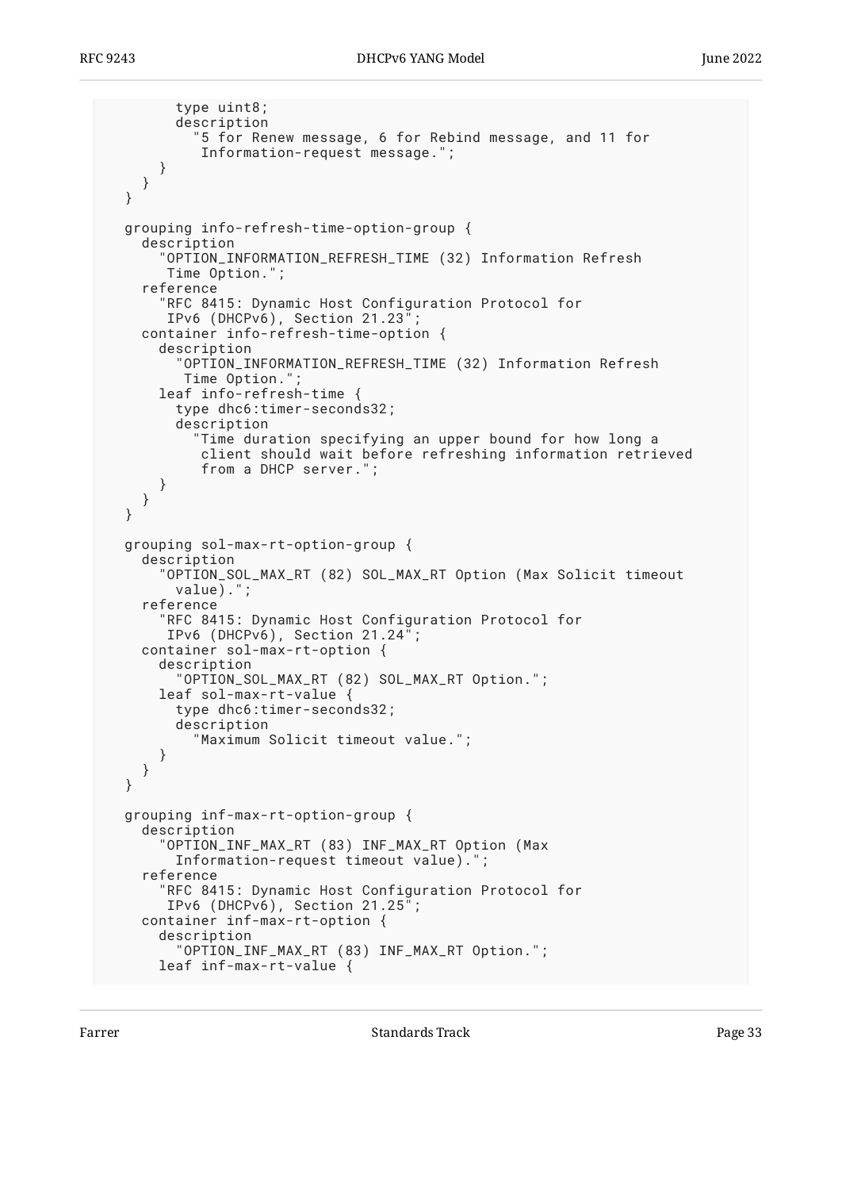```
        type uint8;
        description
          "5 for Renew message, 6 for Rebind message, and 11 for
           Information-request message.";
      }
    }
  }

  grouping info-refresh-time-option-group {
    description
      "OPTION_INFORMATION_REFRESH_TIME (32) Information Refresh
       Time Option.";
    reference
      "RFC 8415: Dynamic Host Configuration Protocol for
       IPv6 (DHCPv6), Section 21.23";
    container info-refresh-time-option {
      description
        "OPTION_INFORMATION_REFRESH_TIME (32) Information Refresh
         Time Option.";
      leaf info-refresh-time {
        type dhc6:timer-seconds32;
        description
          "Time duration specifying an upper bound for how long a
           client should wait before refreshing information retrieved
           from a DHCP server.";
      }
    }
  }

  grouping sol-max-rt-option-group {
    description
      "OPTION_SOL_MAX_RT (82) SOL_MAX_RT Option (Max Solicit timeout
        value).";
    reference
      "RFC 8415: Dynamic Host Configuration Protocol for
       IPv6 (DHCPv6), Section 21.24";
    container sol-max-rt-option {
      description
        "OPTION_SOL_MAX_RT (82) SOL_MAX_RT Option.";
      leaf sol-max-rt-value {
        type dhc6:timer-seconds32;
        description
          "Maximum Solicit timeout value.";
      }
    }
  }

  grouping inf-max-rt-option-group {
    description
      "OPTION_INF_MAX_RT (83) INF_MAX_RT Option (Max
        Information-request timeout value).";
    reference
      "RFC 8415: Dynamic Host Configuration Protocol for
       IPv6 (DHCPv6), Section 21.25";
    container inf-max-rt-option {
      description
        "OPTION_INF_MAX_RT (83) INF_MAX_RT Option.";
      leaf inf-max-rt-value {
```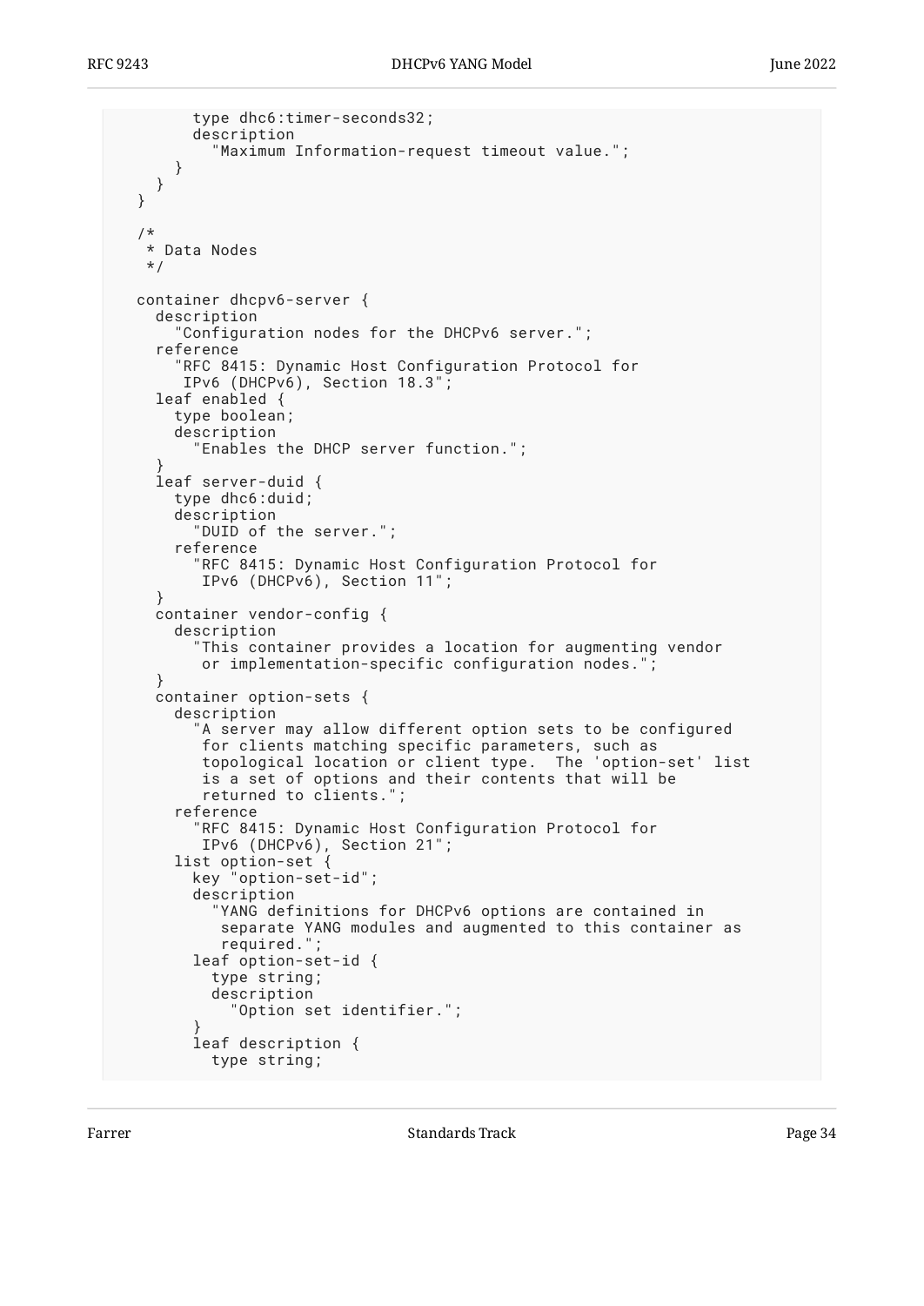```
        type dhc6:timer-seconds32;
        description
          "Maximum Information-request timeout value.";
      }
    }
  }

  /*
   * Data Nodes
   */

  container dhcpv6-server {
    description
      "Configuration nodes for the DHCPv6 server.";
    reference
      "RFC 8415: Dynamic Host Configuration Protocol for
       IPv6 (DHCPv6), Section 18.3";
    leaf enabled {
      type boolean;
      description
        "Enables the DHCP server function.";
    }
    leaf server-duid {
      type dhc6:duid;
      description
        "DUID of the server.";
      reference
        "RFC 8415: Dynamic Host Configuration Protocol for
         IPv6 (DHCPv6), Section 11";
    }
    container vendor-config {
      description
        "This container provides a location for augmenting vendor
         or implementation-specific configuration nodes.";
    }
    container option-sets {
      description
        "A server may allow different option sets to be configured
         for clients matching specific parameters, such as
         topological location or client type.  The 'option-set' list
         is a set of options and their contents that will be
         returned to clients.";
      reference
        "RFC 8415: Dynamic Host Configuration Protocol for
         IPv6 (DHCPv6), Section 21";
      list option-set {
        key "option-set-id";
        description
          "YANG definitions for DHCPv6 options are contained in
           separate YANG modules and augmented to this container as
           required.";
        leaf option-set-id {
          type string;
          description
            "Option set identifier.";
        }
        leaf description {
          type string;
```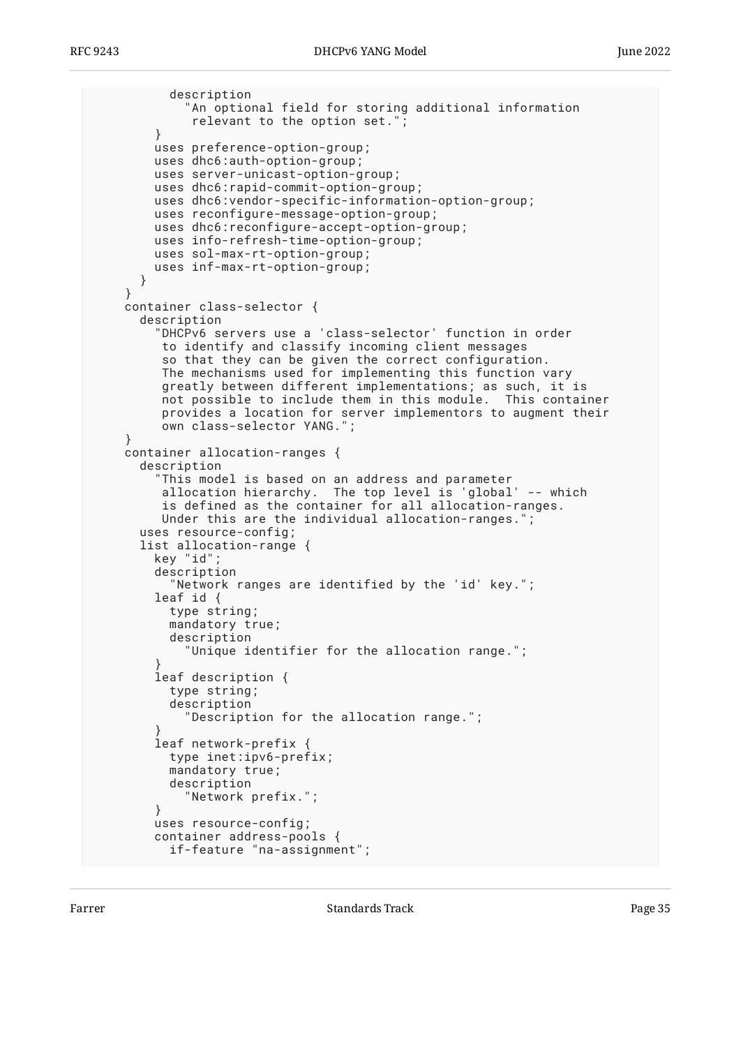```
          description
            "An optional field for storing additional information
             relevant to the option set.";
        }
        uses preference-option-group;
        uses dhc6:auth-option-group;
        uses server-unicast-option-group;
        uses dhc6:rapid-commit-option-group;
        uses dhc6:vendor-specific-information-option-group;
        uses reconfigure-message-option-group;
        uses dhc6:reconfigure-accept-option-group;
        uses info-refresh-time-option-group;
        uses sol-max-rt-option-group;
        uses inf-max-rt-option-group;
      }
    }
    container class-selector {
      description
        "DHCPv6 servers use a 'class-selector' function in order
         to identify and classify incoming client messages
         so that they can be given the correct configuration.
         The mechanisms used for implementing this function vary
         greatly between different implementations; as such, it is
         not possible to include them in this module.  This container
         provides a location for server implementors to augment their
         own class-selector YANG.";
    }
    container allocation-ranges {
      description
        "This model is based on an address and parameter
         allocation hierarchy.  The top level is 'global' -- which
         is defined as the container for all allocation-ranges.
         Under this are the individual allocation-ranges.";
      uses resource-config;
      list allocation-range {
        key "id";
        description
          "Network ranges are identified by the 'id' key.";
        leaf id {
          type string;
          mandatory true;
          description
            "Unique identifier for the allocation range.";
        }
        leaf description {
          type string;
          description
            "Description for the allocation range.";
        }
        leaf network-prefix {
          type inet:ipv6-prefix;
          mandatory true;
          description
            "Network prefix.";
        }
        uses resource-config;
        container address-pools {
          if-feature "na-assignment";
```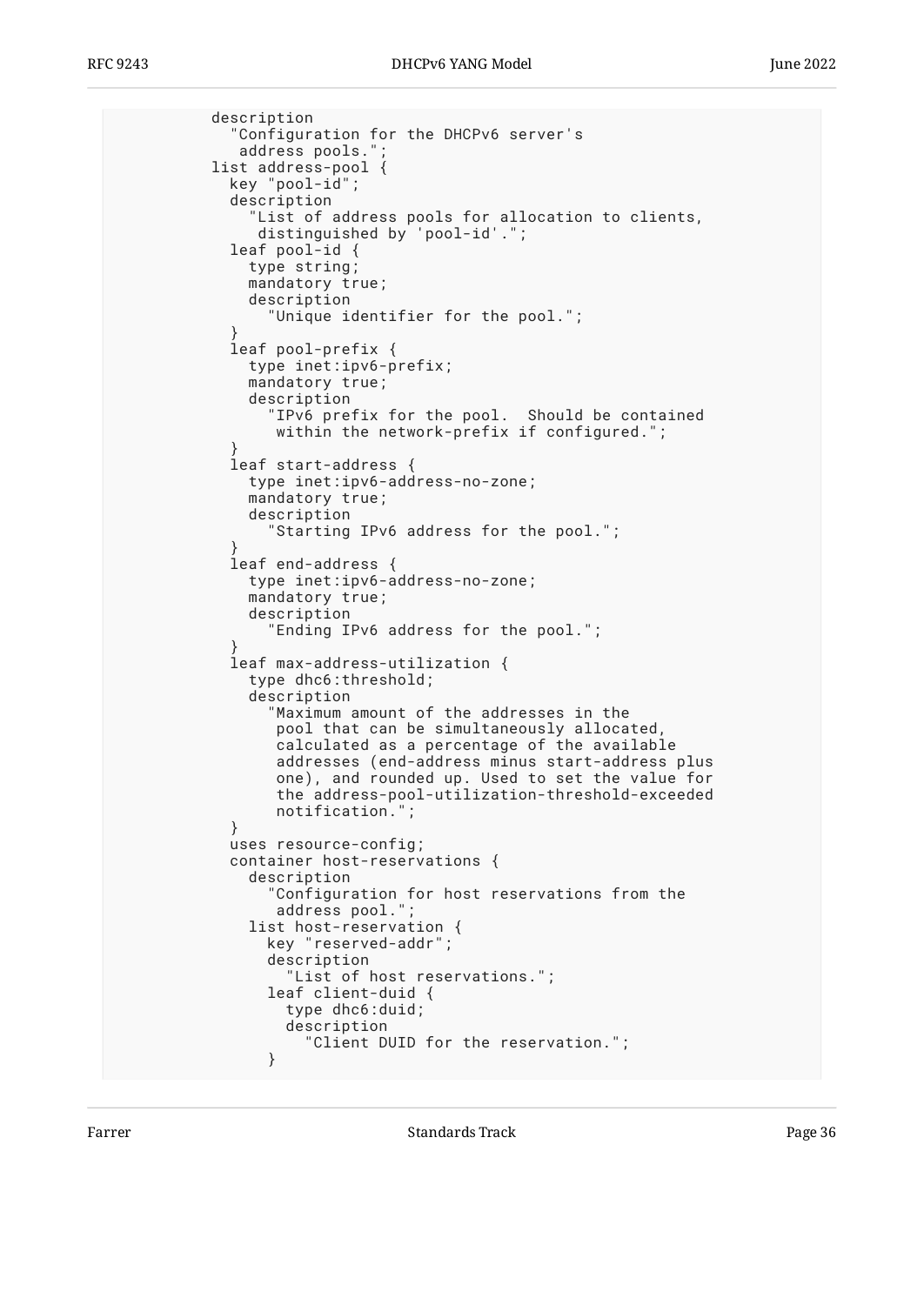```
          description
            "Configuration for the DHCPv6 server's
             address pools.";
          list address-pool {
            key "pool-id";
            description
              "List of address pools for allocation to clients,
               distinguished by 'pool-id'.";
            leaf pool-id {
              type string;
              mandatory true;
              description
                "Unique identifier for the pool.";
            }
            leaf pool-prefix {
              type inet:ipv6-prefix;
              mandatory true;
              description
                "IPv6 prefix for the pool.  Should be contained
                 within the network-prefix if configured.";
            }
            leaf start-address {
              type inet:ipv6-address-no-zone;
              mandatory true;
              description
                "Starting IPv6 address for the pool.";
            }
            leaf end-address {
              type inet:ipv6-address-no-zone;
              mandatory true;
              description
                "Ending IPv6 address for the pool.";
            }
            leaf max-address-utilization {
              type dhc6:threshold;
              description
                "Maximum amount of the addresses in the
                 pool that can be simultaneously allocated,
                 calculated as a percentage of the available
                 addresses (end-address minus start-address plus
                 one), and rounded up. Used to set the value for
                 the address-pool-utilization-threshold-exceeded
                 notification.";
            }
            uses resource-config;
            container host-reservations {
              description
                "Configuration for host reservations from the
                 address pool.";
              list host-reservation {
                key "reserved-addr";
                description
                  "List of host reservations.";
                leaf client-duid {
                  type dhc6:duid;
                  description
                    "Client DUID for the reservation.";
                }
```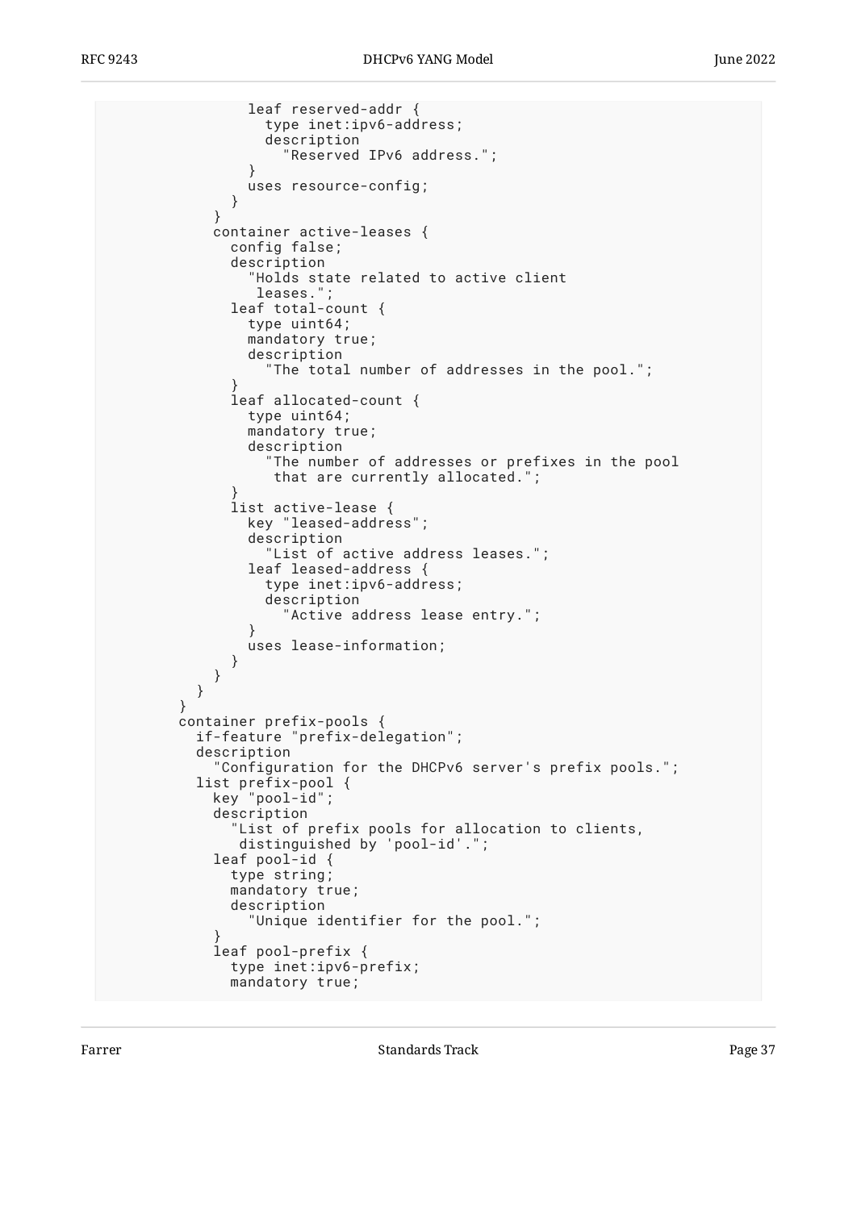```
                leaf reserved-addr {
                  type inet:ipv6-address;
                  description
                    "Reserved IPv6 address.";
                }
                uses resource-config;
              }
            }
            container active-leases {
              config false;
              description
                "Holds state related to active client
                 leases.";
              leaf total-count {
                type uint64;
                mandatory true;
                description
                  "The total number of addresses in the pool.";
              }
              leaf allocated-count {
                type uint64;
                mandatory true;
                description
                  "The number of addresses or prefixes in the pool
                   that are currently allocated.";
              }
              list active-lease {
                key "leased-address";
                description
                  "List of active address leases.";
                leaf leased-address {
                  type inet:ipv6-address;
                  description
                    "Active address lease entry.";
                }
                uses lease-information;
              }
            }
          }
        }
        container prefix-pools {
          if-feature "prefix-delegation";
          description
            "Configuration for the DHCPv6 server's prefix pools.";
          list prefix-pool {
            key "pool-id";
            description
              "List of prefix pools for allocation to clients,
               distinguished by 'pool-id'.";
            leaf pool-id {
              type string;
              mandatory true;
              description
                "Unique identifier for the pool.";
            }
            leaf pool-prefix {
              type inet:ipv6-prefix;
              mandatory true;
```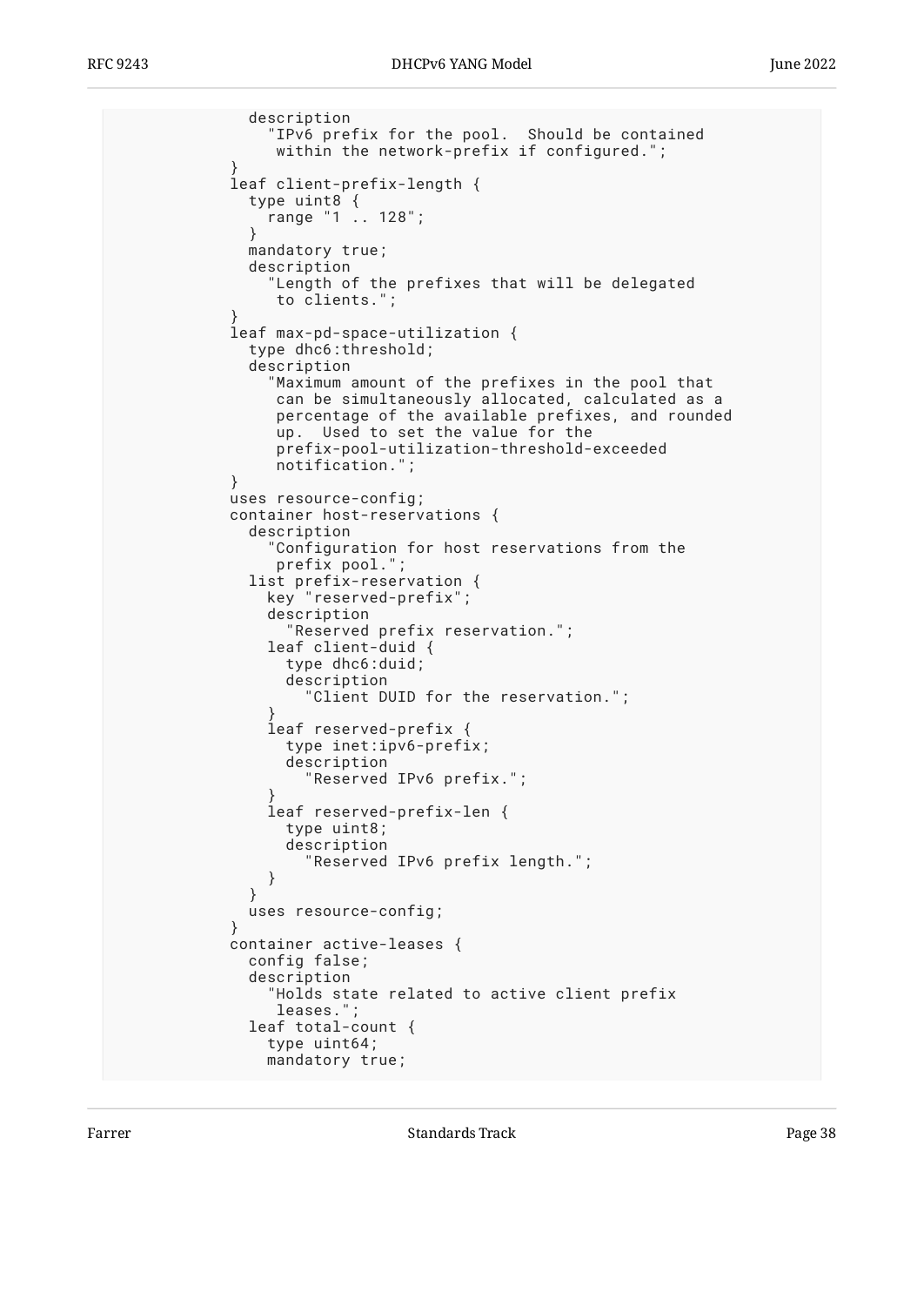```
              description
                "IPv6 prefix for the pool.  Should be contained
                 within the network-prefix if configured.";
            }
            leaf client-prefix-length {
              type uint8 {
                range "1 .. 128";
              }
              mandatory true;
              description
                "Length of the prefixes that will be delegated
                 to clients.";
            }
            leaf max-pd-space-utilization {
              type dhc6:threshold;
              description
                "Maximum amount of the prefixes in the pool that
                 can be simultaneously allocated, calculated as a
                 percentage of the available prefixes, and rounded
                 up.  Used to set the value for the
                 prefix-pool-utilization-threshold-exceeded
                 notification.";
            }
            uses resource-config;
            container host-reservations {
              description
                "Configuration for host reservations from the
                 prefix pool.";
              list prefix-reservation {
                key "reserved-prefix";
                description
                  "Reserved prefix reservation.";
                leaf client-duid {
                  type dhc6:duid;
                  description
                    "Client DUID for the reservation.";
                }
                leaf reserved-prefix {
                  type inet:ipv6-prefix;
                  description
                    "Reserved IPv6 prefix.";
                }
                leaf reserved-prefix-len {
                  type uint8;
                  description
                    "Reserved IPv6 prefix length.";
                }
              }
              uses resource-config;
            }
            container active-leases {
              config false;
              description
                "Holds state related to active client prefix
                 leases.";
              leaf total-count {
                type uint64;
                mandatory true;
```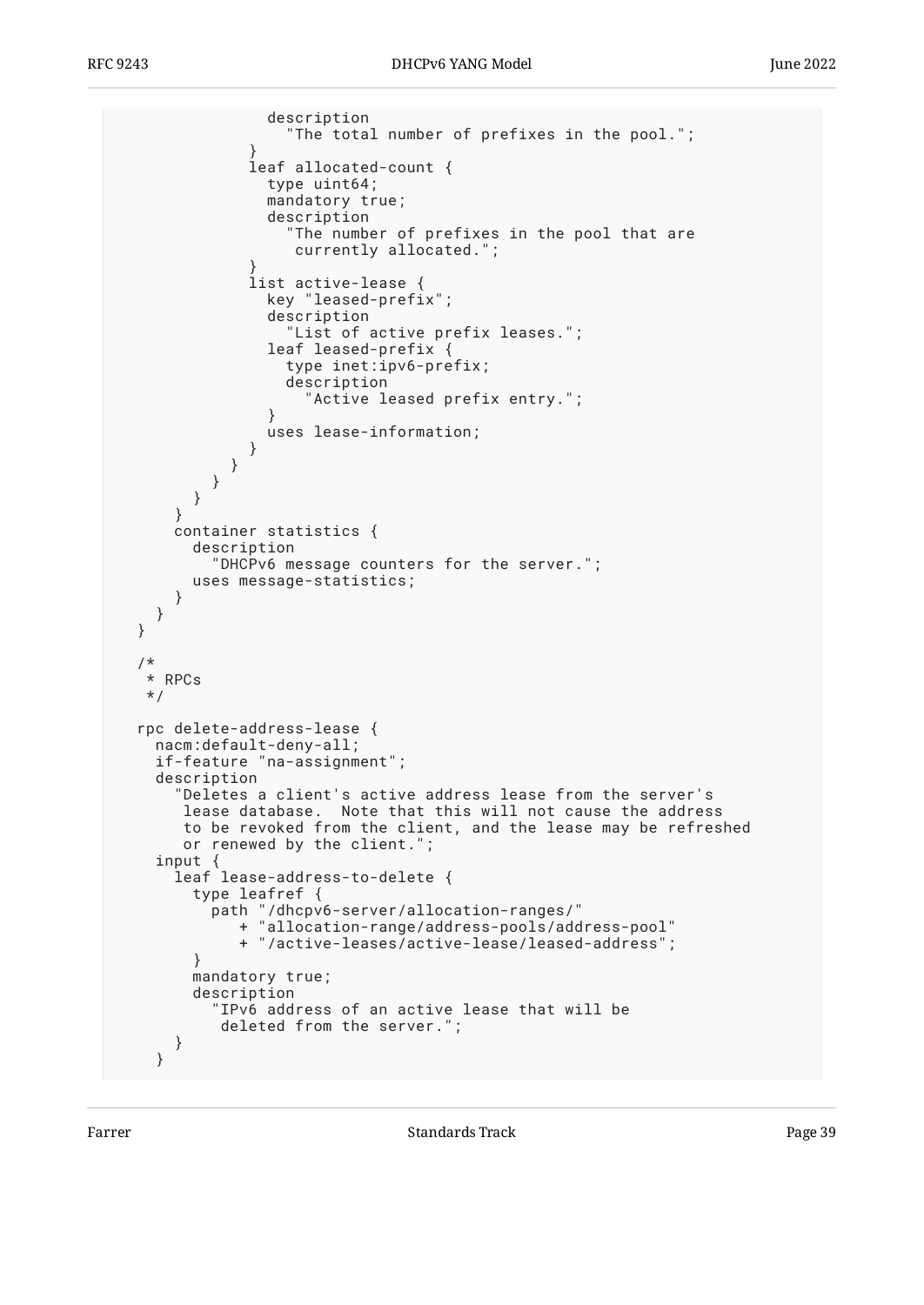```
                description
                  "The total number of prefixes in the pool.";
              }
              leaf allocated-count {
                type uint64;
                mandatory true;
                description
                  "The number of prefixes in the pool that are
                   currently allocated.";
              }
              list active-lease {
                key "leased-prefix";
                description
                  "List of active prefix leases.";
                leaf leased-prefix {
                  type inet:ipv6-prefix;
                  description
                    "Active leased prefix entry.";
                }
                uses lease-information;
              }
            }
          }
        }
      }
      container statistics {
        description
          "DHCPv6 message counters for the server.";
        uses message-statistics;
      }
    }
  }

  /*
   * RPCs
   */

  rpc delete-address-lease {
    nacm:default-deny-all;
    if-feature "na-assignment";
    description
      "Deletes a client's active address lease from the server's
       lease database.  Note that this will not cause the address
       to be revoked from the client, and the lease may be refreshed
       or renewed by the client.";
    input {
      leaf lease-address-to-delete {
        type leafref {
          path "/dhcpv6-server/allocation-ranges/"
             + "allocation-range/address-pools/address-pool"
             + "/active-leases/active-lease/leased-address";
        }
        mandatory true;
        description
          "IPv6 address of an active lease that will be
           deleted from the server.";
      }
    }
```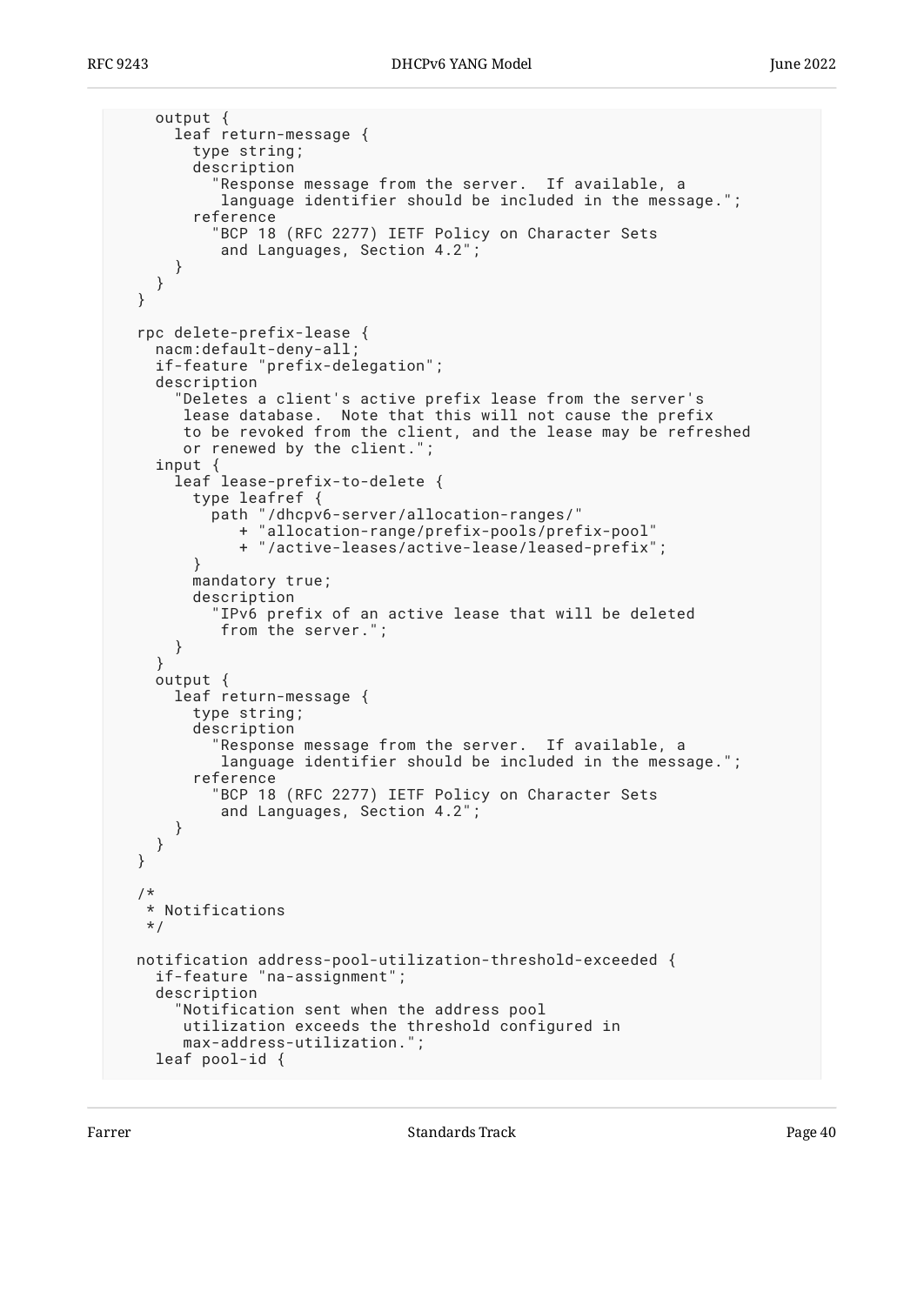```
      output {
        leaf return-message {
          type string;
          description
            "Response message from the server.  If available, a
             language identifier should be included in the message.";
          reference
            "BCP 18 (RFC 2277) IETF Policy on Character Sets
             and Languages, Section 4.2";
        }
      }
    }

    rpc delete-prefix-lease {
      nacm:default-deny-all;
      if-feature "prefix-delegation";
      description
        "Deletes a client's active prefix lease from the server's
         lease database.  Note that this will not cause the prefix
         to be revoked from the client, and the lease may be refreshed
         or renewed by the client.";
      input {
        leaf lease-prefix-to-delete {
          type leafref {
            path "/dhcpv6-server/allocation-ranges/"
               + "allocation-range/prefix-pools/prefix-pool"
               + "/active-leases/active-lease/leased-prefix";
          }
          mandatory true;
          description
            "IPv6 prefix of an active lease that will be deleted
             from the server.";
        }
      }
      output {
        leaf return-message {
          type string;
          description
            "Response message from the server.  If available, a
             language identifier should be included in the message.";
          reference
            "BCP 18 (RFC 2277) IETF Policy on Character Sets
             and Languages, Section 4.2";
        }
      }
    }

    /*
     * Notifications
     */

    notification address-pool-utilization-threshold-exceeded {
      if-feature "na-assignment";
      description
        "Notification sent when the address pool
         utilization exceeds the threshold configured in
         max-address-utilization.";
      leaf pool-id {
```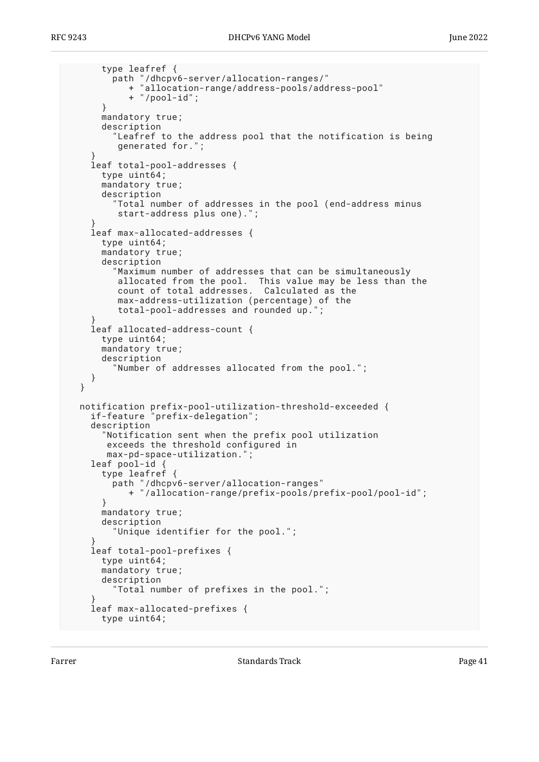```
      type leafref {
        path "/dhcpv6-server/allocation-ranges/"
           + "allocation-range/address-pools/address-pool"
           + "/pool-id";
      }
      mandatory true;
      description
        "Leafref to the address pool that the notification is being
         generated for.";
    }
    leaf total-pool-addresses {
      type uint64;
      mandatory true;
      description
        "Total number of addresses in the pool (end-address minus
         start-address plus one).";
    }
    leaf max-allocated-addresses {
      type uint64;
      mandatory true;
      description
        "Maximum number of addresses that can be simultaneously
         allocated from the pool.  This value may be less than the
         count of total addresses.  Calculated as the
         max-address-utilization (percentage) of the
         total-pool-addresses and rounded up.";
    }
    leaf allocated-address-count {
      type uint64;
      mandatory true;
      description
        "Number of addresses allocated from the pool.";
    }
  }

  notification prefix-pool-utilization-threshold-exceeded {
    if-feature "prefix-delegation";
    description
      "Notification sent when the prefix pool utilization
       exceeds the threshold configured in
       max-pd-space-utilization.";
    leaf pool-id {
      type leafref {
        path "/dhcpv6-server/allocation-ranges"
           + "/allocation-range/prefix-pools/prefix-pool/pool-id";
      }
      mandatory true;
      description
        "Unique identifier for the pool.";
    }
    leaf total-pool-prefixes {
      type uint64;
      mandatory true;
      description
        "Total number of prefixes in the pool.";
    }
    leaf max-allocated-prefixes {
      type uint64;
```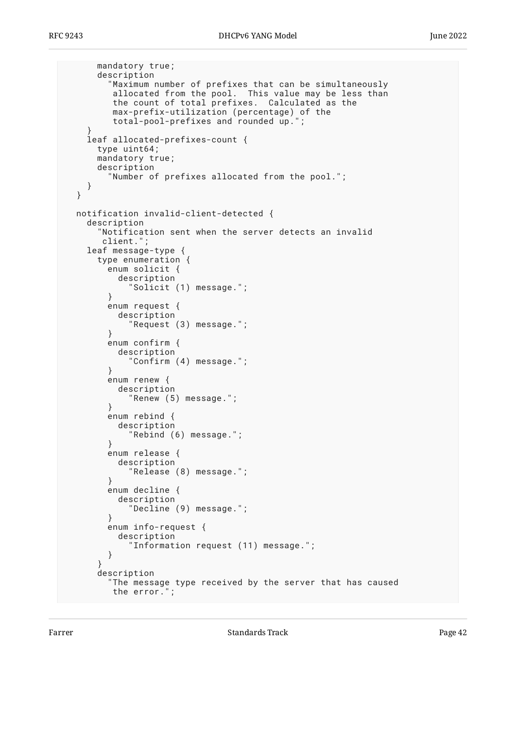```
        mandatory true;
        description
          "Maximum number of prefixes that can be simultaneously
           allocated from the pool.  This value may be less than
           the count of total prefixes.  Calculated as the
           max-prefix-utilization (percentage) of the
           total-pool-prefixes and rounded up.";
      }
      leaf allocated-prefixes-count {
        type uint64;
        mandatory true;
        description
          "Number of prefixes allocated from the pool.";
      }
    }

    notification invalid-client-detected {
      description
        "Notification sent when the server detects an invalid
         client.";
      leaf message-type {
        type enumeration {
          enum solicit {
            description
              "Solicit (1) message.";
          }
          enum request {
            description
              "Request (3) message.";
          }
          enum confirm {
            description
              "Confirm (4) message.";
          }
          enum renew {
            description
              "Renew (5) message.";
          }
          enum rebind {
            description
              "Rebind (6) message.";
          }
          enum release {
            description
              "Release (8) message.";
          }
          enum decline {
            description
              "Decline (9) message.";
          }
          enum info-request {
            description
              "Information request (11) message.";
          }
        }
        description
          "The message type received by the server that has caused
           the error.";
```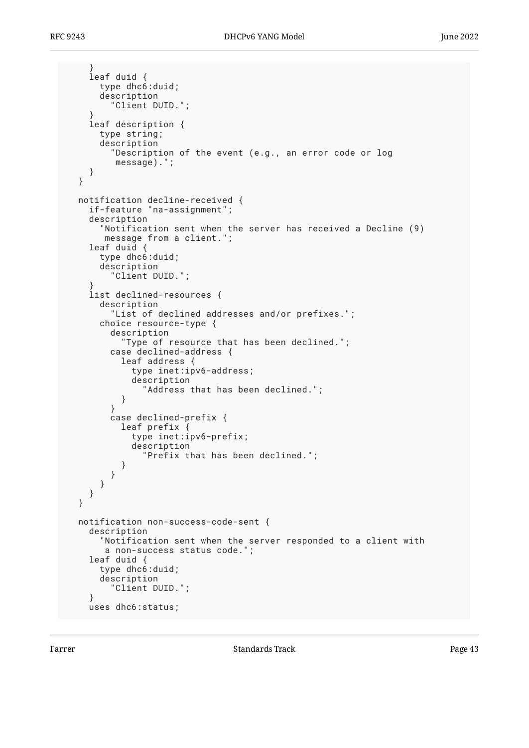```
      }
      leaf duid {
        type dhc6:duid;
        description
          "Client DUID.";
      }
      leaf description {
        type string;
        description
          "Description of the event (e.g., an error code or log
           message).";
      }
    }

    notification decline-received {
      if-feature "na-assignment";
      description
        "Notification sent when the server has received a Decline (9)
         message from a client.";
      leaf duid {
        type dhc6:duid;
        description
          "Client DUID.";
      }
      list declined-resources {
        description
          "List of declined addresses and/or prefixes.";
        choice resource-type {
          description
            "Type of resource that has been declined.";
          case declined-address {
            leaf address {
              type inet:ipv6-address;
              description
                "Address that has been declined.";
            }
          }
          case declined-prefix {
            leaf prefix {
              type inet:ipv6-prefix;
              description
                "Prefix that has been declined.";
            }
          }
        }
      }
    }

    notification non-success-code-sent {
      description
        "Notification sent when the server responded to a client with
         a non-success status code.";
      leaf duid {
        type dhc6:duid;
        description
          "Client DUID.";
      }
      uses dhc6:status;
```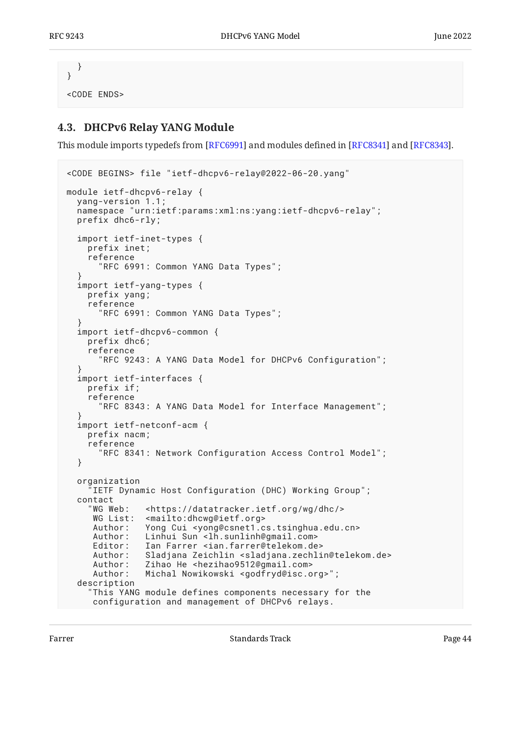```
    }
}

<CODE ENDS>
```

### 4.3. DHCPv6 Relay YANG Module

This module imports typedefs from [RFC6991] and modules defined in [RFC8341] and [RFC8343].

```
<CODE BEGINS> file "ietf-dhcpv6-relay@2022-06-20.yang"

module ietf-dhcpv6-relay {
  yang-version 1.1;
  namespace "urn:ietf:params:xml:ns:yang:ietf-dhcpv6-relay";
  prefix dhc6-rly;

  import ietf-inet-types {
    prefix inet;
    reference
      "RFC 6991: Common YANG Data Types";
  }
  import ietf-yang-types {
    prefix yang;
    reference
      "RFC 6991: Common YANG Data Types";
  }
  import ietf-dhcpv6-common {
    prefix dhc6;
    reference
      "RFC 9243: A YANG Data Model for DHCPv6 Configuration";
  }
  import ietf-interfaces {
    prefix if;
    reference
      "RFC 8343: A YANG Data Model for Interface Management";
  }
  import ietf-netconf-acm {
    prefix nacm;
    reference
      "RFC 8341: Network Configuration Access Control Model";
  }

  organization
    "IETF Dynamic Host Configuration (DHC) Working Group";
  contact
    "WG Web:   <https://datatracker.ietf.org/wg/dhc/>
     WG List:  <mailto:dhcwg@ietf.org>
     Author:   Yong Cui <yong@csnet1.cs.tsinghua.edu.cn>
     Author:   Linhui Sun <lh.sunlinh@gmail.com>
     Editor:   Ian Farrer <ian.farrer@telekom.de>
     Author:   Sladjana Zeichlin <sladjana.zechlin@telekom.de>
     Author:   Zihao He <hezihao9512@gmail.com>
     Author:   Michal Nowikowski <godfryd@isc.org>";
  description
    "This YANG module defines components necessary for the
     configuration and management of DHCPv6 relays.
```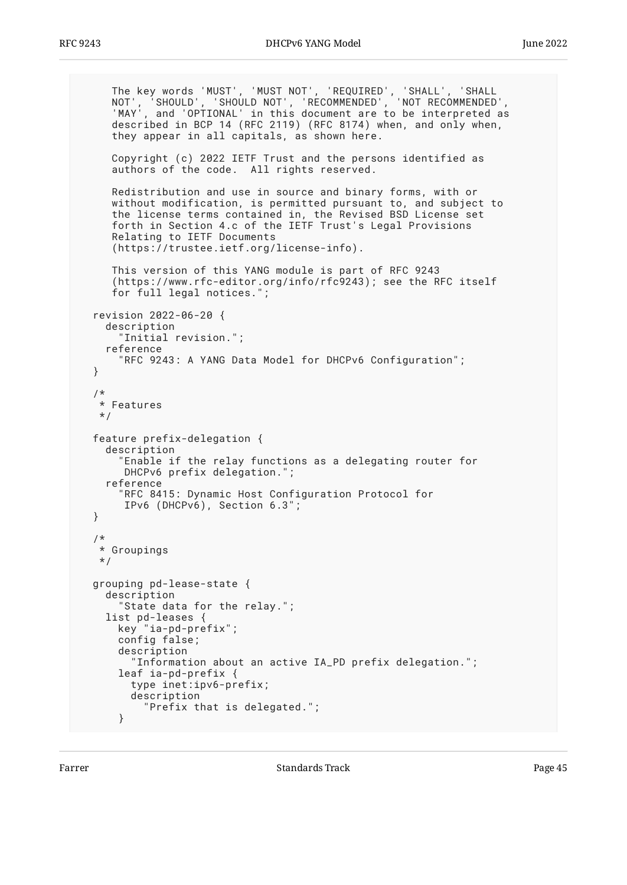```
     The key words 'MUST', 'MUST NOT', 'REQUIRED', 'SHALL', 'SHALL
     NOT', 'SHOULD', 'SHOULD NOT', 'RECOMMENDED', 'NOT RECOMMENDED',
     'MAY', and 'OPTIONAL' in this document are to be interpreted as
     described in BCP 14 (RFC 2119) (RFC 8174) when, and only when,
     they appear in all capitals, as shown here.

     Copyright (c) 2022 IETF Trust and the persons identified as
     authors of the code.  All rights reserved.

     Redistribution and use in source and binary forms, with or
     without modification, is permitted pursuant to, and subject to
     the license terms contained in, the Revised BSD License set
     forth in Section 4.c of the IETF Trust's Legal Provisions
     Relating to IETF Documents
     (https://trustee.ietf.org/license-info).

     This version of this YANG module is part of RFC 9243
     (https://www.rfc-editor.org/info/rfc9243); see the RFC itself
     for full legal notices.";

  revision 2022-06-20 {
    description
      "Initial revision.";
    reference
      "RFC 9243: A YANG Data Model for DHCPv6 Configuration";
  }

  /*
   * Features
   */

  feature prefix-delegation {
    description
      "Enable if the relay functions as a delegating router for
       DHCPv6 prefix delegation.";
    reference
      "RFC 8415: Dynamic Host Configuration Protocol for
       IPv6 (DHCPv6), Section 6.3";
  }

  /*
   * Groupings
   */

  grouping pd-lease-state {
    description
      "State data for the relay.";
    list pd-leases {
      key "ia-pd-prefix";
      config false;
      description
        "Information about an active IA_PD prefix delegation.";
      leaf ia-pd-prefix {
        type inet:ipv6-prefix;
        description
          "Prefix that is delegated.";
      }
```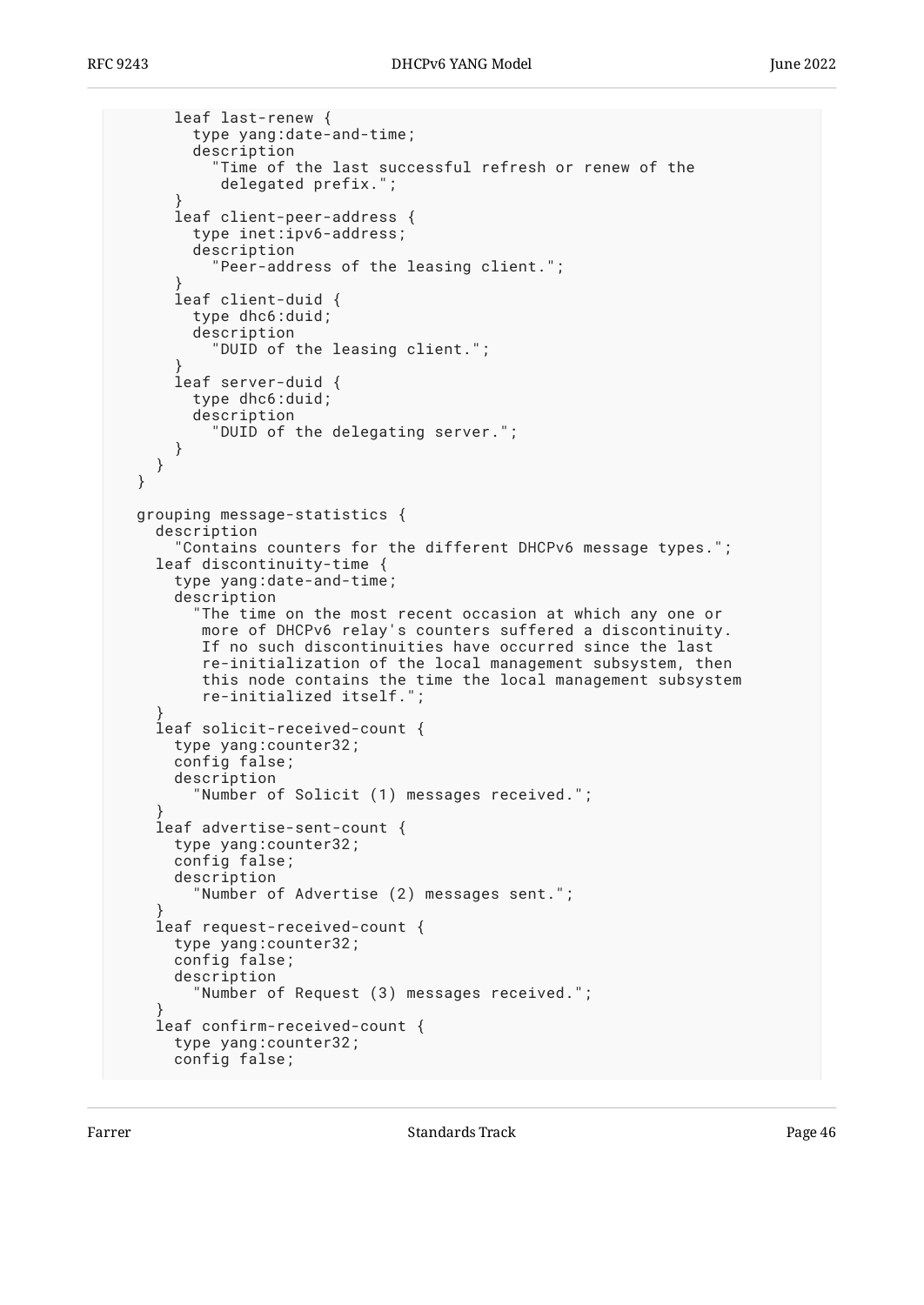```
      leaf last-renew {
        type yang:date-and-time;
        description
          "Time of the last successful refresh or renew of the
           delegated prefix.";
      }
      leaf client-peer-address {
        type inet:ipv6-address;
        description
          "Peer-address of the leasing client.";
      }
      leaf client-duid {
        type dhc6:duid;
        description
          "DUID of the leasing client.";
      }
      leaf server-duid {
        type dhc6:duid;
        description
          "DUID of the delegating server.";
      }
    }
  }

  grouping message-statistics {
    description
      "Contains counters for the different DHCPv6 message types.";
    leaf discontinuity-time {
      type yang:date-and-time;
      description
        "The time on the most recent occasion at which any one or
         more of DHCPv6 relay's counters suffered a discontinuity.
         If no such discontinuities have occurred since the last
         re-initialization of the local management subsystem, then
         this node contains the time the local management subsystem
         re-initialized itself.";
    }
    leaf solicit-received-count {
      type yang:counter32;
      config false;
      description
        "Number of Solicit (1) messages received.";
    }
    leaf advertise-sent-count {
      type yang:counter32;
      config false;
      description
        "Number of Advertise (2) messages sent.";
    }
    leaf request-received-count {
      type yang:counter32;
      config false;
      description
        "Number of Request (3) messages received.";
    }
    leaf confirm-received-count {
      type yang:counter32;
      config false;
```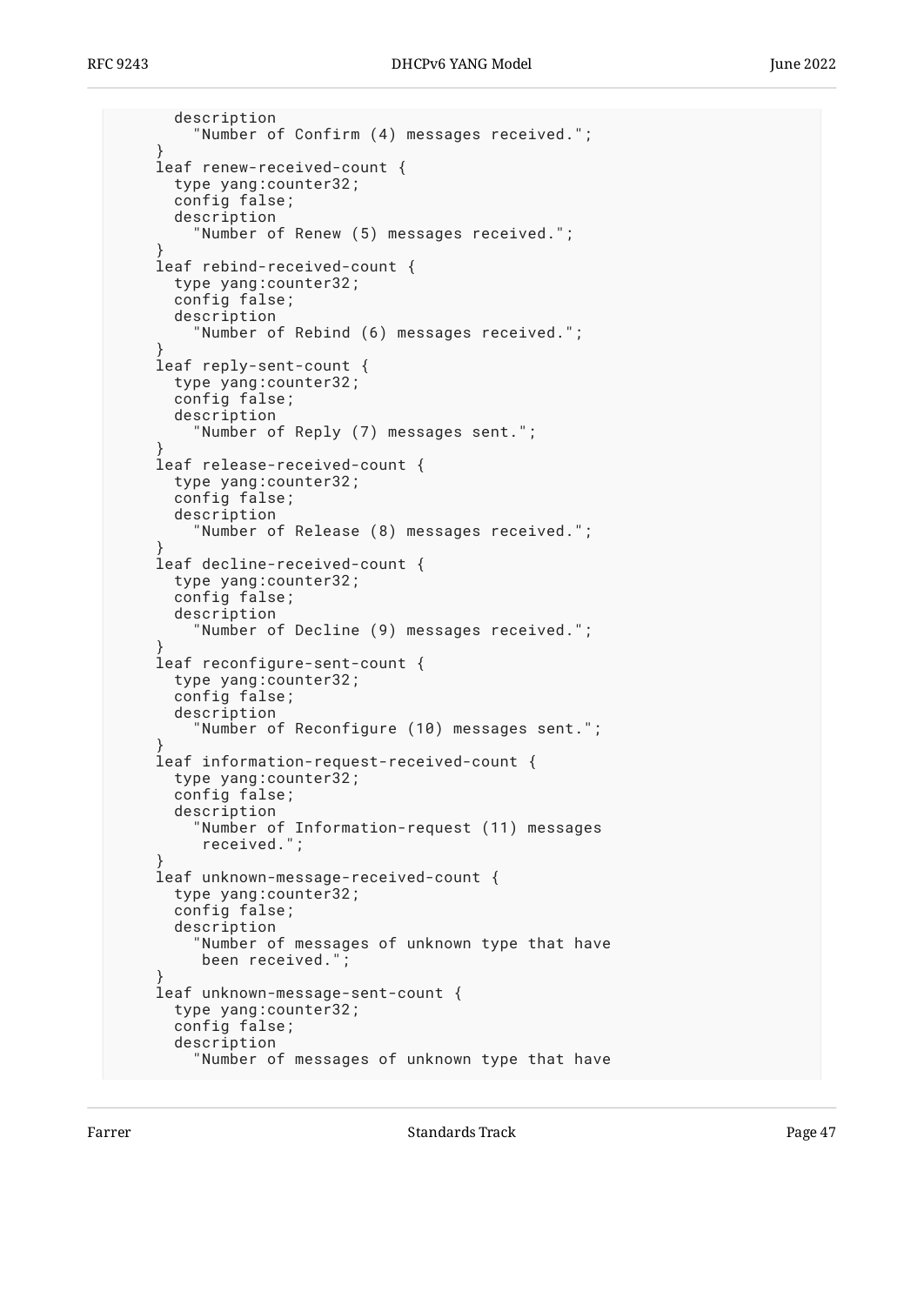```
        description
          "Number of Confirm (4) messages received.";
      }
      leaf renew-received-count {
        type yang:counter32;
        config false;
        description
          "Number of Renew (5) messages received.";
      }
      leaf rebind-received-count {
        type yang:counter32;
        config false;
        description
          "Number of Rebind (6) messages received.";
      }
      leaf reply-sent-count {
        type yang:counter32;
        config false;
        description
          "Number of Reply (7) messages sent.";
      }
      leaf release-received-count {
        type yang:counter32;
        config false;
        description
          "Number of Release (8) messages received.";
      }
      leaf decline-received-count {
        type yang:counter32;
        config false;
        description
          "Number of Decline (9) messages received.";
      }
      leaf reconfigure-sent-count {
        type yang:counter32;
        config false;
        description
          "Number of Reconfigure (10) messages sent.";
      }
      leaf information-request-received-count {
        type yang:counter32;
        config false;
        description
          "Number of Information-request (11) messages
           received.";
      }
      leaf unknown-message-received-count {
        type yang:counter32;
        config false;
        description
          "Number of messages of unknown type that have
           been received.";
      }
      leaf unknown-message-sent-count {
        type yang:counter32;
        config false;
        description
          "Number of messages of unknown type that have
```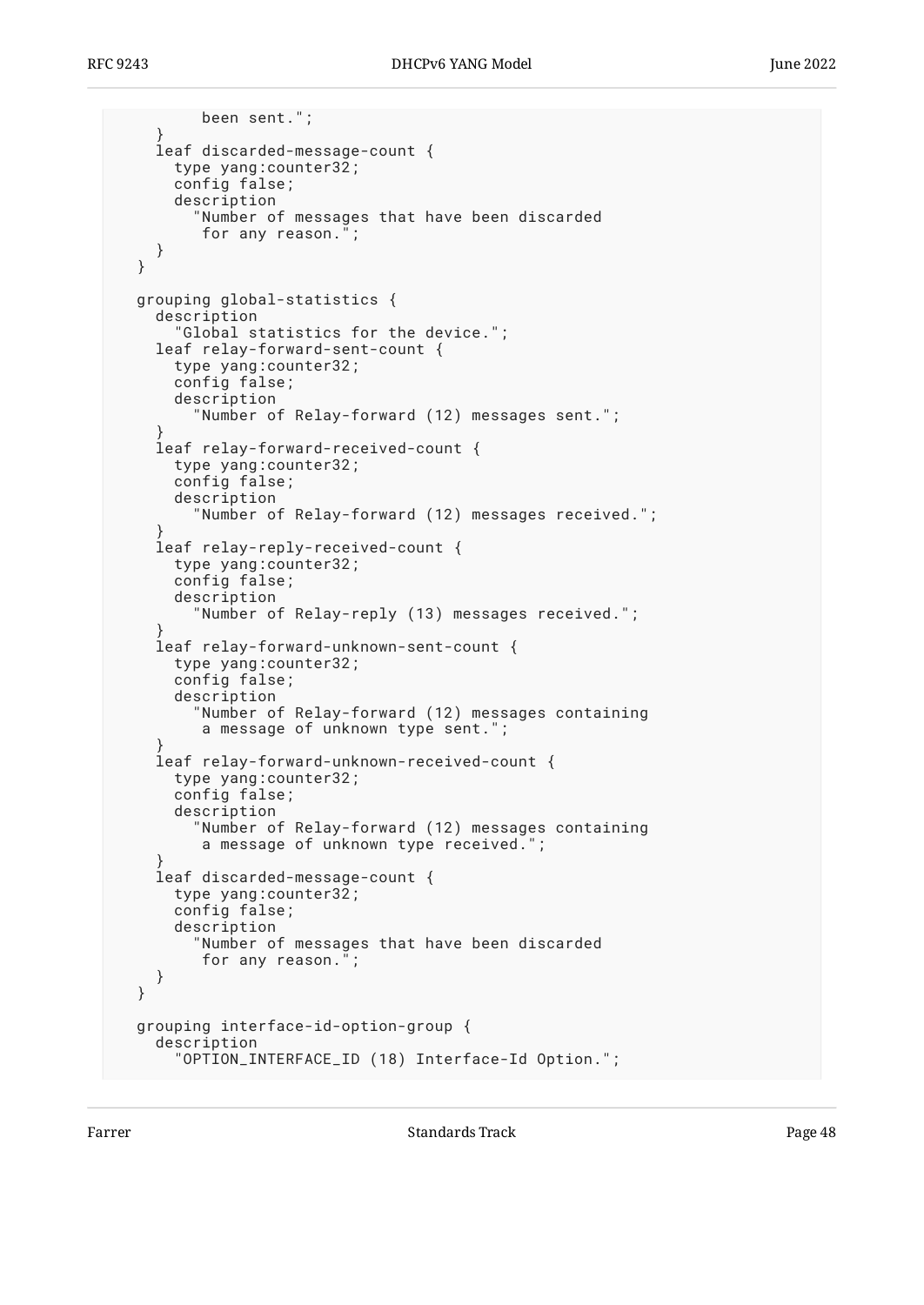```
          been sent.";
      }
      leaf discarded-message-count {
        type yang:counter32;
        config false;
        description
          "Number of messages that have been discarded
           for any reason.";
      }
    }

    grouping global-statistics {
      description
        "Global statistics for the device.";
      leaf relay-forward-sent-count {
        type yang:counter32;
        config false;
        description
          "Number of Relay-forward (12) messages sent.";
      }
      leaf relay-forward-received-count {
        type yang:counter32;
        config false;
        description
          "Number of Relay-forward (12) messages received.";
      }
      leaf relay-reply-received-count {
        type yang:counter32;
        config false;
        description
          "Number of Relay-reply (13) messages received.";
      }
      leaf relay-forward-unknown-sent-count {
        type yang:counter32;
        config false;
        description
          "Number of Relay-forward (12) messages containing
           a message of unknown type sent.";
      }
      leaf relay-forward-unknown-received-count {
        type yang:counter32;
        config false;
        description
          "Number of Relay-forward (12) messages containing
           a message of unknown type received.";
      }
      leaf discarded-message-count {
        type yang:counter32;
        config false;
        description
          "Number of messages that have been discarded
           for any reason.";
      }
    }

    grouping interface-id-option-group {
      description
        "OPTION_INTERFACE_ID (18) Interface-Id Option.";
```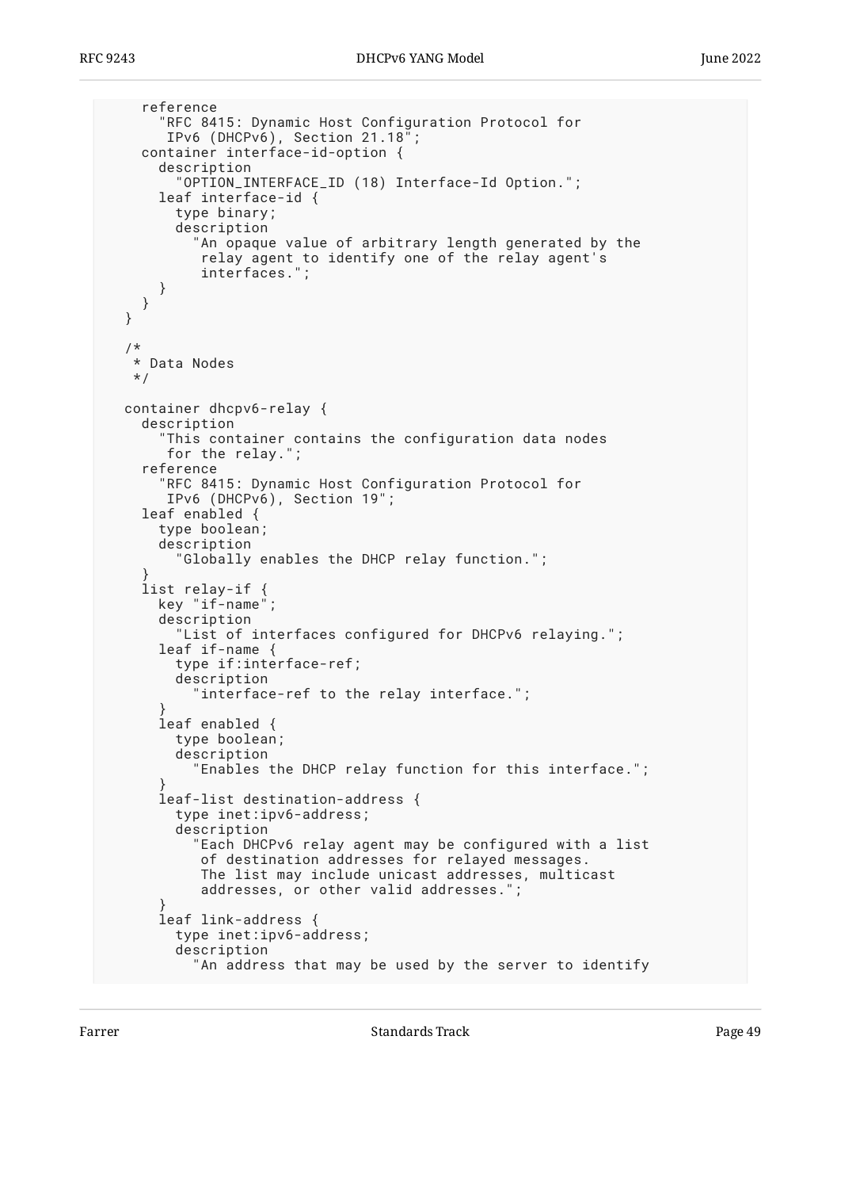```
    reference
      "RFC 8415: Dynamic Host Configuration Protocol for
       IPv6 (DHCPv6), Section 21.18";
    container interface-id-option {
      description
        "OPTION_INTERFACE_ID (18) Interface-Id Option.";
      leaf interface-id {
        type binary;
        description
          "An opaque value of arbitrary length generated by the
           relay agent to identify one of the relay agent's
           interfaces.";
      }
    }
  }

  /*
   * Data Nodes
   */

  container dhcpv6-relay {
    description
      "This container contains the configuration data nodes
       for the relay.";
    reference
      "RFC 8415: Dynamic Host Configuration Protocol for
       IPv6 (DHCPv6), Section 19";
    leaf enabled {
      type boolean;
      description
        "Globally enables the DHCP relay function.";
    }
    list relay-if {
      key "if-name";
      description
        "List of interfaces configured for DHCPv6 relaying.";
      leaf if-name {
        type if:interface-ref;
        description
          "interface-ref to the relay interface.";
      }
      leaf enabled {
        type boolean;
        description
          "Enables the DHCP relay function for this interface.";
      }
      leaf-list destination-address {
        type inet:ipv6-address;
        description
          "Each DHCPv6 relay agent may be configured with a list
           of destination addresses for relayed messages.
           The list may include unicast addresses, multicast
           addresses, or other valid addresses.";
      }
      leaf link-address {
        type inet:ipv6-address;
        description
          "An address that may be used by the server to identify
```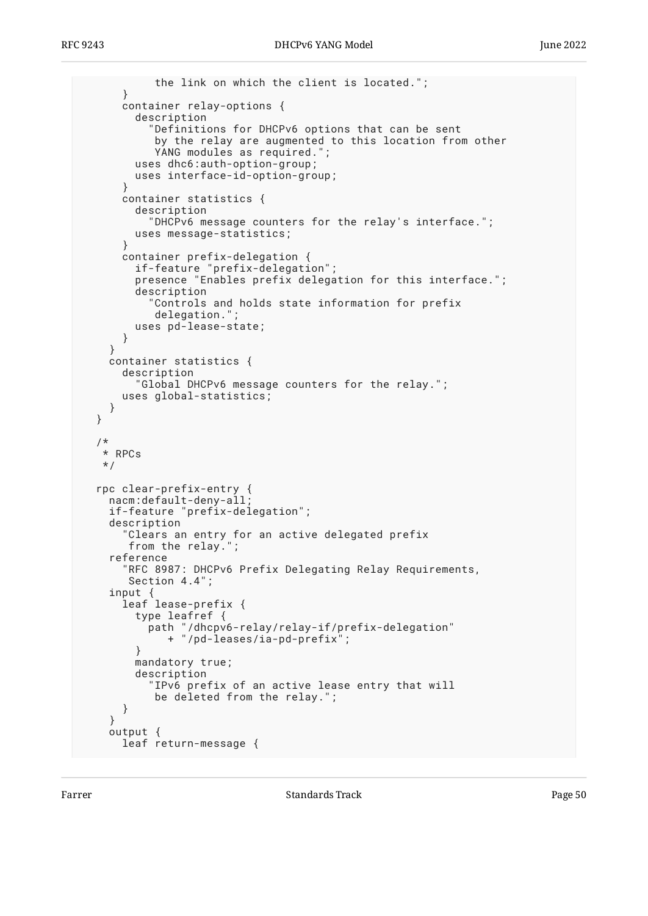```
            the link on which the client is located.";
      }
      container relay-options {
        description
          "Definitions for DHCPv6 options that can be sent
           by the relay are augmented to this location from other
           YANG modules as required.";
        uses dhc6:auth-option-group;
        uses interface-id-option-group;
      }
      container statistics {
        description
          "DHCPv6 message counters for the relay's interface.";
        uses message-statistics;
      }
      container prefix-delegation {
        if-feature "prefix-delegation";
        presence "Enables prefix delegation for this interface.";
        description
          "Controls and holds state information for prefix
           delegation.";
        uses pd-lease-state;
      }
    }
    container statistics {
      description
        "Global DHCPv6 message counters for the relay.";
      uses global-statistics;
    }
  }

  /*
   * RPCs
   */

  rpc clear-prefix-entry {
    nacm:default-deny-all;
    if-feature "prefix-delegation";
    description
      "Clears an entry for an active delegated prefix
       from the relay.";
    reference
      "RFC 8987: DHCPv6 Prefix Delegating Relay Requirements,
       Section 4.4";
    input {
      leaf lease-prefix {
        type leafref {
          path "/dhcpv6-relay/relay-if/prefix-delegation"
             + "/pd-leases/ia-pd-prefix";
        }
        mandatory true;
        description
          "IPv6 prefix of an active lease entry that will
           be deleted from the relay.";
      }
    }
    output {
      leaf return-message {
```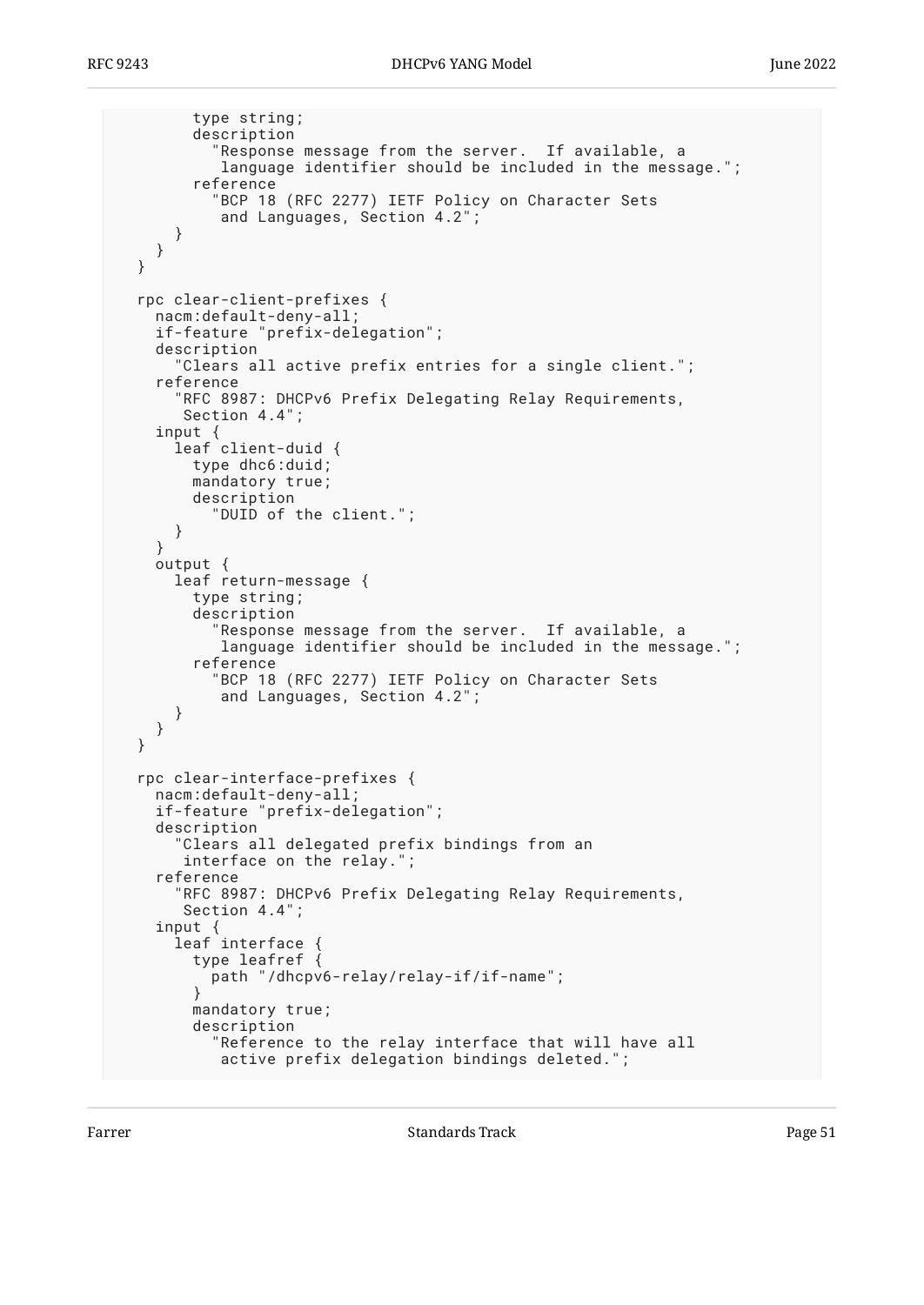```
        type string;
        description
          "Response message from the server.  If available, a
           language identifier should be included in the message.";
        reference
          "BCP 18 (RFC 2277) IETF Policy on Character Sets
           and Languages, Section 4.2";
      }
    }
  }

  rpc clear-client-prefixes {
    nacm:default-deny-all;
    if-feature "prefix-delegation";
    description
      "Clears all active prefix entries for a single client.";
    reference
      "RFC 8987: DHCPv6 Prefix Delegating Relay Requirements,
       Section 4.4";
    input {
      leaf client-duid {
        type dhc6:duid;
        mandatory true;
        description
          "DUID of the client.";
      }
    }
    output {
      leaf return-message {
        type string;
        description
          "Response message from the server.  If available, a
           language identifier should be included in the message.";
        reference
          "BCP 18 (RFC 2277) IETF Policy on Character Sets
           and Languages, Section 4.2";
      }
    }
  }

  rpc clear-interface-prefixes {
    nacm:default-deny-all;
    if-feature "prefix-delegation";
    description
      "Clears all delegated prefix bindings from an
       interface on the relay.";
    reference
      "RFC 8987: DHCPv6 Prefix Delegating Relay Requirements,
       Section 4.4";
    input {
      leaf interface {
        type leafref {
          path "/dhcpv6-relay/relay-if/if-name";
        }
        mandatory true;
        description
          "Reference to the relay interface that will have all
           active prefix delegation bindings deleted.";
```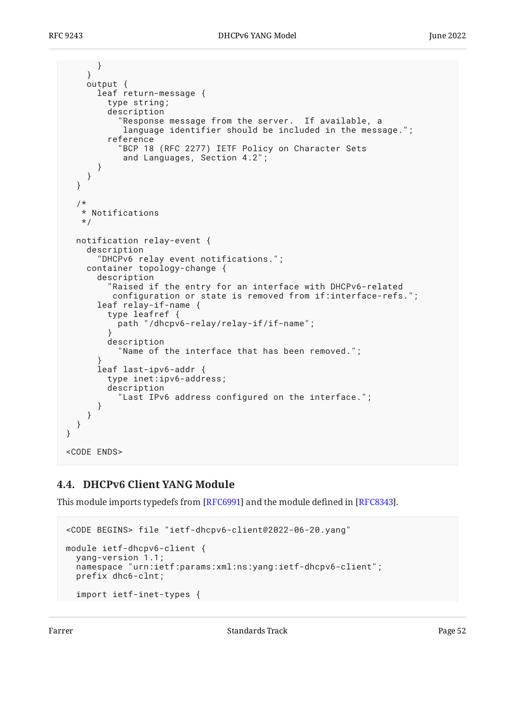```
      }
    }
    output {
      leaf return-message {
        type string;
        description
          "Response message from the server.  If available, a
           language identifier should be included in the message.";
        reference
          "BCP 18 (RFC 2277) IETF Policy on Character Sets
           and Languages, Section 4.2";
      }
    }
  }

  /*
   * Notifications
   */

  notification relay-event {
    description
      "DHCPv6 relay event notifications.";
    container topology-change {
      description
        "Raised if the entry for an interface with DHCPv6-related
         configuration or state is removed from if:interface-refs.";
      leaf relay-if-name {
        type leafref {
          path "/dhcpv6-relay/relay-if/if-name";
        }
        description
          "Name of the interface that has been removed.";
      }
      leaf last-ipv6-addr {
        type inet:ipv6-address;
        description
          "Last IPv6 address configured on the interface.";
      }
    }
  }
}

<CODE ENDS>
```

## 4.4. DHCPv6 Client YANG Module

This module imports typedefs from [RFC6991] and the module defined in [RFC8343].

```
<CODE BEGINS> file "ietf-dhcpv6-client@2022-06-20.yang"

module ietf-dhcpv6-client {
  yang-version 1.1;
  namespace "urn:ietf:params:xml:ns:yang:ietf-dhcpv6-client";
  prefix dhc6-clnt;

  import ietf-inet-types {
```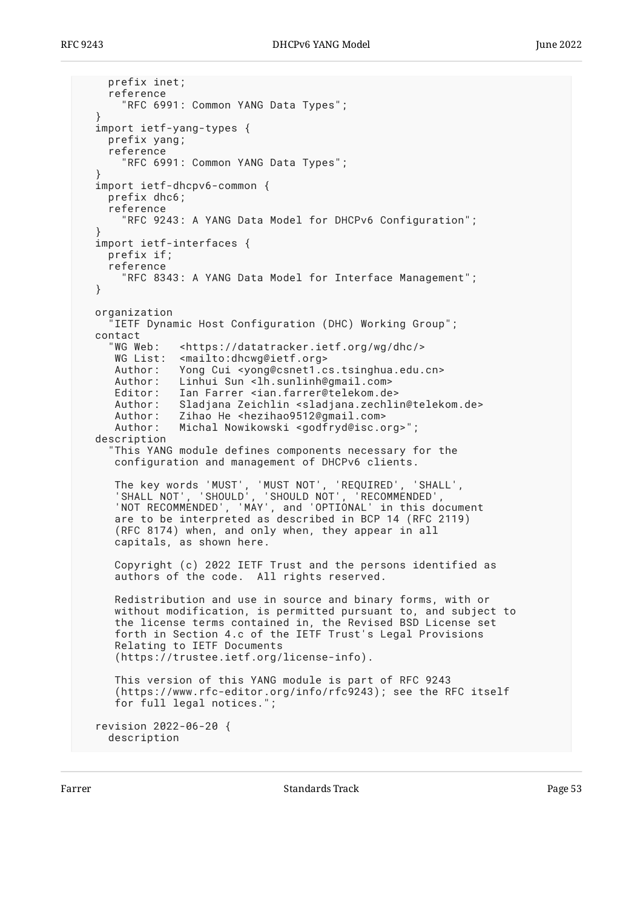```
      prefix inet;
      reference
        "RFC 6991: Common YANG Data Types";
    }
    import ietf-yang-types {
      prefix yang;
      reference
        "RFC 6991: Common YANG Data Types";
    }
    import ietf-dhcpv6-common {
      prefix dhc6;
      reference
        "RFC 9243: A YANG Data Model for DHCPv6 Configuration";
    }
    import ietf-interfaces {
      prefix if;
      reference
        "RFC 8343: A YANG Data Model for Interface Management";
    }

    organization
      "IETF Dynamic Host Configuration (DHC) Working Group";
    contact
      "WG Web:   <https://datatracker.ietf.org/wg/dhc/>
       WG List:  <mailto:dhcwg@ietf.org>
       Author:   Yong Cui <yong@csnet1.cs.tsinghua.edu.cn>
       Author:   Linhui Sun <lh.sunlinh@gmail.com>
       Editor:   Ian Farrer <ian.farrer@telekom.de>
       Author:   Sladjana Zeichlin <sladjana.zechlin@telekom.de>
       Author:   Zihao He <hezihao9512@gmail.com>
       Author:   Michal Nowikowski <godfryd@isc.org>";
    description
      "This YANG module defines components necessary for the
       configuration and management of DHCPv6 clients.

       The key words 'MUST', 'MUST NOT', 'REQUIRED', 'SHALL',
       'SHALL NOT', 'SHOULD', 'SHOULD NOT', 'RECOMMENDED',
       'NOT RECOMMENDED', 'MAY', and 'OPTIONAL' in this document
       are to be interpreted as described in BCP 14 (RFC 2119)
       (RFC 8174) when, and only when, they appear in all
       capitals, as shown here.

       Copyright (c) 2022 IETF Trust and the persons identified as
       authors of the code.  All rights reserved.

       Redistribution and use in source and binary forms, with or
       without modification, is permitted pursuant to, and subject to
       the license terms contained in, the Revised BSD License set
       forth in Section 4.c of the IETF Trust's Legal Provisions
       Relating to IETF Documents
       (https://trustee.ietf.org/license-info).

       This version of this YANG module is part of RFC 9243
       (https://www.rfc-editor.org/info/rfc9243); see the RFC itself
       for full legal notices.";

    revision 2022-06-20 {
      description
```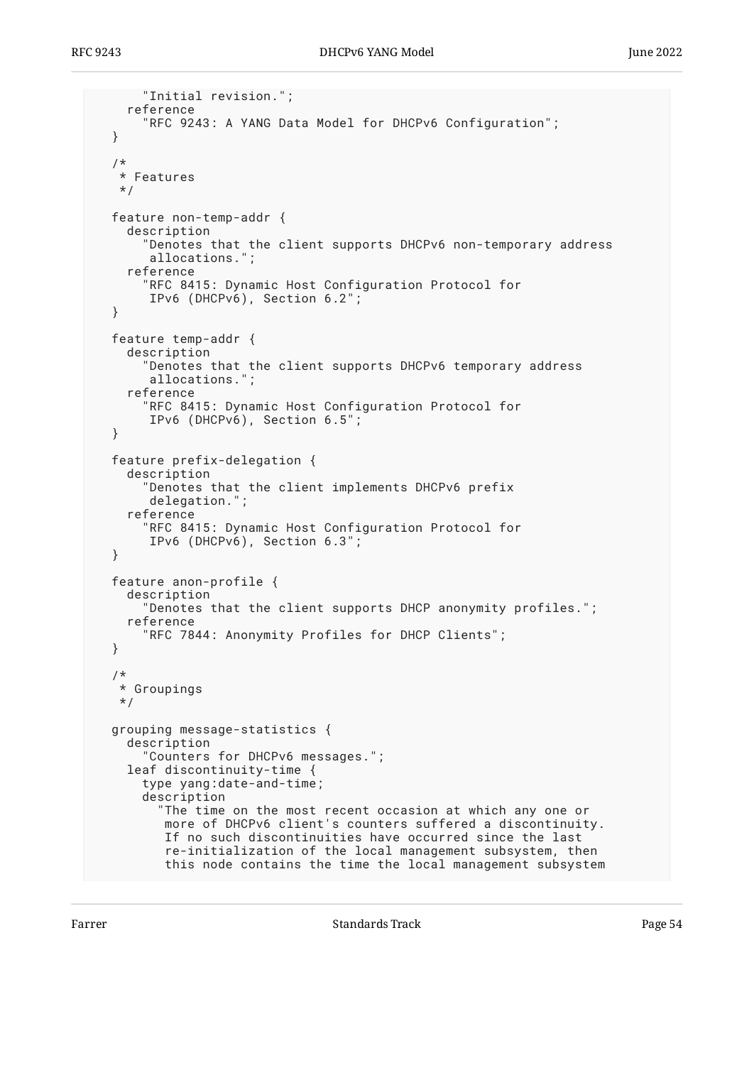```
      "Initial revision.";
    reference
      "RFC 9243: A YANG Data Model for DHCPv6 Configuration";
  }

  /*
   * Features
   */

  feature non-temp-addr {
    description
      "Denotes that the client supports DHCPv6 non-temporary address
       allocations.";
    reference
      "RFC 8415: Dynamic Host Configuration Protocol for
       IPv6 (DHCPv6), Section 6.2";
  }

  feature temp-addr {
    description
      "Denotes that the client supports DHCPv6 temporary address
       allocations.";
    reference
      "RFC 8415: Dynamic Host Configuration Protocol for
       IPv6 (DHCPv6), Section 6.5";
  }

  feature prefix-delegation {
    description
      "Denotes that the client implements DHCPv6 prefix
       delegation.";
    reference
      "RFC 8415: Dynamic Host Configuration Protocol for
       IPv6 (DHCPv6), Section 6.3";
  }

  feature anon-profile {
    description
      "Denotes that the client supports DHCP anonymity profiles.";
    reference
      "RFC 7844: Anonymity Profiles for DHCP Clients";
  }

  /*
   * Groupings
   */

  grouping message-statistics {
    description
      "Counters for DHCPv6 messages.";
    leaf discontinuity-time {
      type yang:date-and-time;
      description
        "The time on the most recent occasion at which any one or
         more of DHCPv6 client's counters suffered a discontinuity.
         If no such discontinuities have occurred since the last
         re-initialization of the local management subsystem, then
         this node contains the time the local management subsystem
```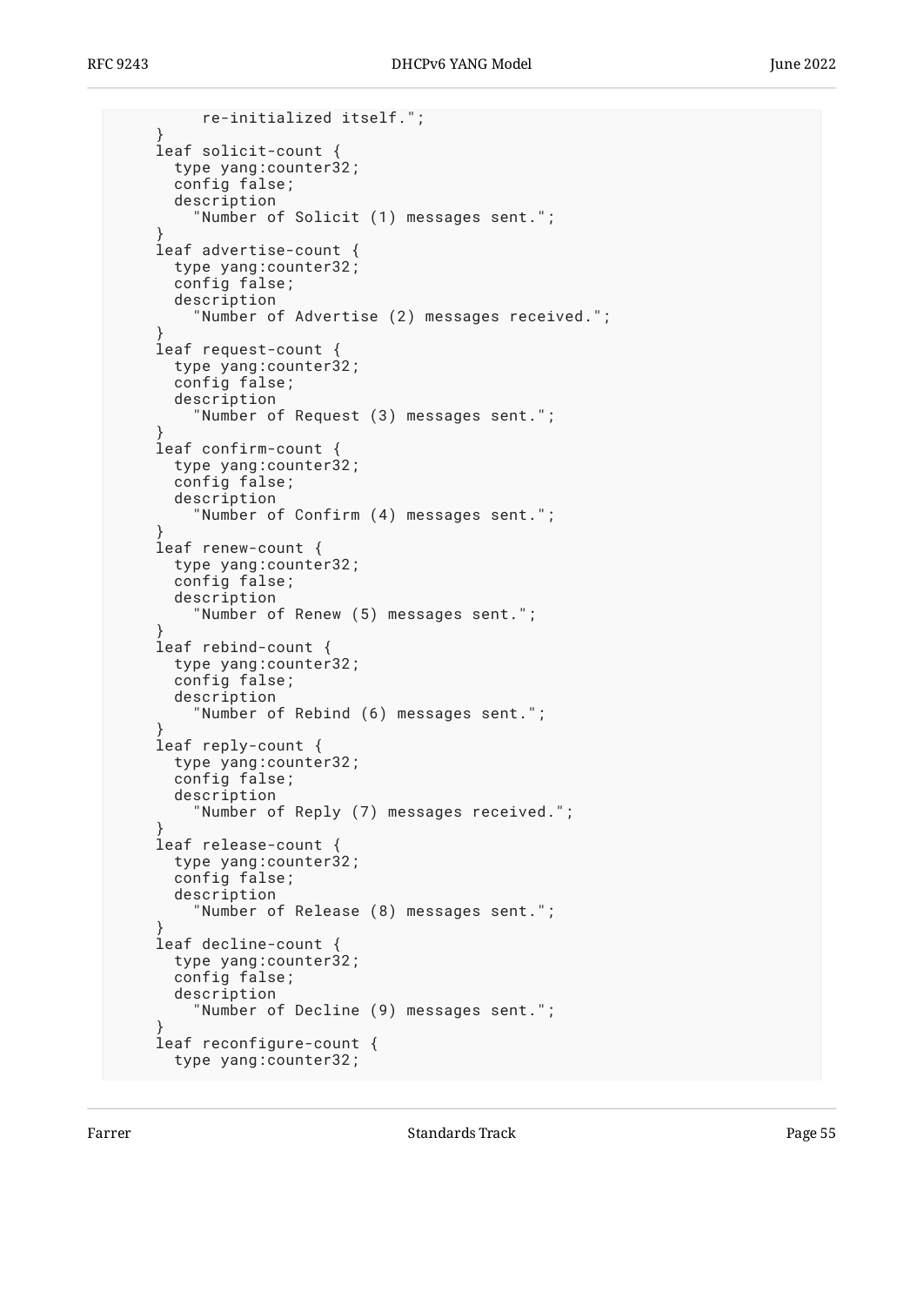```
            re-initialized itself.";
      }
      leaf solicit-count {
        type yang:counter32;
        config false;
        description
          "Number of Solicit (1) messages sent.";
      }
      leaf advertise-count {
        type yang:counter32;
        config false;
        description
          "Number of Advertise (2) messages received.";
      }
      leaf request-count {
        type yang:counter32;
        config false;
        description
          "Number of Request (3) messages sent.";
      }
      leaf confirm-count {
        type yang:counter32;
        config false;
        description
          "Number of Confirm (4) messages sent.";
      }
      leaf renew-count {
        type yang:counter32;
        config false;
        description
          "Number of Renew (5) messages sent.";
      }
      leaf rebind-count {
        type yang:counter32;
        config false;
        description
          "Number of Rebind (6) messages sent.";
      }
      leaf reply-count {
        type yang:counter32;
        config false;
        description
          "Number of Reply (7) messages received.";
      }
      leaf release-count {
        type yang:counter32;
        config false;
        description
          "Number of Release (8) messages sent.";
      }
      leaf decline-count {
        type yang:counter32;
        config false;
        description
          "Number of Decline (9) messages sent.";
      }
      leaf reconfigure-count {
        type yang:counter32;
```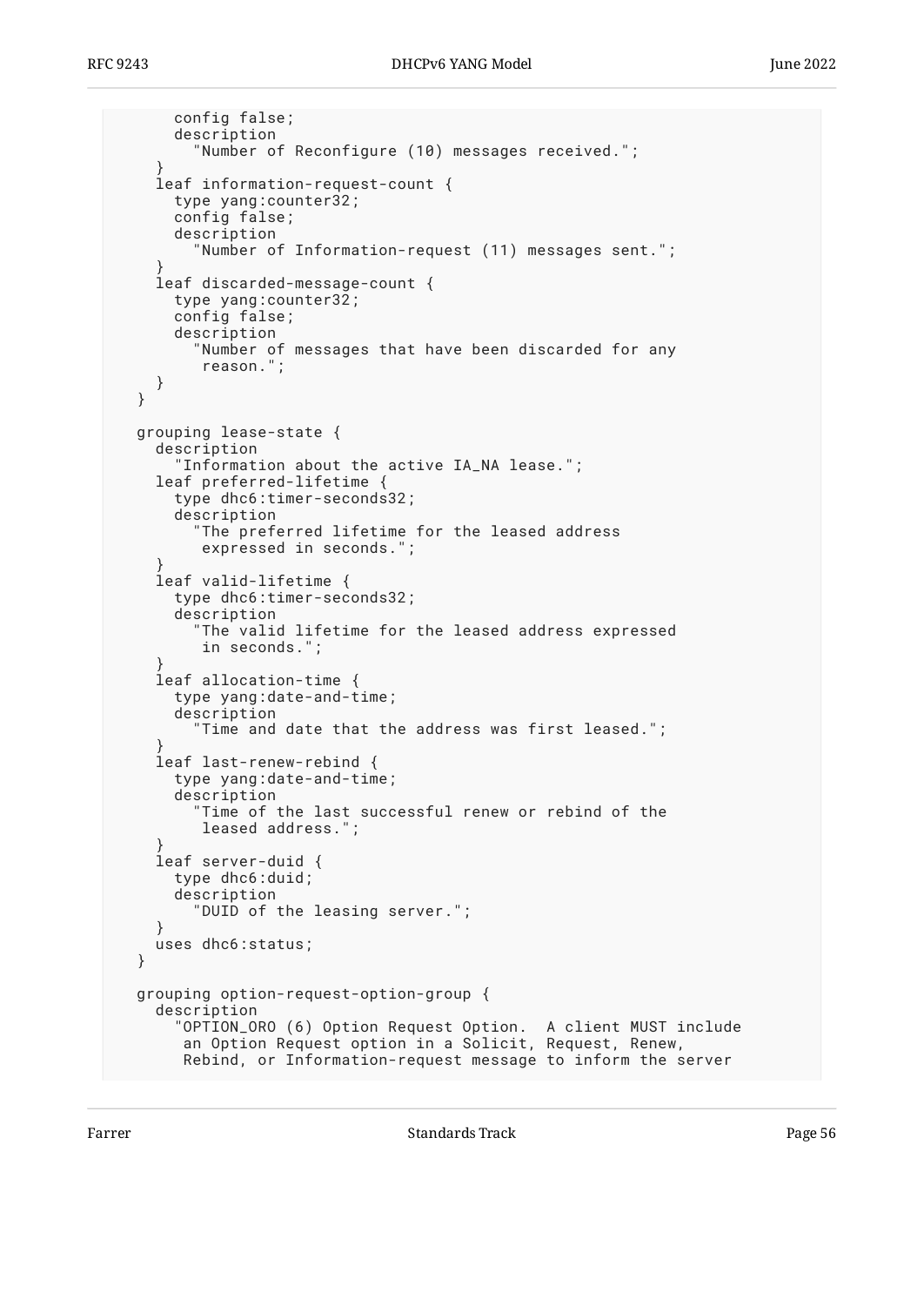```
      config false;
      description
        "Number of Reconfigure (10) messages received.";
    }
    leaf information-request-count {
      type yang:counter32;
      config false;
      description
        "Number of Information-request (11) messages sent.";
    }
    leaf discarded-message-count {
      type yang:counter32;
      config false;
      description
        "Number of messages that have been discarded for any
         reason.";
    }
  }

  grouping lease-state {
    description
      "Information about the active IA_NA lease.";
    leaf preferred-lifetime {
      type dhc6:timer-seconds32;
      description
        "The preferred lifetime for the leased address
         expressed in seconds.";
    }
    leaf valid-lifetime {
      type dhc6:timer-seconds32;
      description
        "The valid lifetime for the leased address expressed
         in seconds.";
    }
    leaf allocation-time {
      type yang:date-and-time;
      description
        "Time and date that the address was first leased.";
    }
    leaf last-renew-rebind {
      type yang:date-and-time;
      description
        "Time of the last successful renew or rebind of the
         leased address.";
    }
    leaf server-duid {
      type dhc6:duid;
      description
        "DUID of the leasing server.";
    }
    uses dhc6:status;
  }

  grouping option-request-option-group {
    description
      "OPTION_ORO (6) Option Request Option.  A client MUST include
       an Option Request option in a Solicit, Request, Renew,
       Rebind, or Information-request message to inform the server
```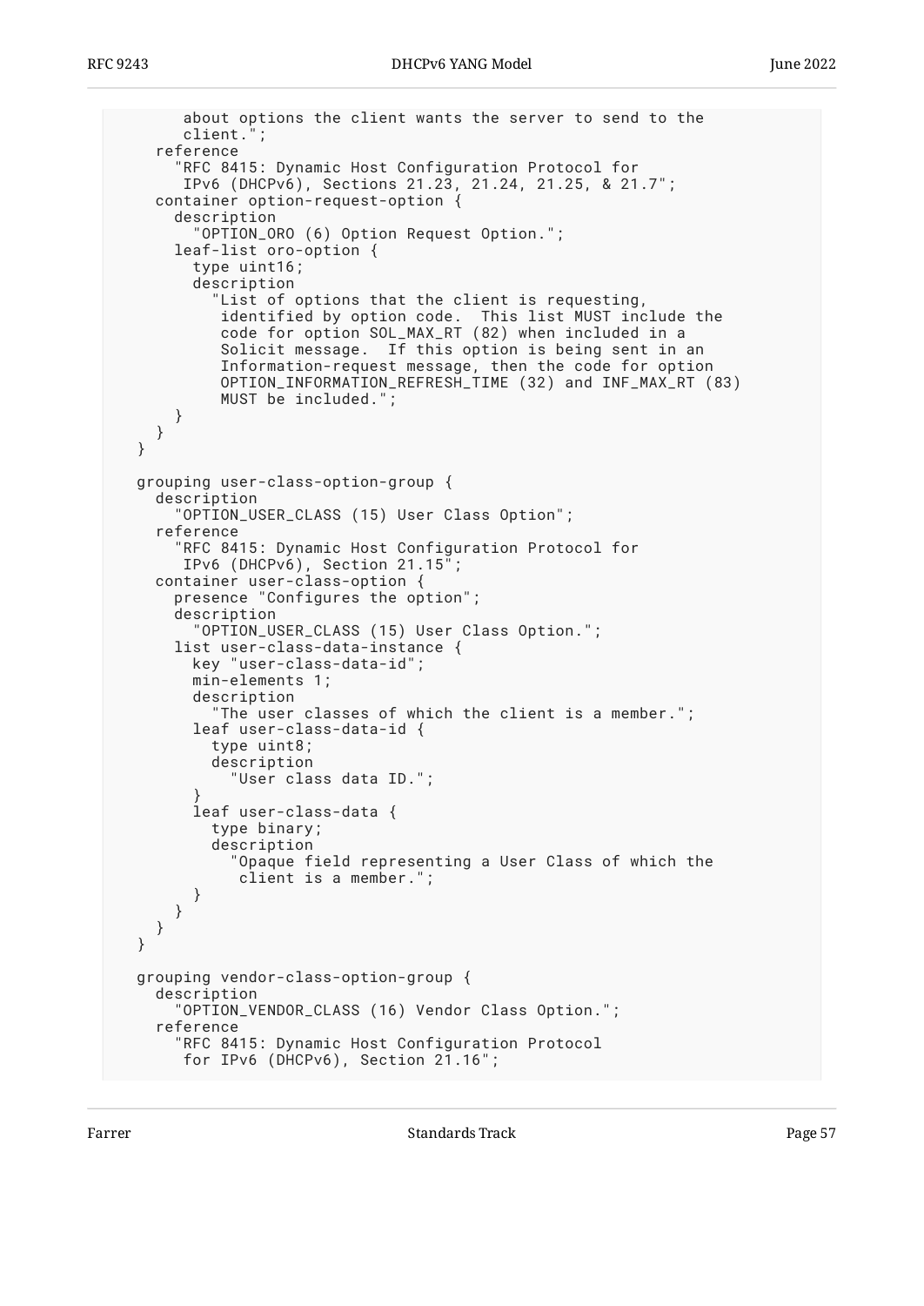```
        about options the client wants the server to send to the
        client.";
    reference
      "RFC 8415: Dynamic Host Configuration Protocol for
       IPv6 (DHCPv6), Sections 21.23, 21.24, 21.25, & 21.7";
    container option-request-option {
      description
        "OPTION_ORO (6) Option Request Option.";
      leaf-list oro-option {
        type uint16;
        description
          "List of options that the client is requesting,
           identified by option code.  This list MUST include the
           code for option SOL_MAX_RT (82) when included in a
           Solicit message.  If this option is being sent in an
           Information-request message, then the code for option
           OPTION_INFORMATION_REFRESH_TIME (32) and INF_MAX_RT (83)
           MUST be included.";
      }
    }
  }

  grouping user-class-option-group {
    description
      "OPTION_USER_CLASS (15) User Class Option";
    reference
      "RFC 8415: Dynamic Host Configuration Protocol for
       IPv6 (DHCPv6), Section 21.15";
    container user-class-option {
      presence "Configures the option";
      description
        "OPTION_USER_CLASS (15) User Class Option.";
      list user-class-data-instance {
        key "user-class-data-id";
        min-elements 1;
        description
          "The user classes of which the client is a member.";
        leaf user-class-data-id {
          type uint8;
          description
            "User class data ID.";
        }
        leaf user-class-data {
          type binary;
          description
            "Opaque field representing a User Class of which the
             client is a member.";
        }
      }
    }
  }

  grouping vendor-class-option-group {
    description
      "OPTION_VENDOR_CLASS (16) Vendor Class Option.";
    reference
      "RFC 8415: Dynamic Host Configuration Protocol
       for IPv6 (DHCPv6), Section 21.16";
```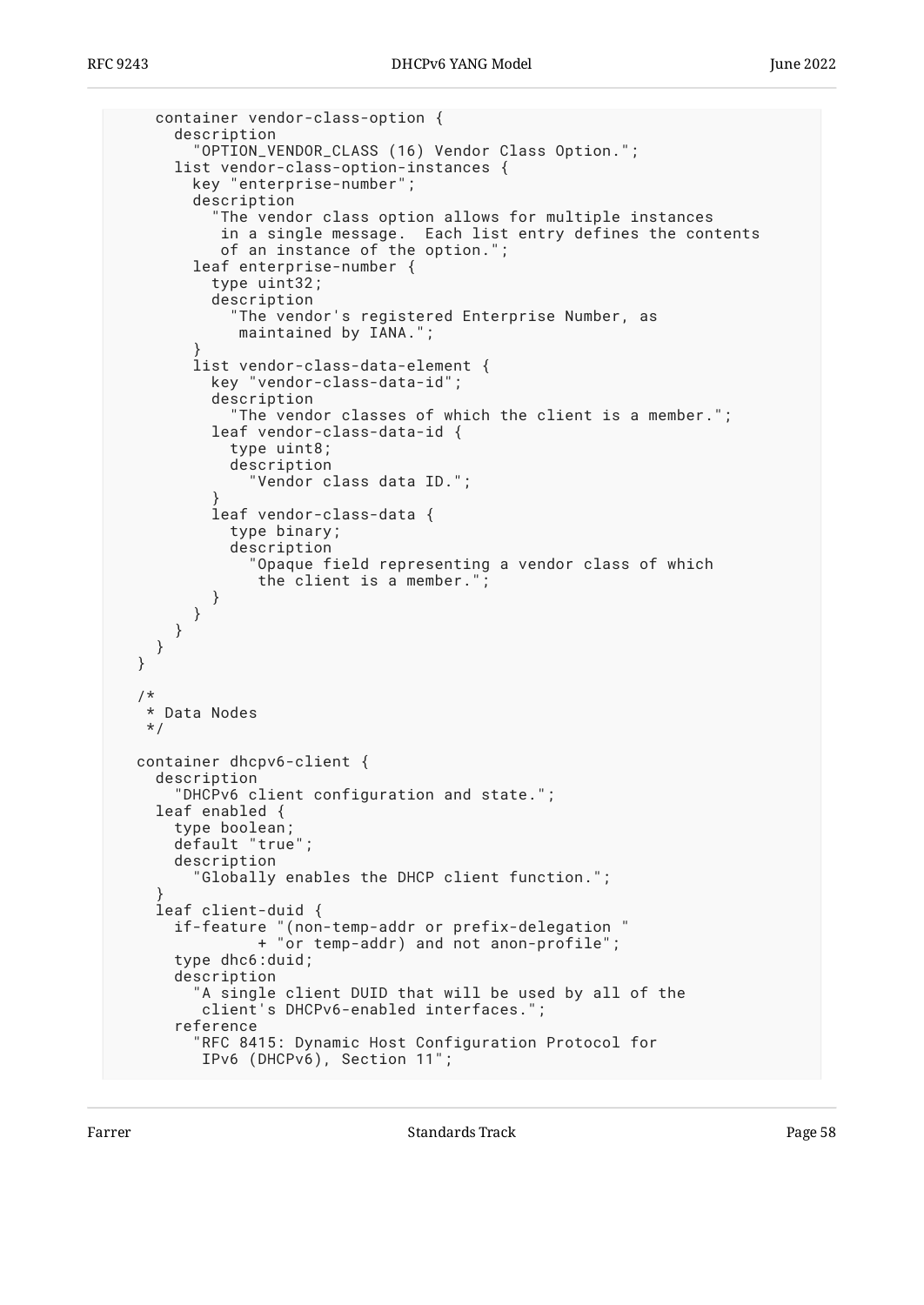```
      container vendor-class-option {
        description
          "OPTION_VENDOR_CLASS (16) Vendor Class Option.";
        list vendor-class-option-instances {
          key "enterprise-number";
          description
            "The vendor class option allows for multiple instances
             in a single message.  Each list entry defines the contents
             of an instance of the option.";
          leaf enterprise-number {
            type uint32;
            description
              "The vendor's registered Enterprise Number, as
               maintained by IANA.";
          }
          list vendor-class-data-element {
            key "vendor-class-data-id";
            description
              "The vendor classes of which the client is a member.";
            leaf vendor-class-data-id {
              type uint8;
              description
                "Vendor class data ID.";
            }
            leaf vendor-class-data {
              type binary;
              description
                "Opaque field representing a vendor class of which
                 the client is a member.";
            }
          }
        }
      }
    }

    /*
     * Data Nodes
     */

    container dhcpv6-client {
      description
        "DHCPv6 client configuration and state.";
      leaf enabled {
        type boolean;
        default "true";
        description
          "Globally enables the DHCP client function.";
      }
      leaf client-duid {
        if-feature "(non-temp-addr or prefix-delegation "
                 + "or temp-addr) and not anon-profile";
        type dhc6:duid;
        description
          "A single client DUID that will be used by all of the
           client's DHCPv6-enabled interfaces.";
        reference
          "RFC 8415: Dynamic Host Configuration Protocol for
           IPv6 (DHCPv6), Section 11";
```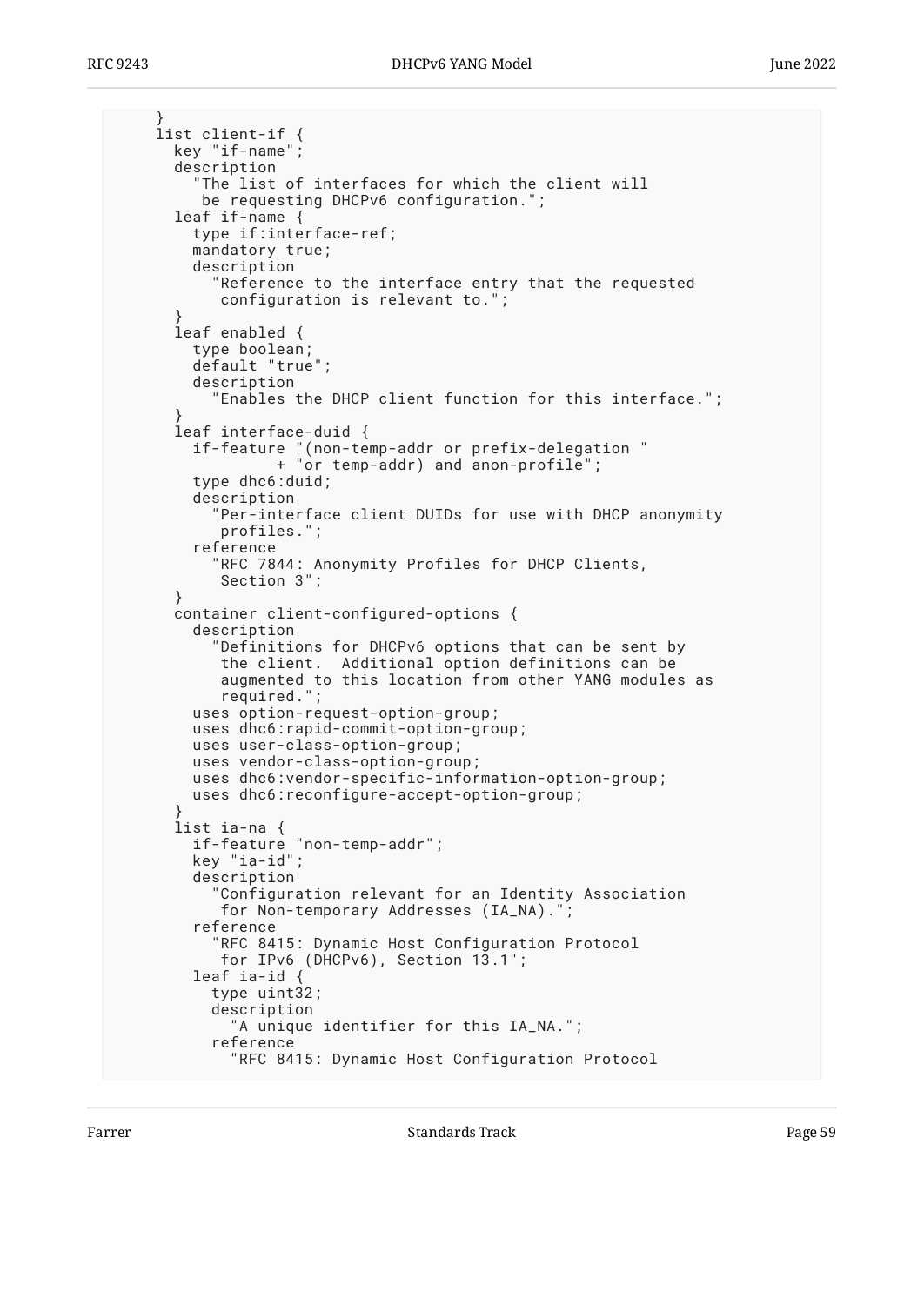```
      }
      list client-if {
        key "if-name";
        description
          "The list of interfaces for which the client will
           be requesting DHCPv6 configuration.";
        leaf if-name {
          type if:interface-ref;
          mandatory true;
          description
            "Reference to the interface entry that the requested
             configuration is relevant to.";
        }
        leaf enabled {
          type boolean;
          default "true";
          description
            "Enables the DHCP client function for this interface.";
        }
        leaf interface-duid {
          if-feature "(non-temp-addr or prefix-delegation "
                  + "or temp-addr) and anon-profile";
          type dhc6:duid;
          description
            "Per-interface client DUIDs for use with DHCP anonymity
             profiles.";
          reference
            "RFC 7844: Anonymity Profiles for DHCP Clients,
             Section 3";
        }
        container client-configured-options {
          description
            "Definitions for DHCPv6 options that can be sent by
             the client.  Additional option definitions can be
             augmented to this location from other YANG modules as
             required.";
          uses option-request-option-group;
          uses dhc6:rapid-commit-option-group;
          uses user-class-option-group;
          uses vendor-class-option-group;
          uses dhc6:vendor-specific-information-option-group;
          uses dhc6:reconfigure-accept-option-group;
        }
        list ia-na {
          if-feature "non-temp-addr";
          key "ia-id";
          description
            "Configuration relevant for an Identity Association
             for Non-temporary Addresses (IA_NA).";
          reference
            "RFC 8415: Dynamic Host Configuration Protocol
             for IPv6 (DHCPv6), Section 13.1";
          leaf ia-id {
            type uint32;
            description
              "A unique identifier for this IA_NA.";
            reference
              "RFC 8415: Dynamic Host Configuration Protocol
```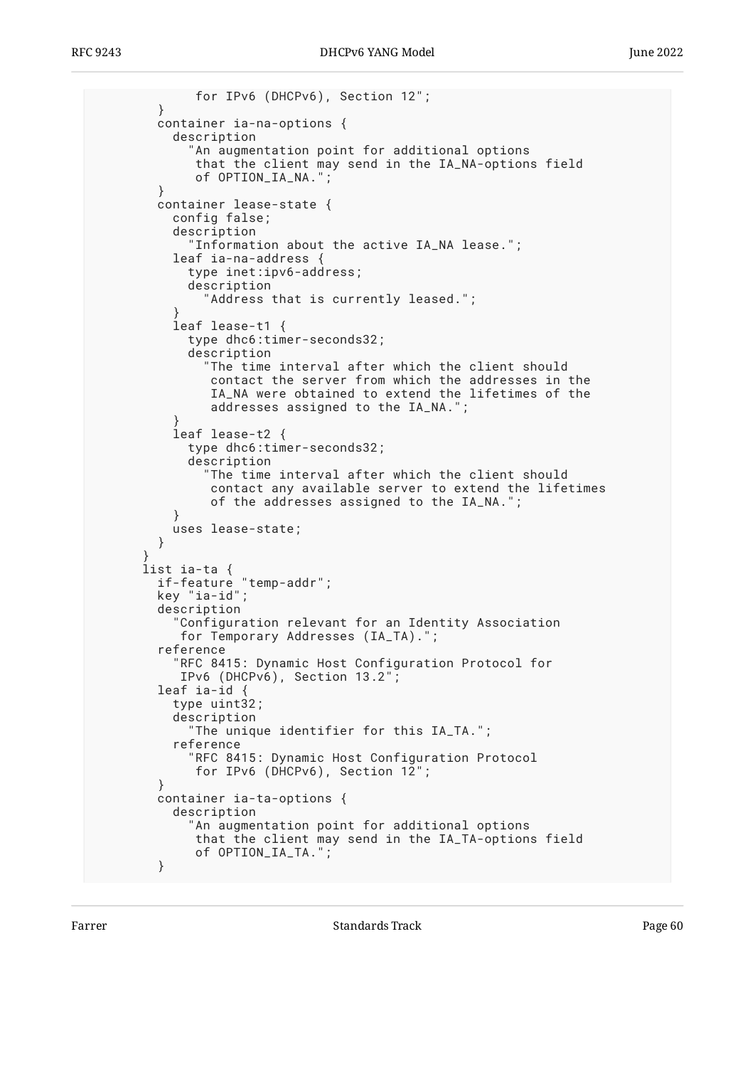```
               for IPv6 (DHCPv6), Section 12";
          }
          container ia-na-options {
            description
              "An augmentation point for additional options
               that the client may send in the IA_NA-options field
               of OPTION_IA_NA.";
          }
          container lease-state {
            config false;
            description
              "Information about the active IA_NA lease.";
            leaf ia-na-address {
              type inet:ipv6-address;
              description
                "Address that is currently leased.";
            }
            leaf lease-t1 {
              type dhc6:timer-seconds32;
              description
                "The time interval after which the client should
                 contact the server from which the addresses in the
                 IA_NA were obtained to extend the lifetimes of the
                 addresses assigned to the IA_NA.";
            }
            leaf lease-t2 {
              type dhc6:timer-seconds32;
              description
                "The time interval after which the client should
                 contact any available server to extend the lifetimes
                 of the addresses assigned to the IA_NA.";
            }
            uses lease-state;
          }
        }
        list ia-ta {
          if-feature "temp-addr";
          key "ia-id";
          description
            "Configuration relevant for an Identity Association
             for Temporary Addresses (IA_TA).";
          reference
            "RFC 8415: Dynamic Host Configuration Protocol for
             IPv6 (DHCPv6), Section 13.2";
          leaf ia-id {
            type uint32;
            description
              "The unique identifier for this IA_TA.";
            reference
              "RFC 8415: Dynamic Host Configuration Protocol
               for IPv6 (DHCPv6), Section 12";
          }
          container ia-ta-options {
            description
              "An augmentation point for additional options
               that the client may send in the IA_TA-options field
               of OPTION_IA_TA.";
          }
```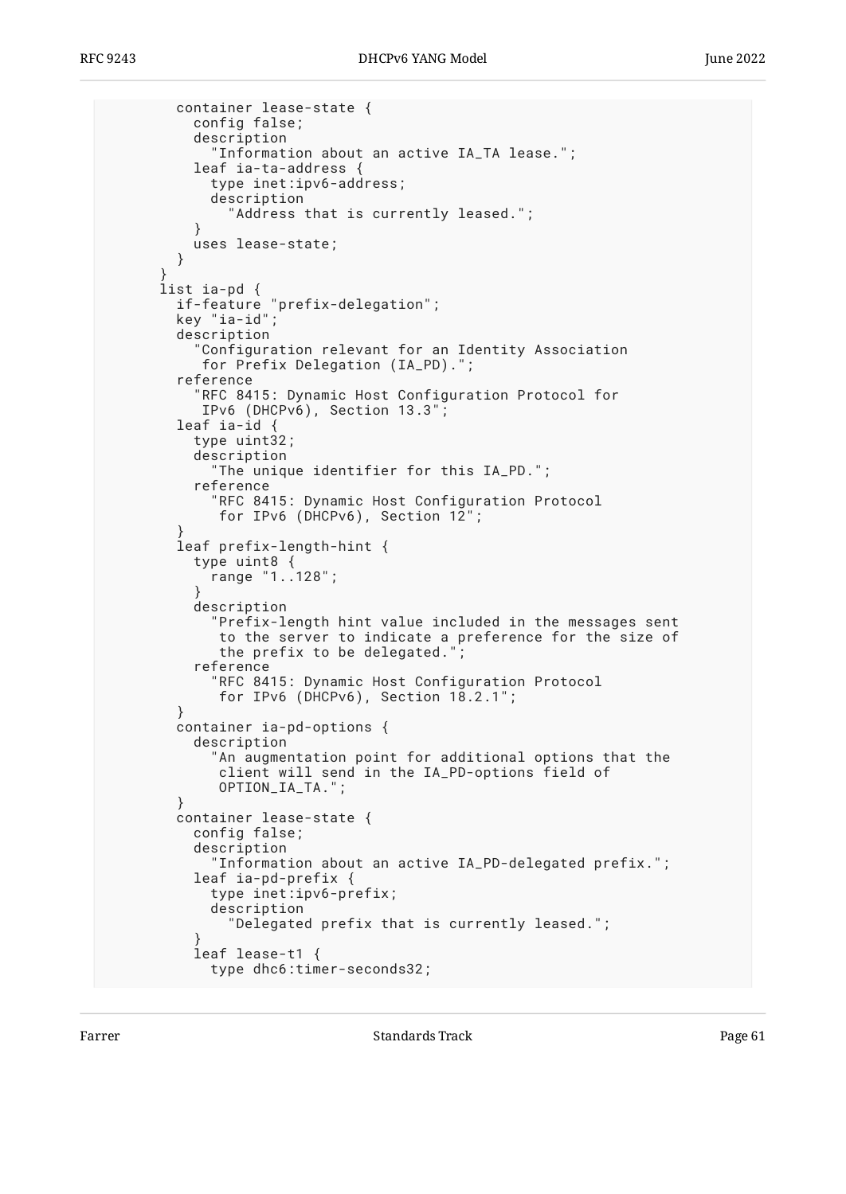```
          container lease-state {
            config false;
            description
              "Information about an active IA_TA lease.";
            leaf ia-ta-address {
              type inet:ipv6-address;
              description
                "Address that is currently leased.";
            }
            uses lease-state;
          }
        }
        list ia-pd {
          if-feature "prefix-delegation";
          key "ia-id";
          description
            "Configuration relevant for an Identity Association
             for Prefix Delegation (IA_PD).";
          reference
            "RFC 8415: Dynamic Host Configuration Protocol for
             IPv6 (DHCPv6), Section 13.3";
          leaf ia-id {
            type uint32;
            description
              "The unique identifier for this IA_PD.";
            reference
              "RFC 8415: Dynamic Host Configuration Protocol
               for IPv6 (DHCPv6), Section 12";
          }
          leaf prefix-length-hint {
            type uint8 {
              range "1..128";
            }
            description
              "Prefix-length hint value included in the messages sent
               to the server to indicate a preference for the size of
               the prefix to be delegated.";
            reference
              "RFC 8415: Dynamic Host Configuration Protocol
               for IPv6 (DHCPv6), Section 18.2.1";
          }
          container ia-pd-options {
            description
              "An augmentation point for additional options that the
               client will send in the IA_PD-options field of
               OPTION_IA_TA.";
          }
          container lease-state {
            config false;
            description
              "Information about an active IA_PD-delegated prefix.";
            leaf ia-pd-prefix {
              type inet:ipv6-prefix;
              description
                "Delegated prefix that is currently leased.";
            }
            leaf lease-t1 {
              type dhc6:timer-seconds32;
```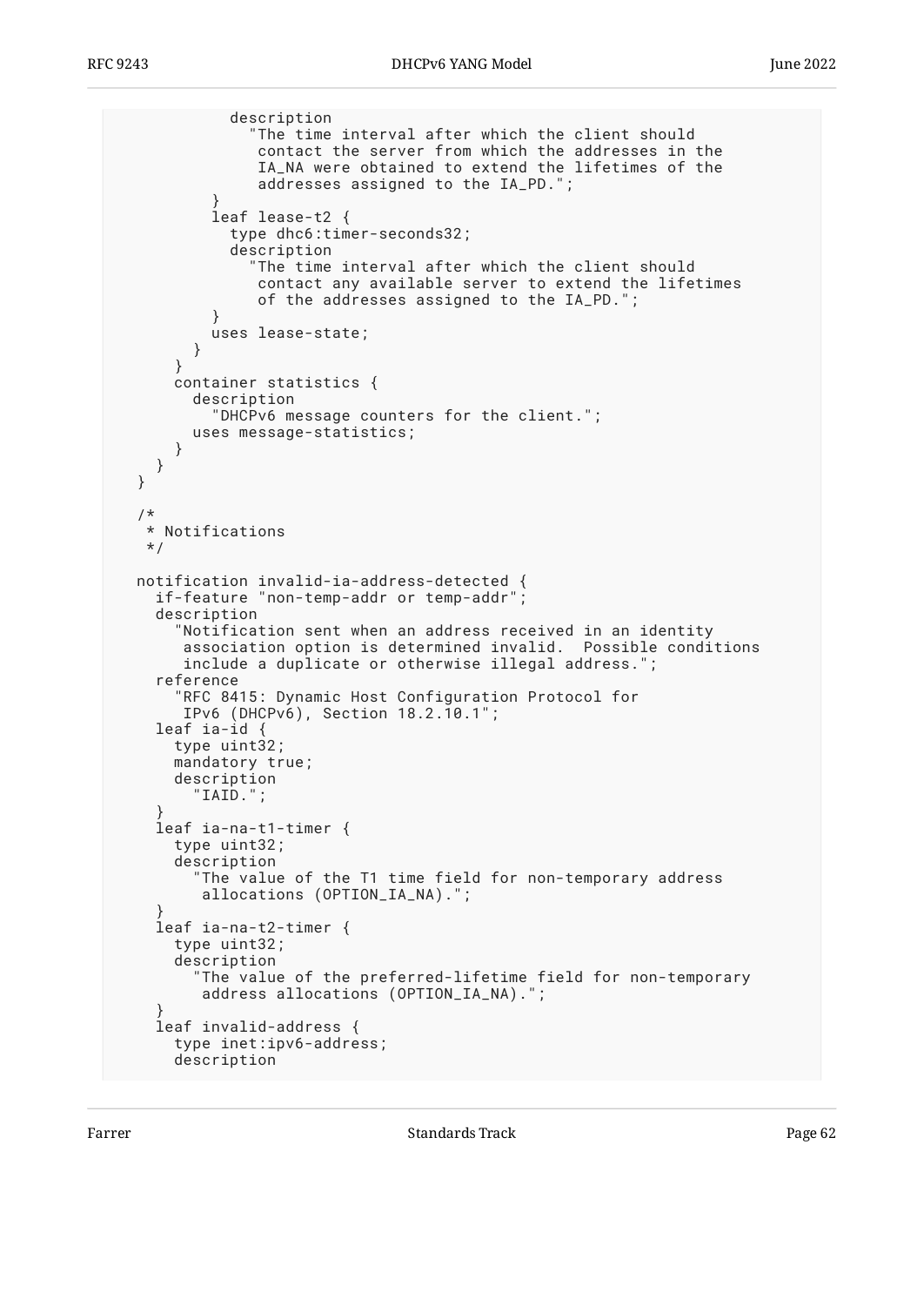```
            description
              "The time interval after which the client should
               contact the server from which the addresses in the
               IA_NA were obtained to extend the lifetimes of the
               addresses assigned to the IA_PD.";
          }
          leaf lease-t2 {
            type dhc6:timer-seconds32;
            description
              "The time interval after which the client should
               contact any available server to extend the lifetimes
               of the addresses assigned to the IA_PD.";
          }
          uses lease-state;
        }
      }
      container statistics {
        description
          "DHCPv6 message counters for the client.";
        uses message-statistics;
      }
    }
  }

  /*
   * Notifications
   */

  notification invalid-ia-address-detected {
    if-feature "non-temp-addr or temp-addr";
    description
      "Notification sent when an address received in an identity
       association option is determined invalid.  Possible conditions
       include a duplicate or otherwise illegal address.";
    reference
      "RFC 8415: Dynamic Host Configuration Protocol for
       IPv6 (DHCPv6), Section 18.2.10.1";
    leaf ia-id {
      type uint32;
      mandatory true;
      description
        "IAID.";
    }
    leaf ia-na-t1-timer {
      type uint32;
      description
        "The value of the T1 time field for non-temporary address
         allocations (OPTION_IA_NA).";
    }
    leaf ia-na-t2-timer {
      type uint32;
      description
        "The value of the preferred-lifetime field for non-temporary
         address allocations (OPTION_IA_NA).";
    }
    leaf invalid-address {
      type inet:ipv6-address;
      description
```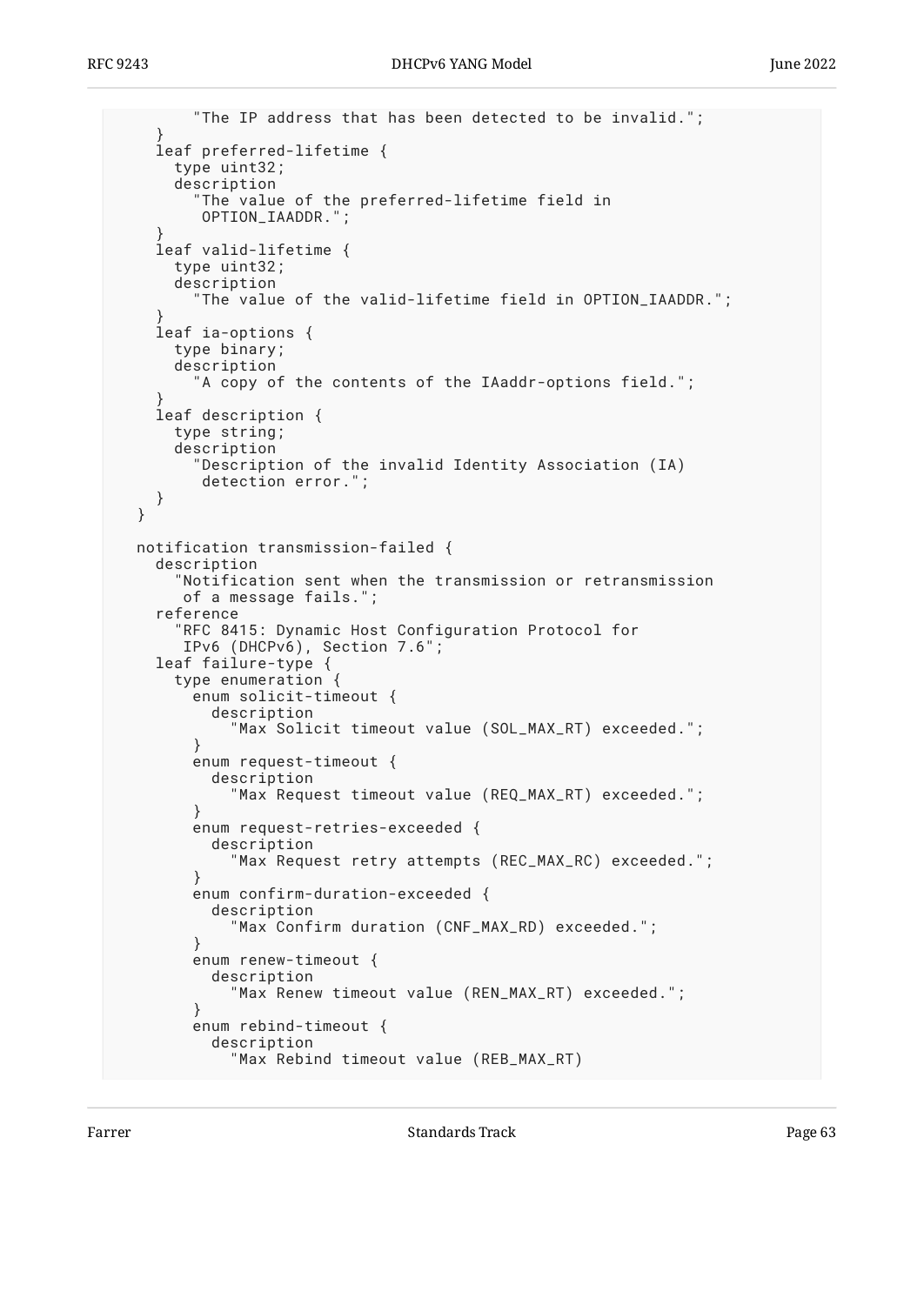```
        "The IP address that has been detected to be invalid.";
    }
    leaf preferred-lifetime {
      type uint32;
      description
        "The value of the preferred-lifetime field in
         OPTION_IAADDR.";
    }
    leaf valid-lifetime {
      type uint32;
      description
        "The value of the valid-lifetime field in OPTION_IAADDR.";
    }
    leaf ia-options {
      type binary;
      description
        "A copy of the contents of the IAaddr-options field.";
    }
    leaf description {
      type string;
      description
        "Description of the invalid Identity Association (IA)
         detection error.";
    }
  }

  notification transmission-failed {
    description
      "Notification sent when the transmission or retransmission
       of a message fails.";
    reference
      "RFC 8415: Dynamic Host Configuration Protocol for
       IPv6 (DHCPv6), Section 7.6";
    leaf failure-type {
      type enumeration {
        enum solicit-timeout {
          description
            "Max Solicit timeout value (SOL_MAX_RT) exceeded.";
        }
        enum request-timeout {
          description
            "Max Request timeout value (REQ_MAX_RT) exceeded.";
        }
        enum request-retries-exceeded {
          description
            "Max Request retry attempts (REC_MAX_RC) exceeded.";
        }
        enum confirm-duration-exceeded {
          description
            "Max Confirm duration (CNF_MAX_RD) exceeded.";
        }
        enum renew-timeout {
          description
            "Max Renew timeout value (REN_MAX_RT) exceeded.";
        }
        enum rebind-timeout {
          description
            "Max Rebind timeout value (REB_MAX_RT)
```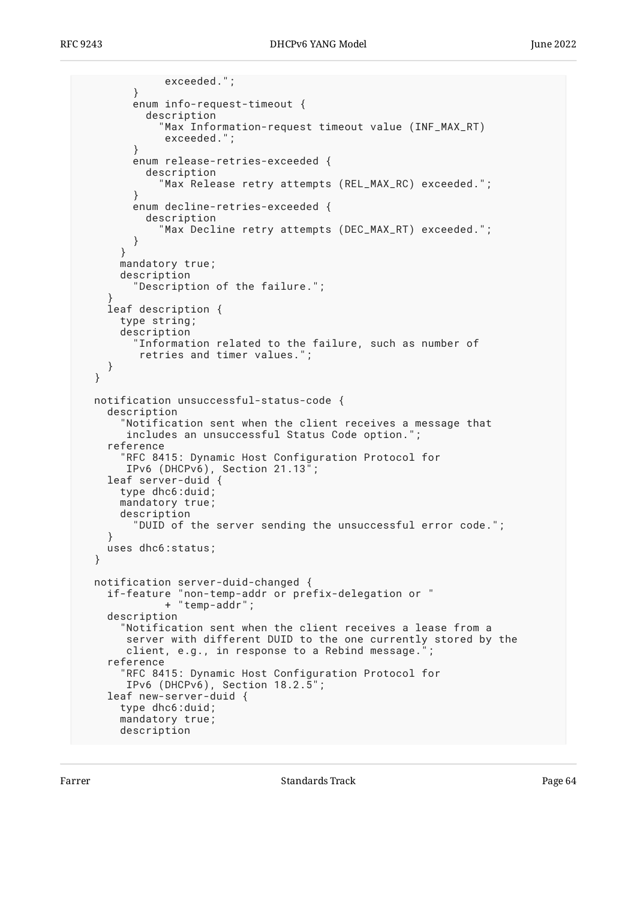```
            exceeded.";
        }
        enum info-request-timeout {
          description
            "Max Information-request timeout value (INF_MAX_RT)
             exceeded.";
        }
        enum release-retries-exceeded {
          description
            "Max Release retry attempts (REL_MAX_RC) exceeded.";
        }
        enum decline-retries-exceeded {
          description
            "Max Decline retry attempts (DEC_MAX_RT) exceeded.";
        }
      }
      mandatory true;
      description
        "Description of the failure.";
    }
    leaf description {
      type string;
      description
        "Information related to the failure, such as number of
         retries and timer values.";
    }
  }

  notification unsuccessful-status-code {
    description
      "Notification sent when the client receives a message that
       includes an unsuccessful Status Code option.";
    reference
      "RFC 8415: Dynamic Host Configuration Protocol for
       IPv6 (DHCPv6), Section 21.13";
    leaf server-duid {
      type dhc6:duid;
      mandatory true;
      description
        "DUID of the server sending the unsuccessful error code.";
    }
    uses dhc6:status;
  }

  notification server-duid-changed {
    if-feature "non-temp-addr or prefix-delegation or "
             + "temp-addr";
    description
      "Notification sent when the client receives a lease from a
       server with different DUID to the one currently stored by the
       client, e.g., in response to a Rebind message.";
    reference
      "RFC 8415: Dynamic Host Configuration Protocol for
       IPv6 (DHCPv6), Section 18.2.5";
    leaf new-server-duid {
      type dhc6:duid;
      mandatory true;
      description
```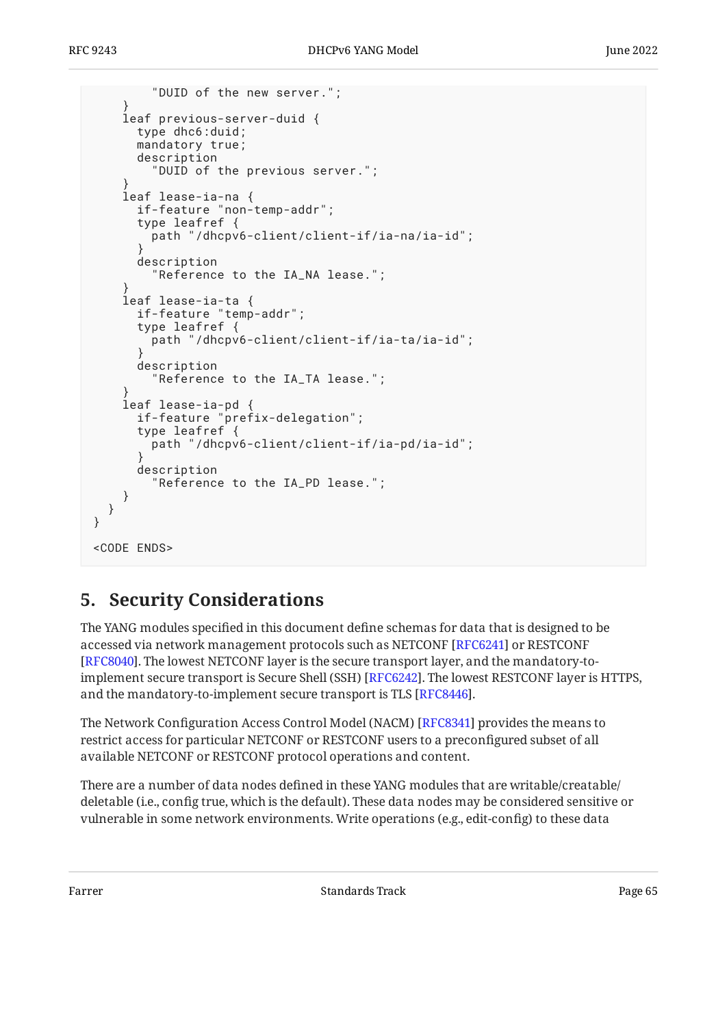```
          "DUID of the new server.";
      }
      leaf previous-server-duid {
        type dhc6:duid;
        mandatory true;
        description
          "DUID of the previous server.";
      }
      leaf lease-ia-na {
        if-feature "non-temp-addr";
        type leafref {
          path "/dhcpv6-client/client-if/ia-na/ia-id";
        }
        description
          "Reference to the IA_NA lease.";
      }
      leaf lease-ia-ta {
        if-feature "temp-addr";
        type leafref {
          path "/dhcpv6-client/client-if/ia-ta/ia-id";
        }
        description
          "Reference to the IA_TA lease.";
      }
      leaf lease-ia-pd {
        if-feature "prefix-delegation";
        type leafref {
          path "/dhcpv6-client/client-if/ia-pd/ia-id";
        }
        description
          "Reference to the IA_PD lease.";
      }
    }
  }

<CODE ENDS>
```

## 5. Security Considerations

The YANG modules specified in this document define schemas for data that is designed to be accessed via network management protocols such as NETCONF [RFC6241] or RESTCONF [RFC8040]. The lowest NETCONF layer is the secure transport layer, and the mandatory-to-implement secure transport is Secure Shell (SSH) [RFC6242]. The lowest RESTCONF layer is HTTPS, and the mandatory-to-implement secure transport is TLS [RFC8446].

The Network Configuration Access Control Model (NACM) [RFC8341] provides the means to restrict access for particular NETCONF or RESTCONF users to a preconfigured subset of all available NETCONF or RESTCONF protocol operations and content.

There are a number of data nodes defined in these YANG modules that are writable/creatable/deletable (i.e., config true, which is the default). These data nodes may be considered sensitive or vulnerable in some network environments. Write operations (e.g., edit-config) to these data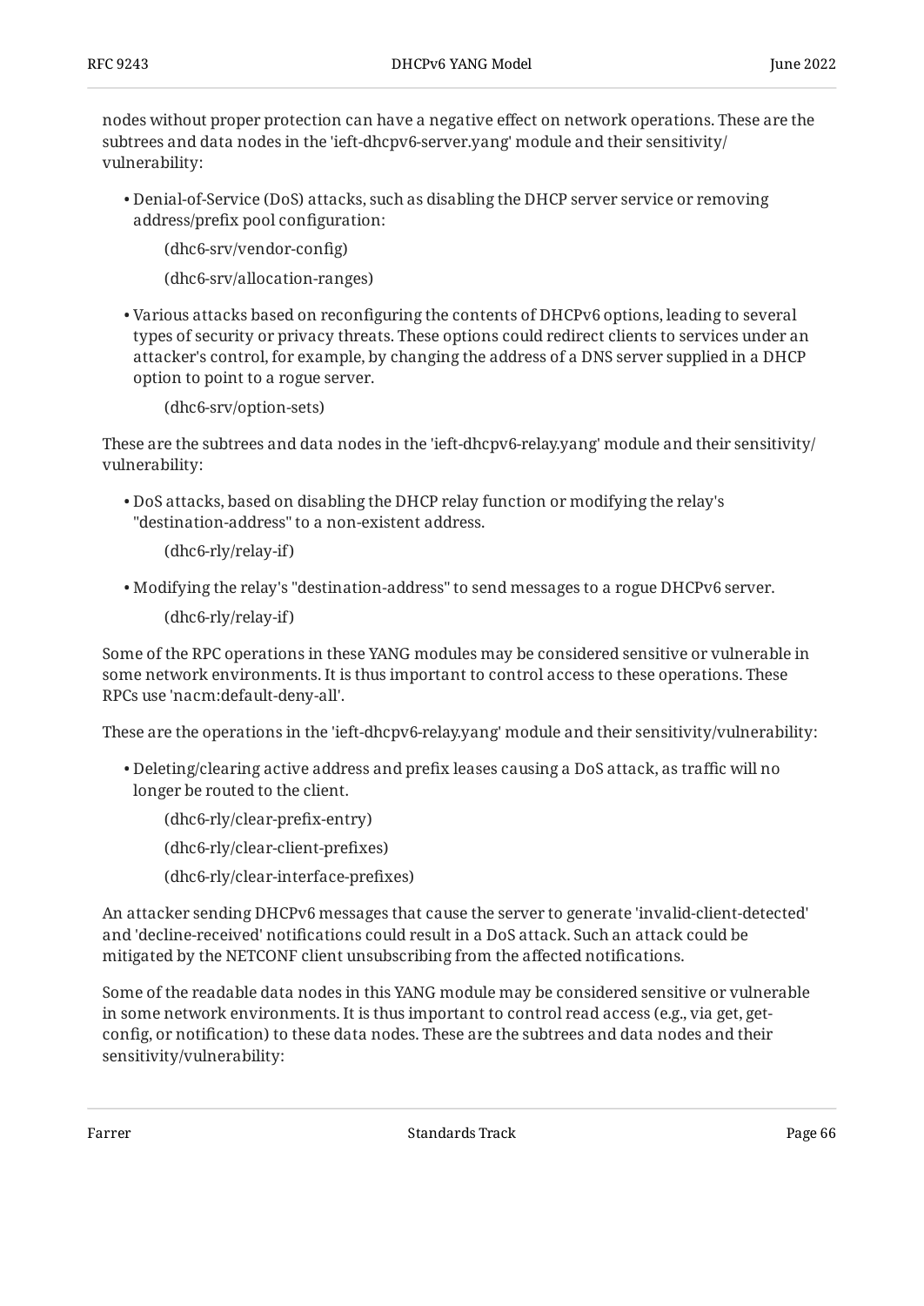nodes without proper protection can have a negative effect on network operations. These are the subtrees and data nodes in the 'ieft-dhcpv6-server.yang' module and their sensitivity/ vulnerability:

- Denial-of-Service (DoS) attacks, such as disabling the DHCP server service or removing address/prefix pool configuration:

  (dhc6-srv/vendor-config)

  (dhc6-srv/allocation-ranges)

- Various attacks based on reconfiguring the contents of DHCPv6 options, leading to several types of security or privacy threats. These options could redirect clients to services under an attacker's control, for example, by changing the address of a DNS server supplied in a DHCP option to point to a rogue server.

  (dhc6-srv/option-sets)

These are the subtrees and data nodes in the 'ieft-dhcpv6-relay.yang' module and their sensitivity/ vulnerability:

- DoS attacks, based on disabling the DHCP relay function or modifying the relay's "destination-address" to a non-existent address.

  (dhc6-rly/relay-if)

- Modifying the relay's "destination-address" to send messages to a rogue DHCPv6 server.

  (dhc6-rly/relay-if)

Some of the RPC operations in these YANG modules may be considered sensitive or vulnerable in some network environments. It is thus important to control access to these operations. These RPCs use 'nacm:default-deny-all'.

These are the operations in the 'ieft-dhcpv6-relay.yang' module and their sensitivity/vulnerability:

- Deleting/clearing active address and prefix leases causing a DoS attack, as traffic will no longer be routed to the client.

  (dhc6-rly/clear-prefix-entry)

  (dhc6-rly/clear-client-prefixes)

  (dhc6-rly/clear-interface-prefixes)

An attacker sending DHCPv6 messages that cause the server to generate 'invalid-client-detected' and 'decline-received' notifications could result in a DoS attack. Such an attack could be mitigated by the NETCONF client unsubscribing from the affected notifications.

Some of the readable data nodes in this YANG module may be considered sensitive or vulnerable in some network environments. It is thus important to control read access (e.g., via get, get-config, or notification) to these data nodes. These are the subtrees and data nodes and their sensitivity/vulnerability: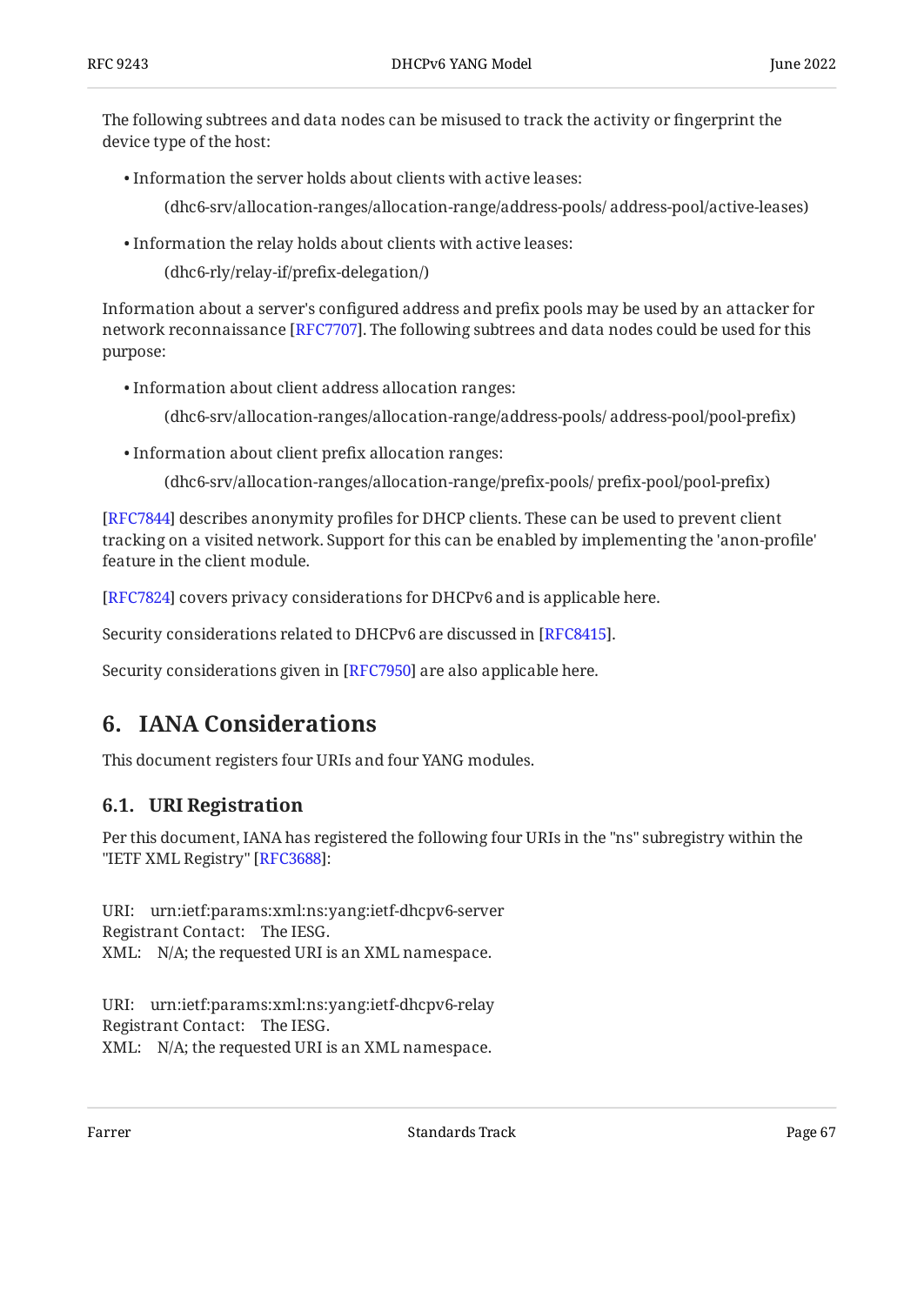The following subtrees and data nodes can be misused to track the activity or fingerprint the device type of the host:

- Information the server holds about clients with active leases:

  (dhc6-srv/allocation-ranges/allocation-range/address-pools/ address-pool/active-leases)

- Information the relay holds about clients with active leases:

  (dhc6-rly/relay-if/prefix-delegation/)

Information about a server's configured address and prefix pools may be used by an attacker for network reconnaissance [RFC7707]. The following subtrees and data nodes could be used for this purpose:

- Information about client address allocation ranges:

  (dhc6-srv/allocation-ranges/allocation-range/address-pools/ address-pool/pool-prefix)

- Information about client prefix allocation ranges:

  (dhc6-srv/allocation-ranges/allocation-range/prefix-pools/ prefix-pool/pool-prefix)

[RFC7844] describes anonymity profiles for DHCP clients. These can be used to prevent client tracking on a visited network. Support for this can be enabled by implementing the 'anon-profile' feature in the client module.

[RFC7824] covers privacy considerations for DHCPv6 and is applicable here.

Security considerations related to DHCPv6 are discussed in [RFC8415].

Security considerations given in [RFC7950] are also applicable here.

# 6. IANA Considerations

This document registers four URIs and four YANG modules.

## 6.1. URI Registration

Per this document, IANA has registered the following four URIs in the "ns" subregistry within the "IETF XML Registry" [RFC3688]:

URI: urn:ietf:params:xml:ns:yang:ietf-dhcpv6-server
Registrant Contact: The IESG.
XML: N/A; the requested URI is an XML namespace.

URI: urn:ietf:params:xml:ns:yang:ietf-dhcpv6-relay
Registrant Contact: The IESG.
XML: N/A; the requested URI is an XML namespace.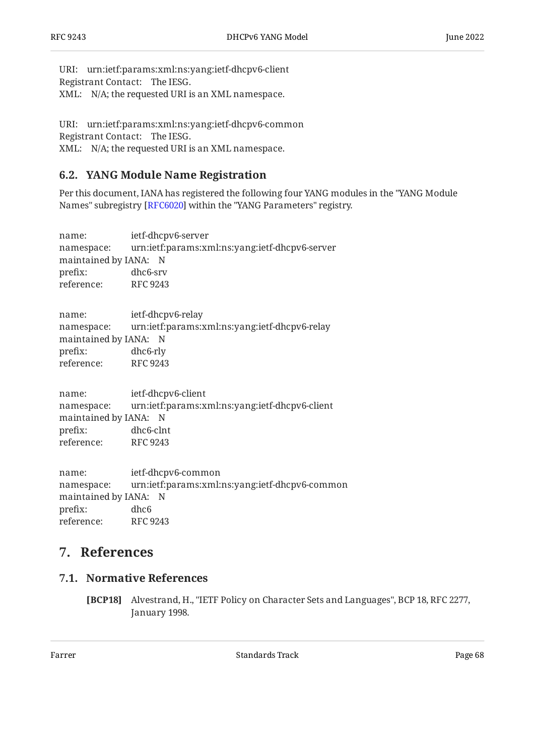URI: urn:ietf:params:xml:ns:yang:ietf-dhcpv6-client
Registrant Contact: The IESG.
XML: N/A; the requested URI is an XML namespace.

URI: urn:ietf:params:xml:ns:yang:ietf-dhcpv6-common
Registrant Contact: The IESG.
XML: N/A; the requested URI is an XML namespace.

## 6.2. YANG Module Name Registration

Per this document, IANA has registered the following four YANG modules in the "YANG Module Names" subregistry [RFC6020] within the "YANG Parameters" registry.

name: ietf-dhcpv6-server
namespace: urn:ietf:params:xml:ns:yang:ietf-dhcpv6-server
maintained by IANA: N
prefix: dhc6-srv
reference: RFC 9243

name: ietf-dhcpv6-relay
namespace: urn:ietf:params:xml:ns:yang:ietf-dhcpv6-relay
maintained by IANA: N
prefix: dhc6-rly
reference: RFC 9243

name: ietf-dhcpv6-client
namespace: urn:ietf:params:xml:ns:yang:ietf-dhcpv6-client
maintained by IANA: N
prefix: dhc6-clnt
reference: RFC 9243

name: ietf-dhcpv6-common
namespace: urn:ietf:params:xml:ns:yang:ietf-dhcpv6-common
maintained by IANA: N
prefix: dhc6
reference: RFC 9243

# 7. References

## 7.1. Normative References

**[BCP18]** Alvestrand, H., "IETF Policy on Character Sets and Languages", BCP 18, RFC 2277, January 1998.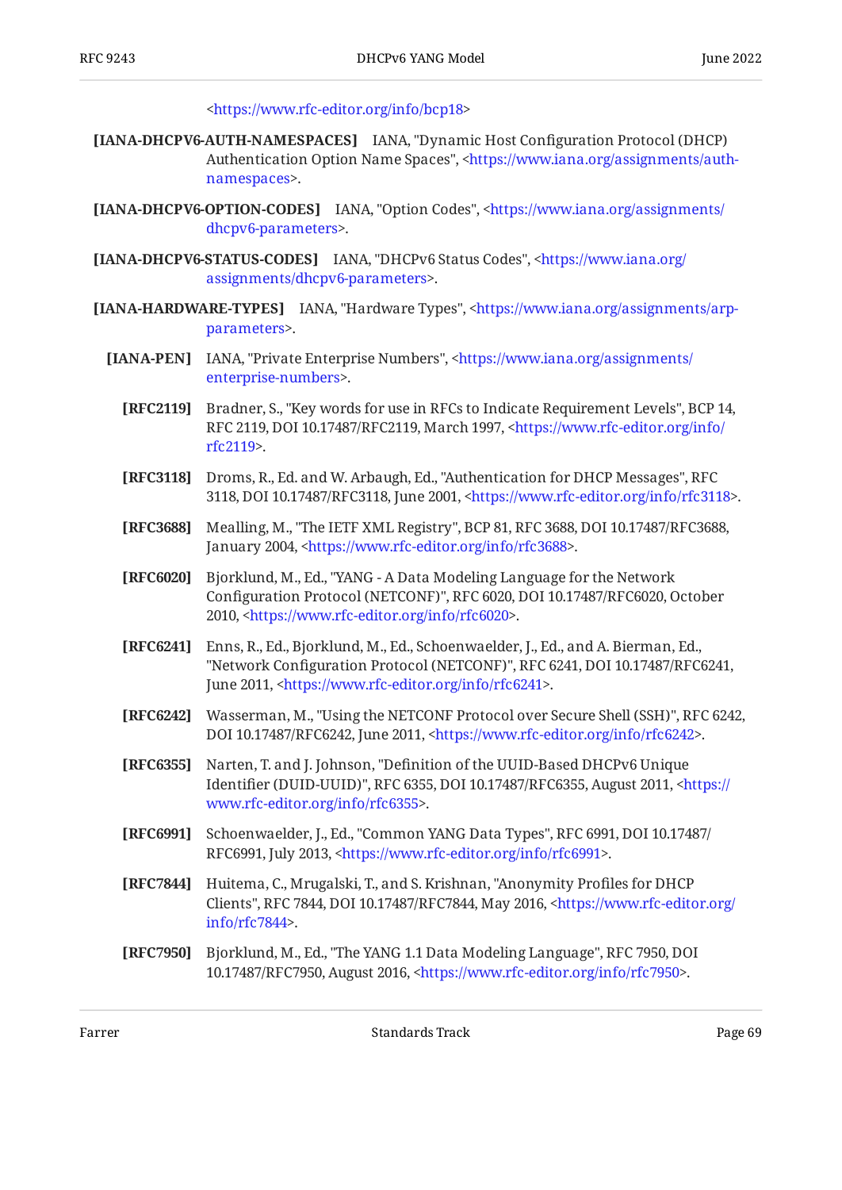<https://www.rfc-editor.org/info/bcp18>

**[IANA-DHCPV6-AUTH-NAMESPACES]** IANA, "Dynamic Host Configuration Protocol (DHCP) Authentication Option Name Spaces", <https://www.iana.org/assignments/auth-namespaces>.

**[IANA-DHCPV6-OPTION-CODES]** IANA, "Option Codes", <https://www.iana.org/assignments/dhcpv6-parameters>.

**[IANA-DHCPV6-STATUS-CODES]** IANA, "DHCPv6 Status Codes", <https://www.iana.org/assignments/dhcpv6-parameters>.

**[IANA-HARDWARE-TYPES]** IANA, "Hardware Types", <https://www.iana.org/assignments/arp-parameters>.

**[IANA-PEN]** IANA, "Private Enterprise Numbers", <https://www.iana.org/assignments/enterprise-numbers>.

**[RFC2119]** Bradner, S., "Key words for use in RFCs to Indicate Requirement Levels", BCP 14, RFC 2119, DOI 10.17487/RFC2119, March 1997, <https://www.rfc-editor.org/info/rfc2119>.

**[RFC3118]** Droms, R., Ed. and W. Arbaugh, Ed., "Authentication for DHCP Messages", RFC 3118, DOI 10.17487/RFC3118, June 2001, <https://www.rfc-editor.org/info/rfc3118>.

**[RFC3688]** Mealling, M., "The IETF XML Registry", BCP 81, RFC 3688, DOI 10.17487/RFC3688, January 2004, <https://www.rfc-editor.org/info/rfc3688>.

**[RFC6020]** Bjorklund, M., Ed., "YANG - A Data Modeling Language for the Network Configuration Protocol (NETCONF)", RFC 6020, DOI 10.17487/RFC6020, October 2010, <https://www.rfc-editor.org/info/rfc6020>.

**[RFC6241]** Enns, R., Ed., Bjorklund, M., Ed., Schoenwaelder, J., Ed., and A. Bierman, Ed., "Network Configuration Protocol (NETCONF)", RFC 6241, DOI 10.17487/RFC6241, June 2011, <https://www.rfc-editor.org/info/rfc6241>.

**[RFC6242]** Wasserman, M., "Using the NETCONF Protocol over Secure Shell (SSH)", RFC 6242, DOI 10.17487/RFC6242, June 2011, <https://www.rfc-editor.org/info/rfc6242>.

**[RFC6355]** Narten, T. and J. Johnson, "Definition of the UUID-Based DHCPv6 Unique Identifier (DUID-UUID)", RFC 6355, DOI 10.17487/RFC6355, August 2011, <https://www.rfc-editor.org/info/rfc6355>.

**[RFC6991]** Schoenwaelder, J., Ed., "Common YANG Data Types", RFC 6991, DOI 10.17487/RFC6991, July 2013, <https://www.rfc-editor.org/info/rfc6991>.

**[RFC7844]** Huitema, C., Mrugalski, T., and S. Krishnan, "Anonymity Profiles for DHCP Clients", RFC 7844, DOI 10.17487/RFC7844, May 2016, <https://www.rfc-editor.org/info/rfc7844>.

**[RFC7950]** Bjorklund, M., Ed., "The YANG 1.1 Data Modeling Language", RFC 7950, DOI 10.17487/RFC7950, August 2016, <https://www.rfc-editor.org/info/rfc7950>.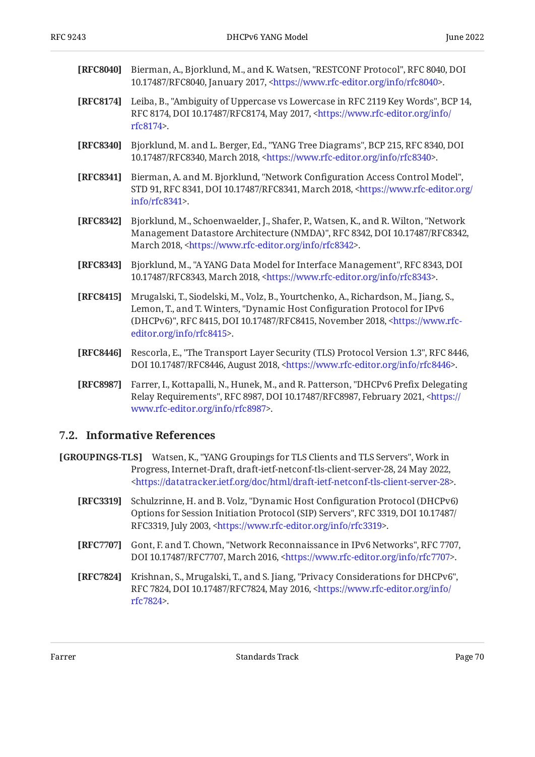**[RFC8040]** Bierman, A., Bjorklund, M., and K. Watsen, "RESTCONF Protocol", RFC 8040, DOI 10.17487/RFC8040, January 2017, <https://www.rfc-editor.org/info/rfc8040>.

**[RFC8174]** Leiba, B., "Ambiguity of Uppercase vs Lowercase in RFC 2119 Key Words", BCP 14, RFC 8174, DOI 10.17487/RFC8174, May 2017, <https://www.rfc-editor.org/info/rfc8174>.

**[RFC8340]** Bjorklund, M. and L. Berger, Ed., "YANG Tree Diagrams", BCP 215, RFC 8340, DOI 10.17487/RFC8340, March 2018, <https://www.rfc-editor.org/info/rfc8340>.

**[RFC8341]** Bierman, A. and M. Bjorklund, "Network Configuration Access Control Model", STD 91, RFC 8341, DOI 10.17487/RFC8341, March 2018, <https://www.rfc-editor.org/info/rfc8341>.

**[RFC8342]** Bjorklund, M., Schoenwaelder, J., Shafer, P., Watsen, K., and R. Wilton, "Network Management Datastore Architecture (NMDA)", RFC 8342, DOI 10.17487/RFC8342, March 2018, <https://www.rfc-editor.org/info/rfc8342>.

**[RFC8343]** Bjorklund, M., "A YANG Data Model for Interface Management", RFC 8343, DOI 10.17487/RFC8343, March 2018, <https://www.rfc-editor.org/info/rfc8343>.

**[RFC8415]** Mrugalski, T., Siodelski, M., Volz, B., Yourtchenko, A., Richardson, M., Jiang, S., Lemon, T., and T. Winters, "Dynamic Host Configuration Protocol for IPv6 (DHCPv6)", RFC 8415, DOI 10.17487/RFC8415, November 2018, <https://www.rfc-editor.org/info/rfc8415>.

**[RFC8446]** Rescorla, E., "The Transport Layer Security (TLS) Protocol Version 1.3", RFC 8446, DOI 10.17487/RFC8446, August 2018, <https://www.rfc-editor.org/info/rfc8446>.

**[RFC8987]** Farrer, I., Kottapalli, N., Hunek, M., and R. Patterson, "DHCPv6 Prefix Delegating Relay Requirements", RFC 8987, DOI 10.17487/RFC8987, February 2021, <https://www.rfc-editor.org/info/rfc8987>.

## 7.2. Informative References

**[GROUPINGS-TLS]** Watsen, K., "YANG Groupings for TLS Clients and TLS Servers", Work in Progress, Internet-Draft, draft-ietf-netconf-tls-client-server-28, 24 May 2022, <https://datatracker.ietf.org/doc/html/draft-ietf-netconf-tls-client-server-28>.

**[RFC3319]** Schulzrinne, H. and B. Volz, "Dynamic Host Configuration Protocol (DHCPv6) Options for Session Initiation Protocol (SIP) Servers", RFC 3319, DOI 10.17487/RFC3319, July 2003, <https://www.rfc-editor.org/info/rfc3319>.

**[RFC7707]** Gont, F. and T. Chown, "Network Reconnaissance in IPv6 Networks", RFC 7707, DOI 10.17487/RFC7707, March 2016, <https://www.rfc-editor.org/info/rfc7707>.

**[RFC7824]** Krishnan, S., Mrugalski, T., and S. Jiang, "Privacy Considerations for DHCPv6", RFC 7824, DOI 10.17487/RFC7824, May 2016, <https://www.rfc-editor.org/info/rfc7824>.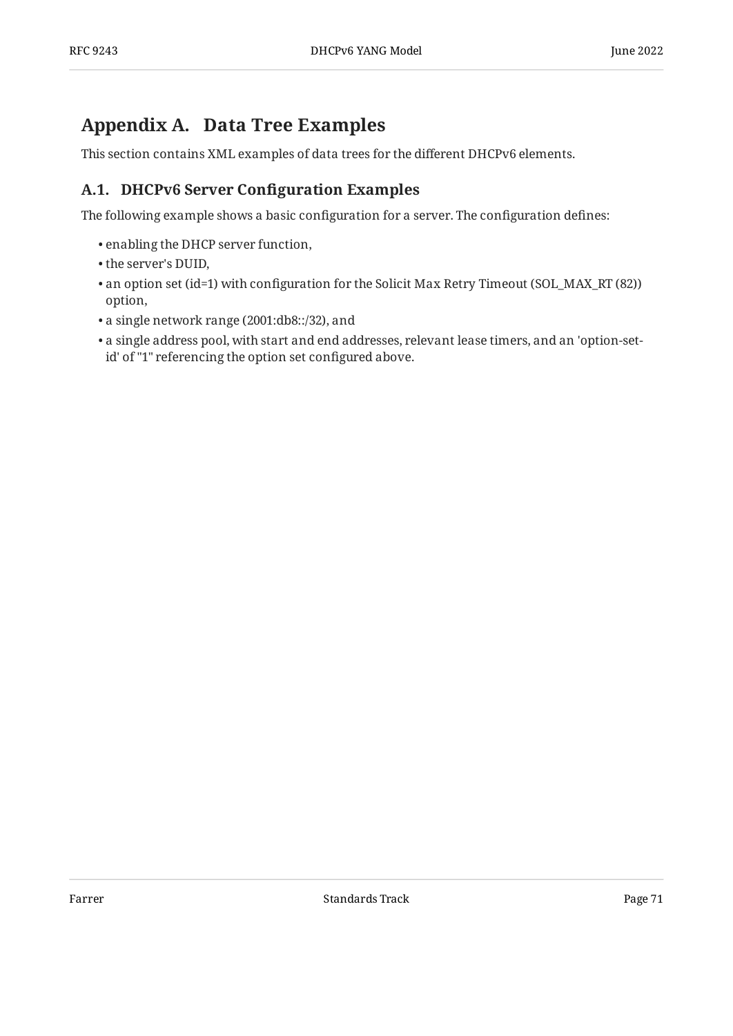# Appendix A. Data Tree Examples

This section contains XML examples of data trees for the different DHCPv6 elements.

## A.1. DHCPv6 Server Configuration Examples

The following example shows a basic configuration for a server. The configuration defines:

- enabling the DHCP server function,
- the server's DUID,
- an option set (id=1) with configuration for the Solicit Max Retry Timeout (SOL_MAX_RT (82)) option,
- a single network range (2001:db8::/32), and
- a single address pool, with start and end addresses, relevant lease timers, and an 'option-set-id' of "1" referencing the option set configured above.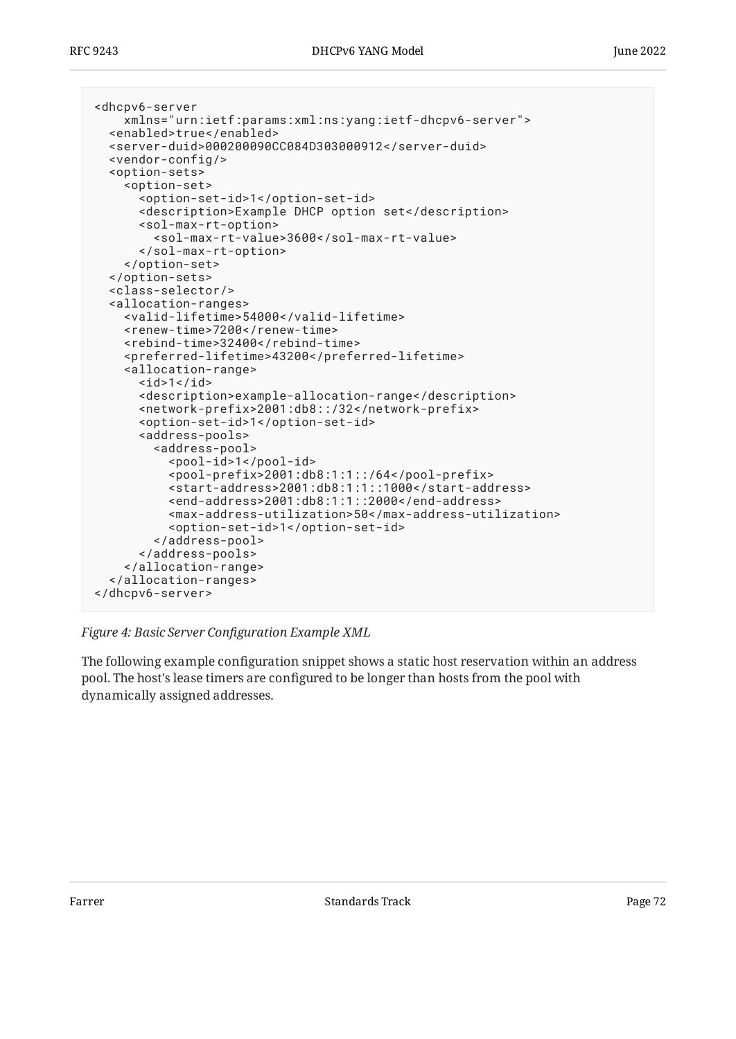```
<dhcpv6-server
    xmlns="urn:ietf:params:xml:ns:yang:ietf-dhcpv6-server">
  <enabled>true</enabled>
  <server-duid>000200090CC084D303000912</server-duid>
  <vendor-config/>
  <option-sets>
    <option-set>
      <option-set-id>1</option-set-id>
      <description>Example DHCP option set</description>
      <sol-max-rt-option>
        <sol-max-rt-value>3600</sol-max-rt-value>
      </sol-max-rt-option>
    </option-set>
  </option-sets>
  <class-selector/>
  <allocation-ranges>
    <valid-lifetime>54000</valid-lifetime>
    <renew-time>7200</renew-time>
    <rebind-time>32400</rebind-time>
    <preferred-lifetime>43200</preferred-lifetime>
    <allocation-range>
      <id>1</id>
      <description>example-allocation-range</description>
      <network-prefix>2001:db8::/32</network-prefix>
      <option-set-id>1</option-set-id>
      <address-pools>
        <address-pool>
          <pool-id>1</pool-id>
          <pool-prefix>2001:db8:1:1::/64</pool-prefix>
          <start-address>2001:db8:1:1::1000</start-address>
          <end-address>2001:db8:1:1::2000</end-address>
          <max-address-utilization>50</max-address-utilization>
          <option-set-id>1</option-set-id>
        </address-pool>
      </address-pools>
    </allocation-range>
  </allocation-ranges>
</dhcpv6-server>
```

*Figure 4: Basic Server Configuration Example XML*

The following example configuration snippet shows a static host reservation within an address pool. The host's lease timers are configured to be longer than hosts from the pool with dynamically assigned addresses.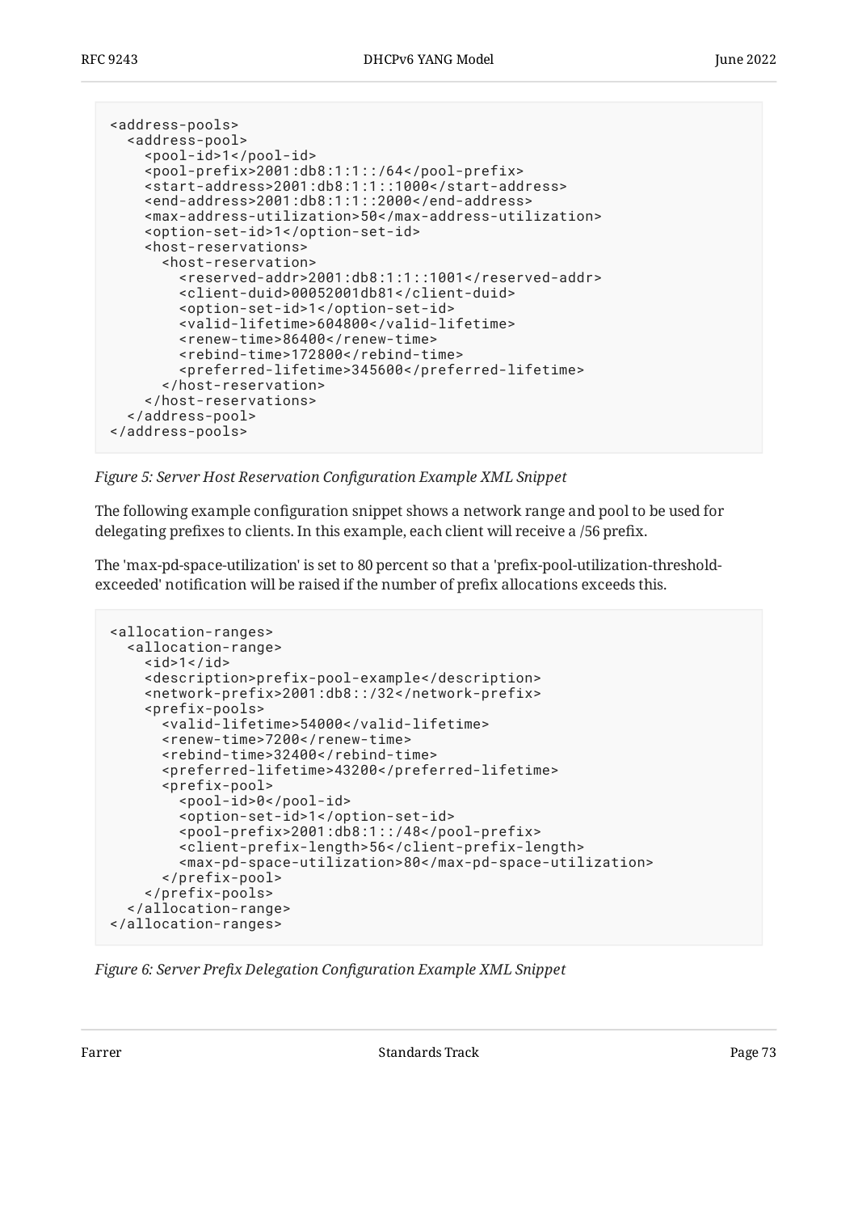```
<address-pools>
  <address-pool>
    <pool-id>1</pool-id>
    <pool-prefix>2001:db8:1:1::/64</pool-prefix>
    <start-address>2001:db8:1:1::1000</start-address>
    <end-address>2001:db8:1:1::2000</end-address>
    <max-address-utilization>50</max-address-utilization>
    <option-set-id>1</option-set-id>
    <host-reservations>
      <host-reservation>
        <reserved-addr>2001:db8:1:1::1001</reserved-addr>
        <client-duid>00052001db81</client-duid>
        <option-set-id>1</option-set-id>
        <valid-lifetime>604800</valid-lifetime>
        <renew-time>86400</renew-time>
        <rebind-time>172800</rebind-time>
        <preferred-lifetime>345600</preferred-lifetime>
      </host-reservation>
    </host-reservations>
  </address-pool>
</address-pools>
```

*Figure 5: Server Host Reservation Configuration Example XML Snippet*

The following example configuration snippet shows a network range and pool to be used for delegating prefixes to clients. In this example, each client will receive a /56 prefix.

The 'max-pd-space-utilization' is set to 80 percent so that a 'prefix-pool-utilization-threshold-exceeded' notification will be raised if the number of prefix allocations exceeds this.

```
<allocation-ranges>
  <allocation-range>
    <id>1</id>
    <description>prefix-pool-example</description>
    <network-prefix>2001:db8::/32</network-prefix>
    <prefix-pools>
      <valid-lifetime>54000</valid-lifetime>
      <renew-time>7200</renew-time>
      <rebind-time>32400</rebind-time>
      <preferred-lifetime>43200</preferred-lifetime>
      <prefix-pool>
        <pool-id>0</pool-id>
        <option-set-id>1</option-set-id>
        <pool-prefix>2001:db8:1::/48</pool-prefix>
        <client-prefix-length>56</client-prefix-length>
        <max-pd-space-utilization>80</max-pd-space-utilization>
      </prefix-pool>
    </prefix-pools>
  </allocation-range>
</allocation-ranges>
```

*Figure 6: Server Prefix Delegation Configuration Example XML Snippet*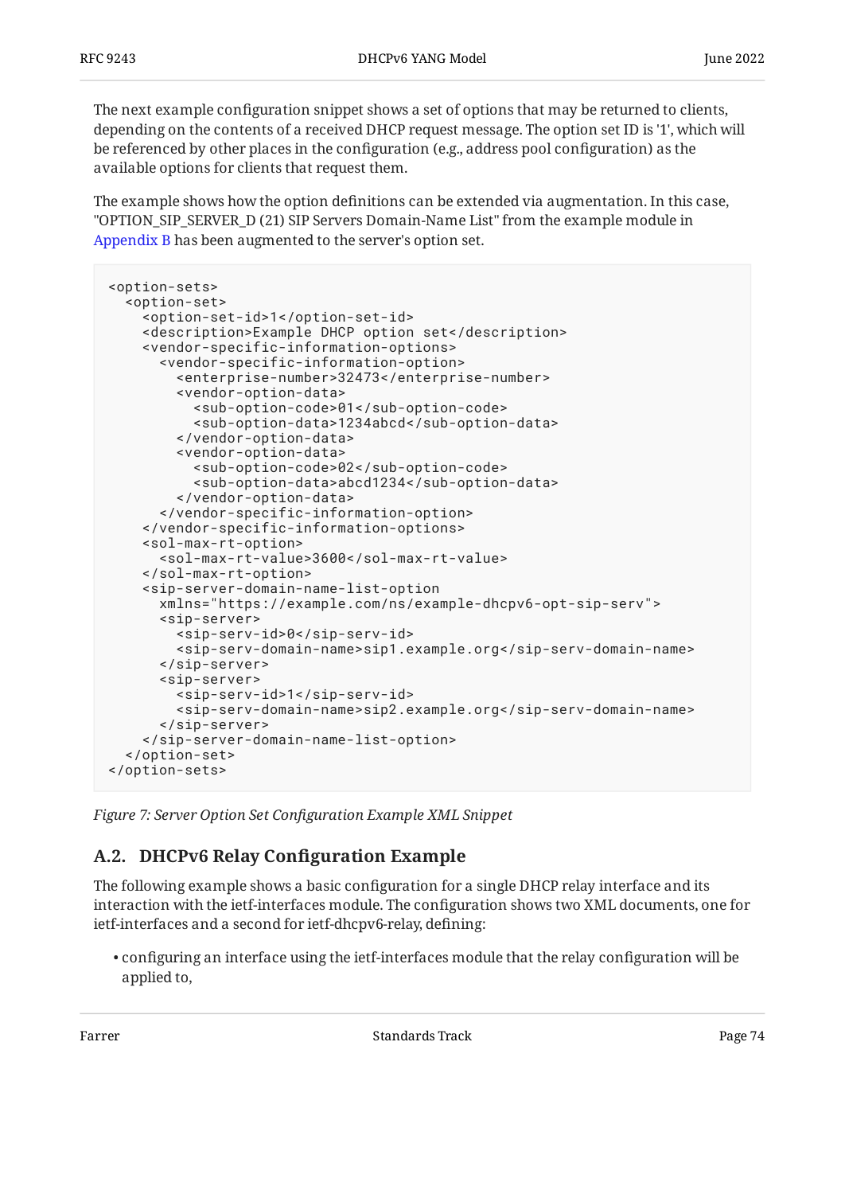The next example configuration snippet shows a set of options that may be returned to clients, depending on the contents of a received DHCP request message. The option set ID is '1', which will be referenced by other places in the configuration (e.g., address pool configuration) as the available options for clients that request them.

The example shows how the option definitions can be extended via augmentation. In this case, "OPTION_SIP_SERVER_D (21) SIP Servers Domain-Name List" from the example module in Appendix B has been augmented to the server's option set.

```
<option-sets>
  <option-set>
    <option-set-id>1</option-set-id>
    <description>Example DHCP option set</description>
    <vendor-specific-information-options>
      <vendor-specific-information-option>
        <enterprise-number>32473</enterprise-number>
        <vendor-option-data>
          <sub-option-code>01</sub-option-code>
          <sub-option-data>1234abcd</sub-option-data>
        </vendor-option-data>
        <vendor-option-data>
          <sub-option-code>02</sub-option-code>
          <sub-option-data>abcd1234</sub-option-data>
        </vendor-option-data>
      </vendor-specific-information-option>
    </vendor-specific-information-options>
    <sol-max-rt-option>
      <sol-max-rt-value>3600</sol-max-rt-value>
    </sol-max-rt-option>
    <sip-server-domain-name-list-option
      xmlns="https://example.com/ns/example-dhcpv6-opt-sip-serv">
      <sip-server>
        <sip-serv-id>0</sip-serv-id>
        <sip-serv-domain-name>sip1.example.org</sip-serv-domain-name>
      </sip-server>
      <sip-server>
        <sip-serv-id>1</sip-serv-id>
        <sip-serv-domain-name>sip2.example.org</sip-serv-domain-name>
      </sip-server>
    </sip-server-domain-name-list-option>
  </option-set>
</option-sets>
```

*Figure 7: Server Option Set Configuration Example XML Snippet*

## A.2. DHCPv6 Relay Configuration Example

The following example shows a basic configuration for a single DHCP relay interface and its interaction with the ietf-interfaces module. The configuration shows two XML documents, one for ietf-interfaces and a second for ietf-dhcpv6-relay, defining:

- configuring an interface using the ietf-interfaces module that the relay configuration will be applied to,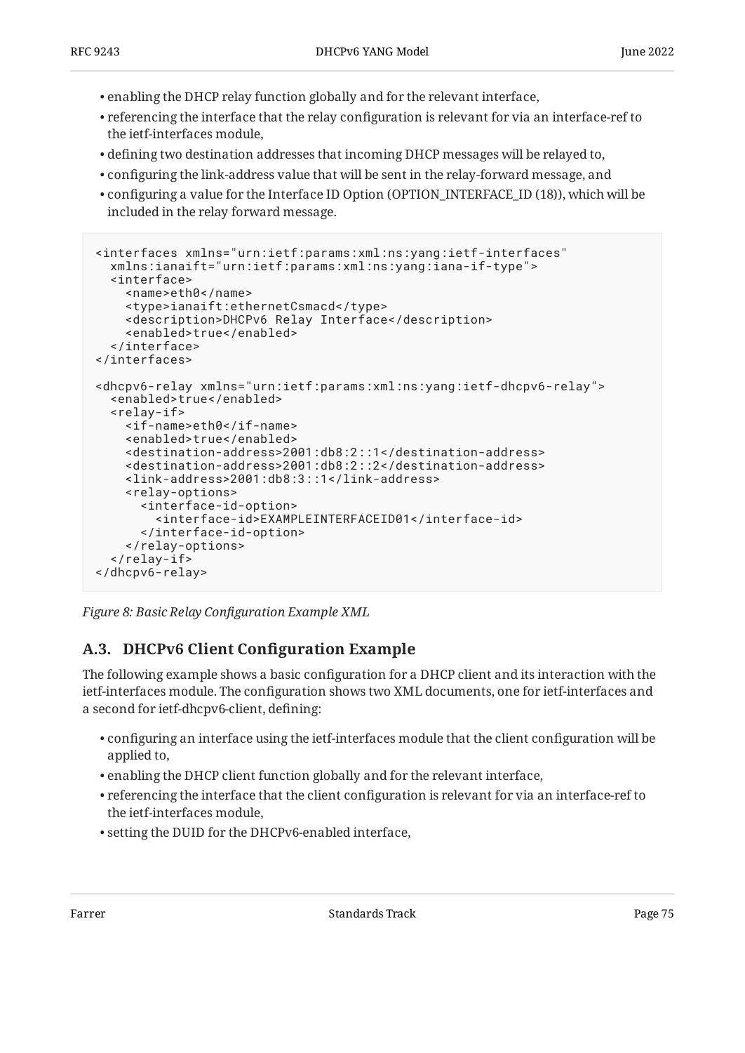- enabling the DHCP relay function globally and for the relevant interface,
- referencing the interface that the relay configuration is relevant for via an interface-ref to the ietf-interfaces module,
- defining two destination addresses that incoming DHCP messages will be relayed to,
- configuring the link-address value that will be sent in the relay-forward message, and
- configuring a value for the Interface ID Option (OPTION_INTERFACE_ID (18)), which will be included in the relay forward message.

```
<interfaces xmlns="urn:ietf:params:xml:ns:yang:ietf-interfaces"
  xmlns:ianaift="urn:ietf:params:xml:ns:yang:iana-if-type">
  <interface>
    <name>eth0</name>
    <type>ianaift:ethernetCsmacd</type>
    <description>DHCPv6 Relay Interface</description>
    <enabled>true</enabled>
  </interface>
</interfaces>

<dhcpv6-relay xmlns="urn:ietf:params:xml:ns:yang:ietf-dhcpv6-relay">
  <enabled>true</enabled>
  <relay-if>
    <if-name>eth0</if-name>
    <enabled>true</enabled>
    <destination-address>2001:db8:2::1</destination-address>
    <destination-address>2001:db8:2::2</destination-address>
    <link-address>2001:db8:3::1</link-address>
    <relay-options>
      <interface-id-option>
        <interface-id>EXAMPLEINTERFACEID01</interface-id>
      </interface-id-option>
    </relay-options>
  </relay-if>
</dhcpv6-relay>
```

*Figure 8: Basic Relay Configuration Example XML*

## A.3. DHCPv6 Client Configuration Example

The following example shows a basic configuration for a DHCP client and its interaction with the ietf-interfaces module. The configuration shows two XML documents, one for ietf-interfaces and a second for ietf-dhcpv6-client, defining:

- configuring an interface using the ietf-interfaces module that the client configuration will be applied to,
- enabling the DHCP client function globally and for the relevant interface,
- referencing the interface that the client configuration is relevant for via an interface-ref to the ietf-interfaces module,
- setting the DUID for the DHCPv6-enabled interface,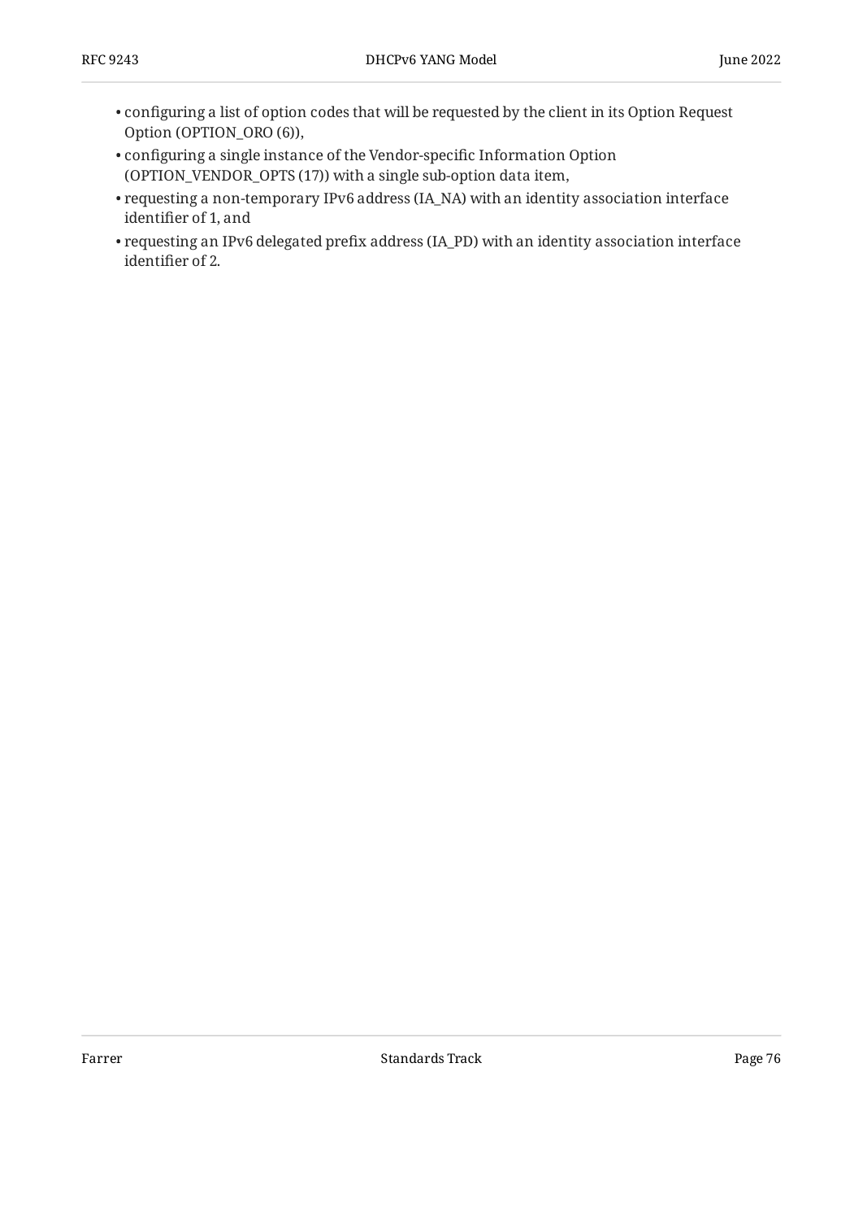- configuring a list of option codes that will be requested by the client in its Option Request Option (OPTION_ORO (6)),
- configuring a single instance of the Vendor-specific Information Option (OPTION_VENDOR_OPTS (17)) with a single sub-option data item,
- requesting a non-temporary IPv6 address (IA_NA) with an identity association interface identifier of 1, and
- requesting an IPv6 delegated prefix address (IA_PD) with an identity association interface identifier of 2.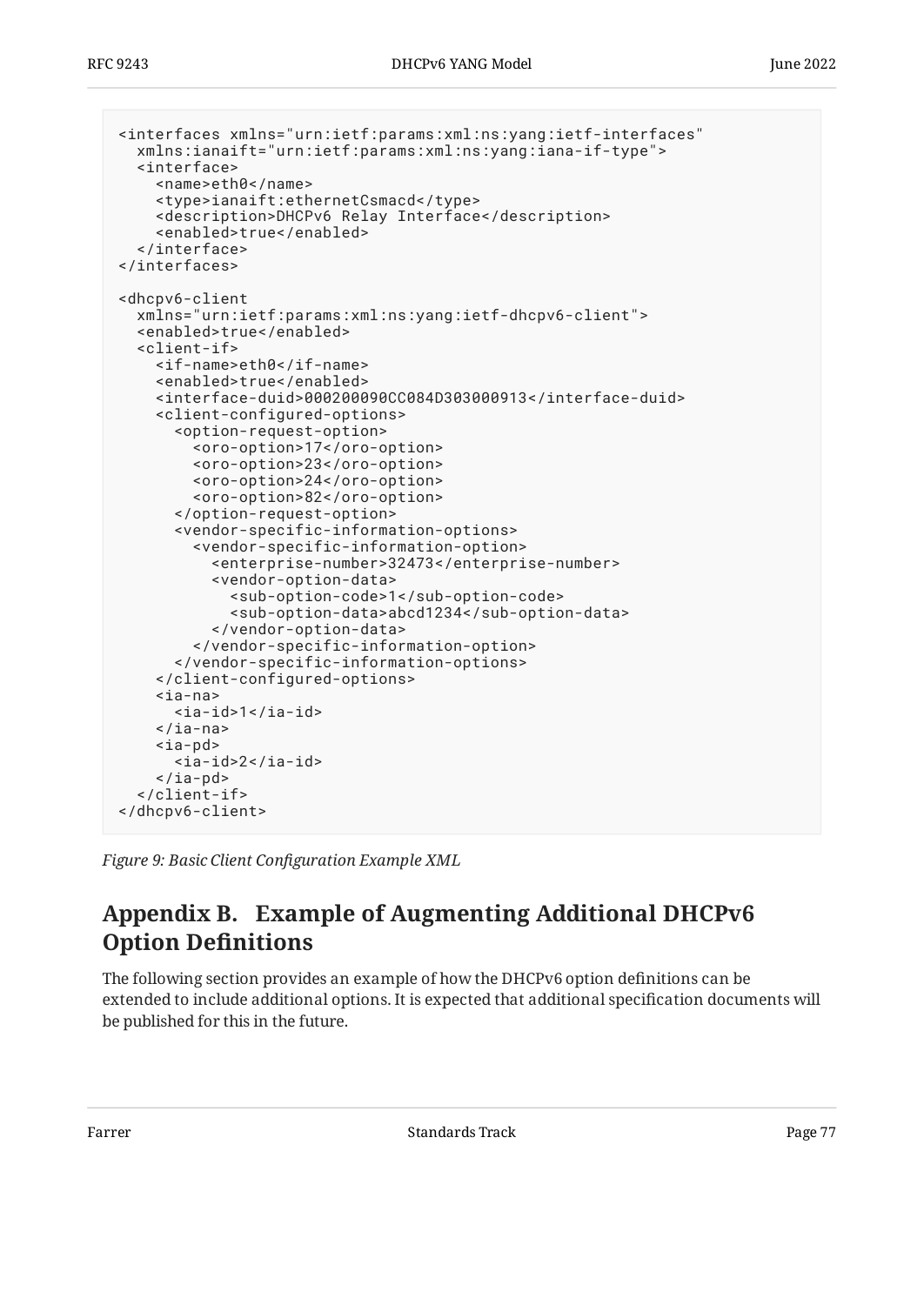```
<interfaces xmlns="urn:ietf:params:xml:ns:yang:ietf-interfaces"
  xmlns:ianaift="urn:ietf:params:xml:ns:yang:iana-if-type">
  <interface>
    <name>eth0</name>
    <type>ianaift:ethernetCsmacd</type>
    <description>DHCPv6 Relay Interface</description>
    <enabled>true</enabled>
  </interface>
</interfaces>

<dhcpv6-client
  xmlns="urn:ietf:params:xml:ns:yang:ietf-dhcpv6-client">
  <enabled>true</enabled>
  <client-if>
    <if-name>eth0</if-name>
    <enabled>true</enabled>
    <interface-duid>000200090CC084D303000913</interface-duid>
    <client-configured-options>
      <option-request-option>
        <oro-option>17</oro-option>
        <oro-option>23</oro-option>
        <oro-option>24</oro-option>
        <oro-option>82</oro-option>
      </option-request-option>
      <vendor-specific-information-options>
        <vendor-specific-information-option>
          <enterprise-number>32473</enterprise-number>
          <vendor-option-data>
            <sub-option-code>1</sub-option-code>
            <sub-option-data>abcd1234</sub-option-data>
          </vendor-option-data>
        </vendor-specific-information-option>
      </vendor-specific-information-options>
    </client-configured-options>
    <ia-na>
      <ia-id>1</ia-id>
    </ia-na>
    <ia-pd>
      <ia-id>2</ia-id>
    </ia-pd>
  </client-if>
</dhcpv6-client>
```

*Figure 9: Basic Client Configuration Example XML*

# Appendix B. Example of Augmenting Additional DHCPv6 Option Definitions

The following section provides an example of how the DHCPv6 option definitions can be extended to include additional options. It is expected that additional specification documents will be published for this in the future.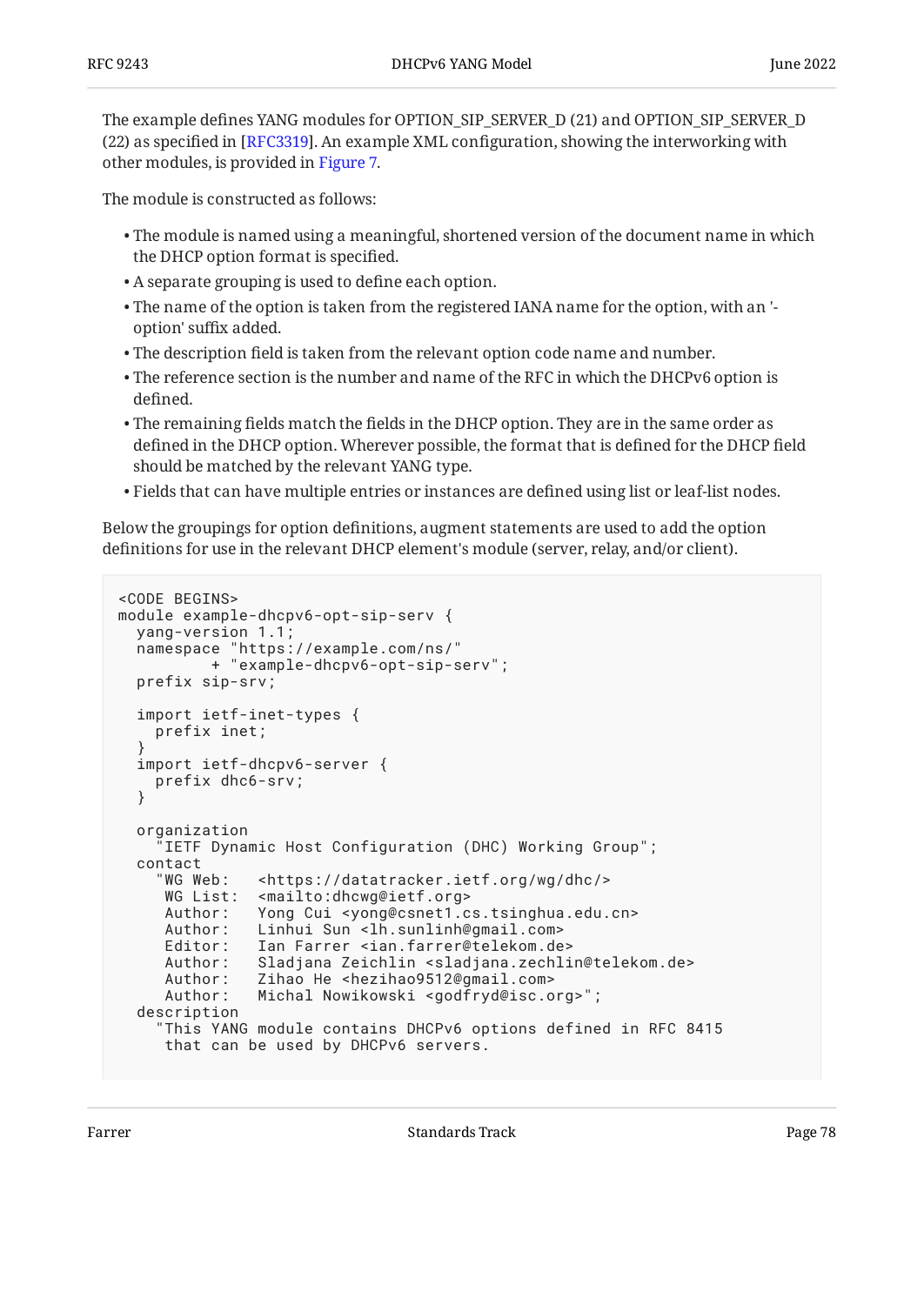The example defines YANG modules for OPTION_SIP_SERVER_D (21) and OPTION_SIP_SERVER_D (22) as specified in [RFC3319]. An example XML configuration, showing the interworking with other modules, is provided in Figure 7.

The module is constructed as follows:

- The module is named using a meaningful, shortened version of the document name in which the DHCP option format is specified.
- A separate grouping is used to define each option.
- The name of the option is taken from the registered IANA name for the option, with an '-option' suffix added.
- The description field is taken from the relevant option code name and number.
- The reference section is the number and name of the RFC in which the DHCPv6 option is defined.
- The remaining fields match the fields in the DHCP option. They are in the same order as defined in the DHCP option. Wherever possible, the format that is defined for the DHCP field should be matched by the relevant YANG type.
- Fields that can have multiple entries or instances are defined using list or leaf-list nodes.

Below the groupings for option definitions, augment statements are used to add the option definitions for use in the relevant DHCP element's module (server, relay, and/or client).

```
<CODE BEGINS>
module example-dhcpv6-opt-sip-serv {
  yang-version 1.1;
  namespace "https://example.com/ns/"
          + "example-dhcpv6-opt-sip-serv";
  prefix sip-srv;

  import ietf-inet-types {
    prefix inet;
  }
  import ietf-dhcpv6-server {
    prefix dhc6-srv;
  }

  organization
    "IETF Dynamic Host Configuration (DHC) Working Group";
  contact
    "WG Web:   <https://datatracker.ietf.org/wg/dhc/>
     WG List:  <mailto:dhcwg@ietf.org>
     Author:   Yong Cui <yong@csnet1.cs.tsinghua.edu.cn>
     Author:   Linhui Sun <lh.sunlinh@gmail.com>
     Editor:   Ian Farrer <ian.farrer@telekom.de>
     Author:   Sladjana Zeichlin <sladjana.zechlin@telekom.de>
     Author:   Zihao He <hezihao9512@gmail.com>
     Author:   Michal Nowikowski <godfryd@isc.org>";
  description
    "This YANG module contains DHCPv6 options defined in RFC 8415
     that can be used by DHCPv6 servers.
```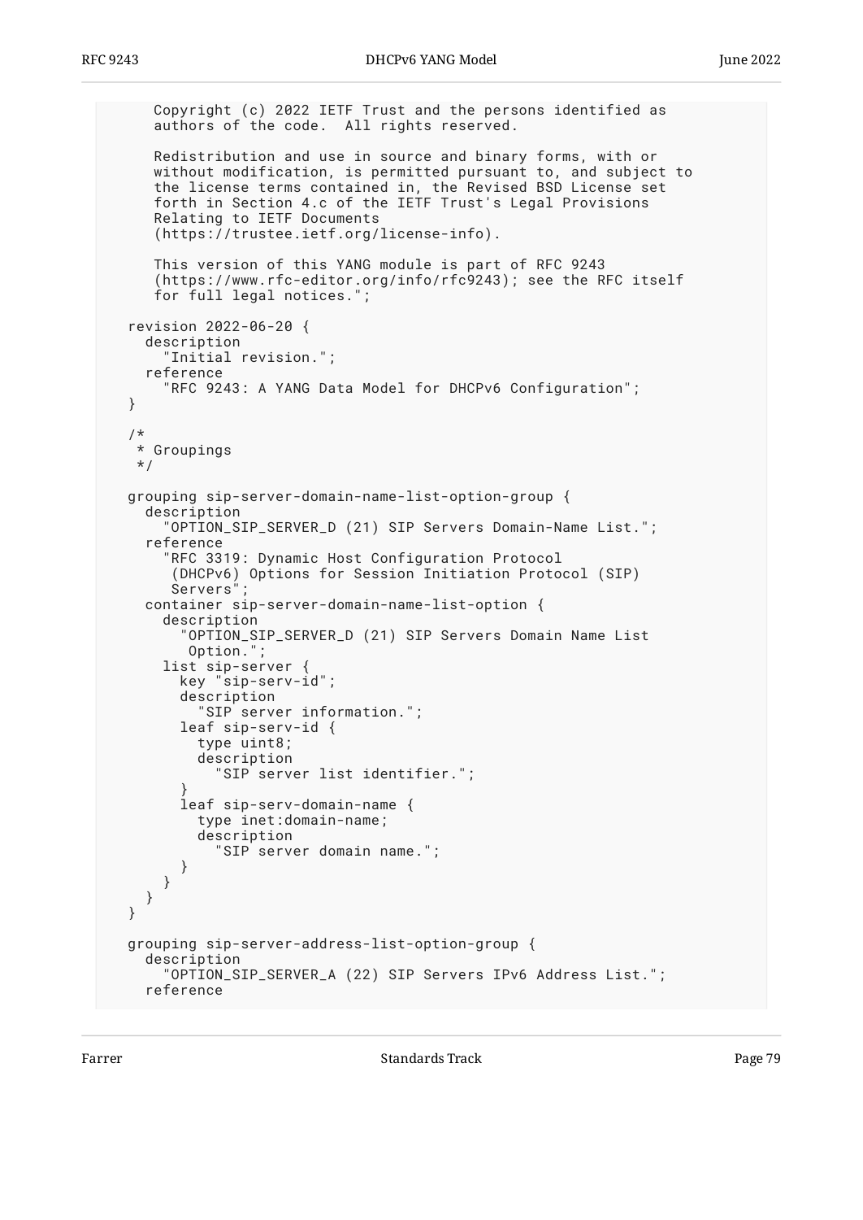```
     Copyright (c) 2022 IETF Trust and the persons identified as
     authors of the code.  All rights reserved.

     Redistribution and use in source and binary forms, with or
     without modification, is permitted pursuant to, and subject to
     the license terms contained in, the Revised BSD License set
     forth in Section 4.c of the IETF Trust's Legal Provisions
     Relating to IETF Documents
     (https://trustee.ietf.org/license-info).

     This version of this YANG module is part of RFC 9243
     (https://www.rfc-editor.org/info/rfc9243); see the RFC itself
     for full legal notices.";

  revision 2022-06-20 {
    description
      "Initial revision.";
    reference
      "RFC 9243: A YANG Data Model for DHCPv6 Configuration";
  }

  /*
   * Groupings
   */

  grouping sip-server-domain-name-list-option-group {
    description
      "OPTION_SIP_SERVER_D (21) SIP Servers Domain-Name List.";
    reference
      "RFC 3319: Dynamic Host Configuration Protocol
       (DHCPv6) Options for Session Initiation Protocol (SIP)
       Servers";
    container sip-server-domain-name-list-option {
      description
        "OPTION_SIP_SERVER_D (21) SIP Servers Domain Name List
         Option.";
      list sip-server {
        key "sip-serv-id";
        description
          "SIP server information.";
        leaf sip-serv-id {
          type uint8;
          description
            "SIP server list identifier.";
        }
        leaf sip-serv-domain-name {
          type inet:domain-name;
          description
            "SIP server domain name.";
        }
      }
    }
  }

  grouping sip-server-address-list-option-group {
    description
      "OPTION_SIP_SERVER_A (22) SIP Servers IPv6 Address List.";
    reference
```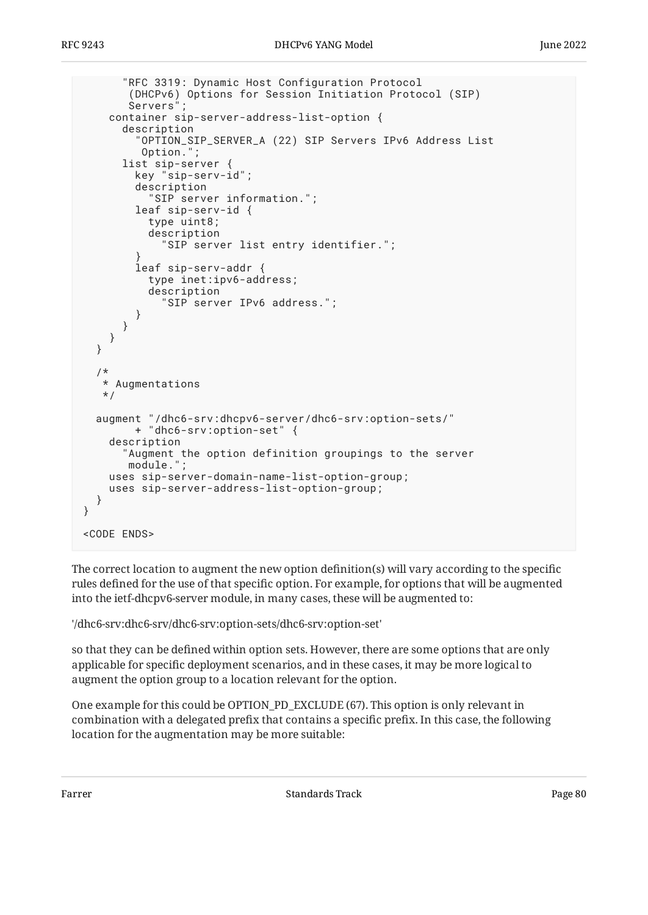```
      "RFC 3319: Dynamic Host Configuration Protocol
       (DHCPv6) Options for Session Initiation Protocol (SIP)
       Servers";
    container sip-server-address-list-option {
      description
        "OPTION_SIP_SERVER_A (22) SIP Servers IPv6 Address List
         Option.";
      list sip-server {
        key "sip-serv-id";
        description
          "SIP server information.";
        leaf sip-serv-id {
          type uint8;
          description
            "SIP server list entry identifier.";
        }
        leaf sip-serv-addr {
          type inet:ipv6-address;
          description
            "SIP server IPv6 address.";
        }
      }
    }
  }

  /*
   * Augmentations
   */

  augment "/dhc6-srv:dhcpv6-server/dhc6-srv:option-sets/"
        + "dhc6-srv:option-set" {
    description
      "Augment the option definition groupings to the server
       module.";
    uses sip-server-domain-name-list-option-group;
    uses sip-server-address-list-option-group;
  }
}

<CODE ENDS>
```

The correct location to augment the new option definition(s) will vary according to the specific rules defined for the use of that specific option. For example, for options that will be augmented into the ietf-dhcpv6-server module, in many cases, these will be augmented to:

'/dhc6-srv:dhc6-srv/dhc6-srv:option-sets/dhc6-srv:option-set'

so that they can be defined within option sets. However, there are some options that are only applicable for specific deployment scenarios, and in these cases, it may be more logical to augment the option group to a location relevant for the option.

One example for this could be OPTION_PD_EXCLUDE (67). This option is only relevant in combination with a delegated prefix that contains a specific prefix. In this case, the following location for the augmentation may be more suitable: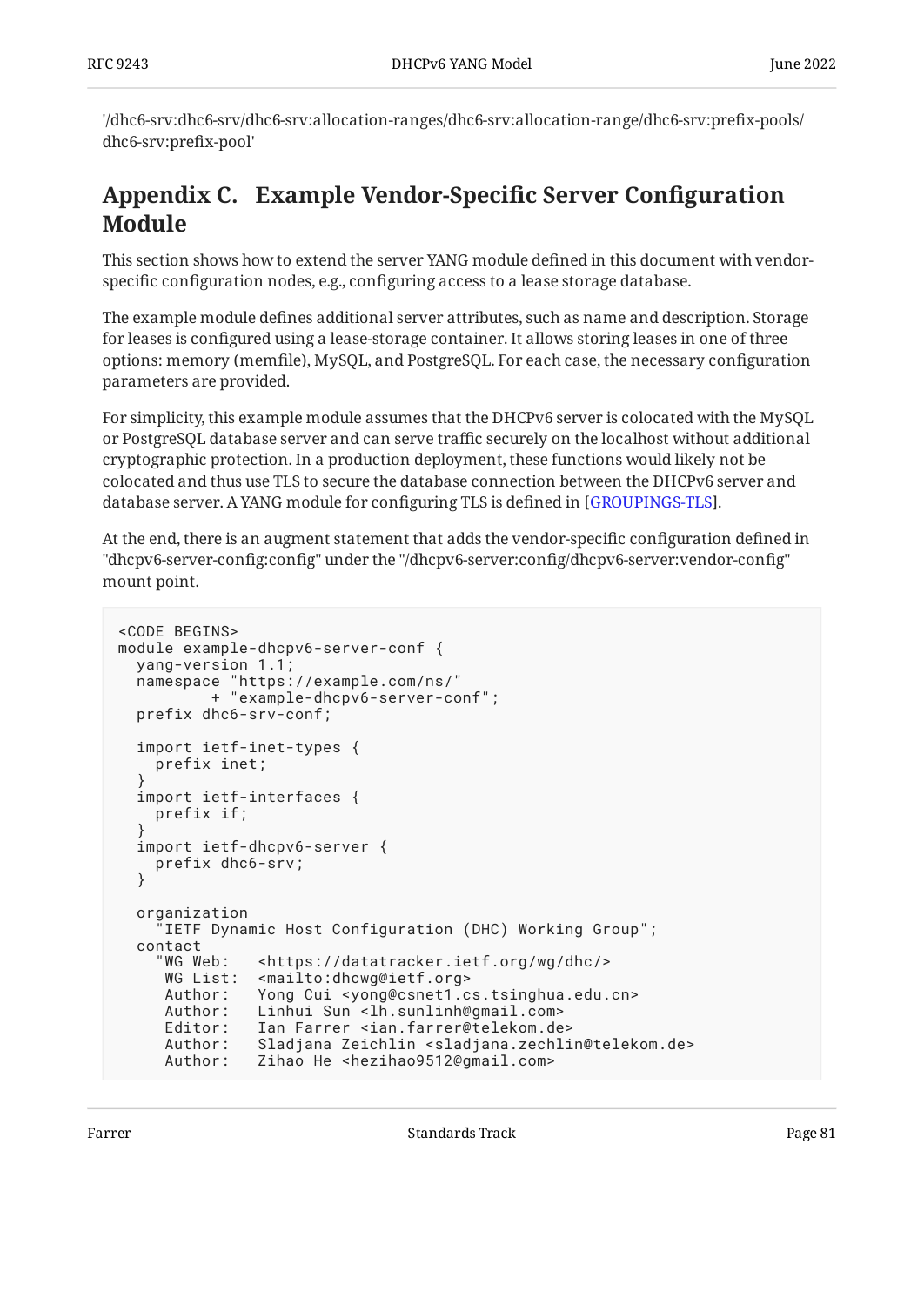'/dhc6-srv:dhc6-srv/dhc6-srv:allocation-ranges/dhc6-srv:allocation-range/dhc6-srv:prefix-pools/dhc6-srv:prefix-pool'

## Appendix C. Example Vendor-Specific Server Configuration Module

This section shows how to extend the server YANG module defined in this document with vendor-specific configuration nodes, e.g., configuring access to a lease storage database.

The example module defines additional server attributes, such as name and description. Storage for leases is configured using a lease-storage container. It allows storing leases in one of three options: memory (memfile), MySQL, and PostgreSQL. For each case, the necessary configuration parameters are provided.

For simplicity, this example module assumes that the DHCPv6 server is colocated with the MySQL or PostgreSQL database server and can serve traffic securely on the localhost without additional cryptographic protection. In a production deployment, these functions would likely not be colocated and thus use TLS to secure the database connection between the DHCPv6 server and database server. A YANG module for configuring TLS is defined in [GROUPINGS-TLS].

At the end, there is an augment statement that adds the vendor-specific configuration defined in "dhcpv6-server-config:config" under the "/dhcpv6-server:config/dhcpv6-server:vendor-config" mount point.

```
<CODE BEGINS>
module example-dhcpv6-server-conf {
  yang-version 1.1;
  namespace "https://example.com/ns/"
          + "example-dhcpv6-server-conf";
  prefix dhc6-srv-conf;

  import ietf-inet-types {
    prefix inet;
  }
  import ietf-interfaces {
    prefix if;
  }
  import ietf-dhcpv6-server {
    prefix dhc6-srv;
  }

  organization
    "IETF Dynamic Host Configuration (DHC) Working Group";
  contact
    "WG Web:   <https://datatracker.ietf.org/wg/dhc/>
     WG List:  <mailto:dhcwg@ietf.org>
     Author:   Yong Cui <yong@csnet1.cs.tsinghua.edu.cn>
     Author:   Linhui Sun <lh.sunlinh@gmail.com>
     Editor:   Ian Farrer <ian.farrer@telekom.de>
     Author:   Sladjana Zeichlin <sladjana.zechlin@telekom.de>
     Author:   Zihao He <hezihao9512@gmail.com>
```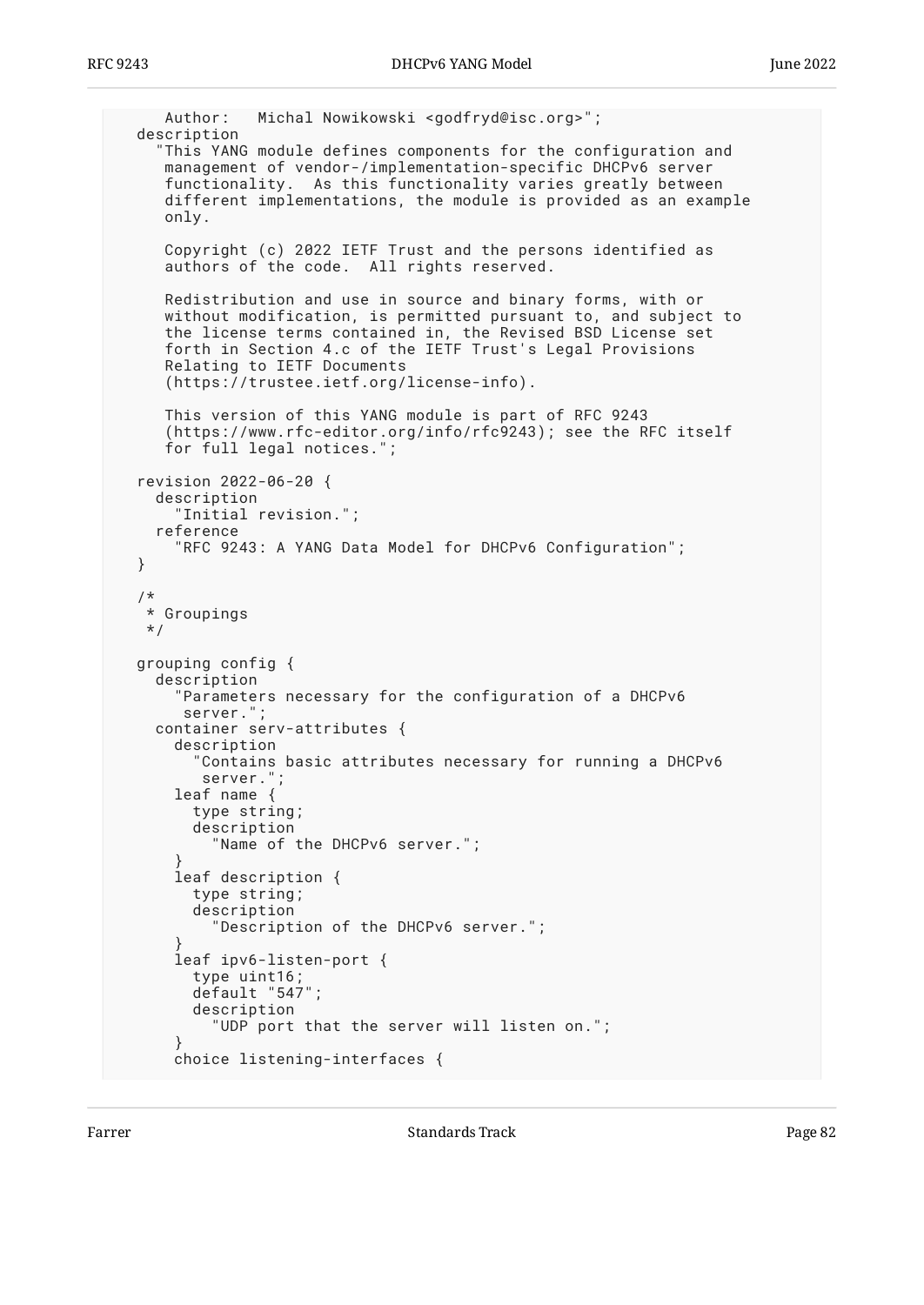```
     Author:   Michal Nowikowski <godfryd@isc.org>";
  description
    "This YANG module defines components for the configuration and
     management of vendor-/implementation-specific DHCPv6 server
     functionality.  As this functionality varies greatly between
     different implementations, the module is provided as an example
     only.

     Copyright (c) 2022 IETF Trust and the persons identified as
     authors of the code.  All rights reserved.

     Redistribution and use in source and binary forms, with or
     without modification, is permitted pursuant to, and subject to
     the license terms contained in, the Revised BSD License set
     forth in Section 4.c of the IETF Trust's Legal Provisions
     Relating to IETF Documents
     (https://trustee.ietf.org/license-info).

     This version of this YANG module is part of RFC 9243
     (https://www.rfc-editor.org/info/rfc9243); see the RFC itself
     for full legal notices.";

  revision 2022-06-20 {
    description
      "Initial revision.";
    reference
      "RFC 9243: A YANG Data Model for DHCPv6 Configuration";
  }

  /*
   * Groupings
   */

  grouping config {
    description
      "Parameters necessary for the configuration of a DHCPv6
       server.";
    container serv-attributes {
      description
        "Contains basic attributes necessary for running a DHCPv6
         server.";
      leaf name {
        type string;
        description
          "Name of the DHCPv6 server.";
      }
      leaf description {
        type string;
        description
          "Description of the DHCPv6 server.";
      }
      leaf ipv6-listen-port {
        type uint16;
        default "547";
        description
          "UDP port that the server will listen on.";
      }
      choice listening-interfaces {
```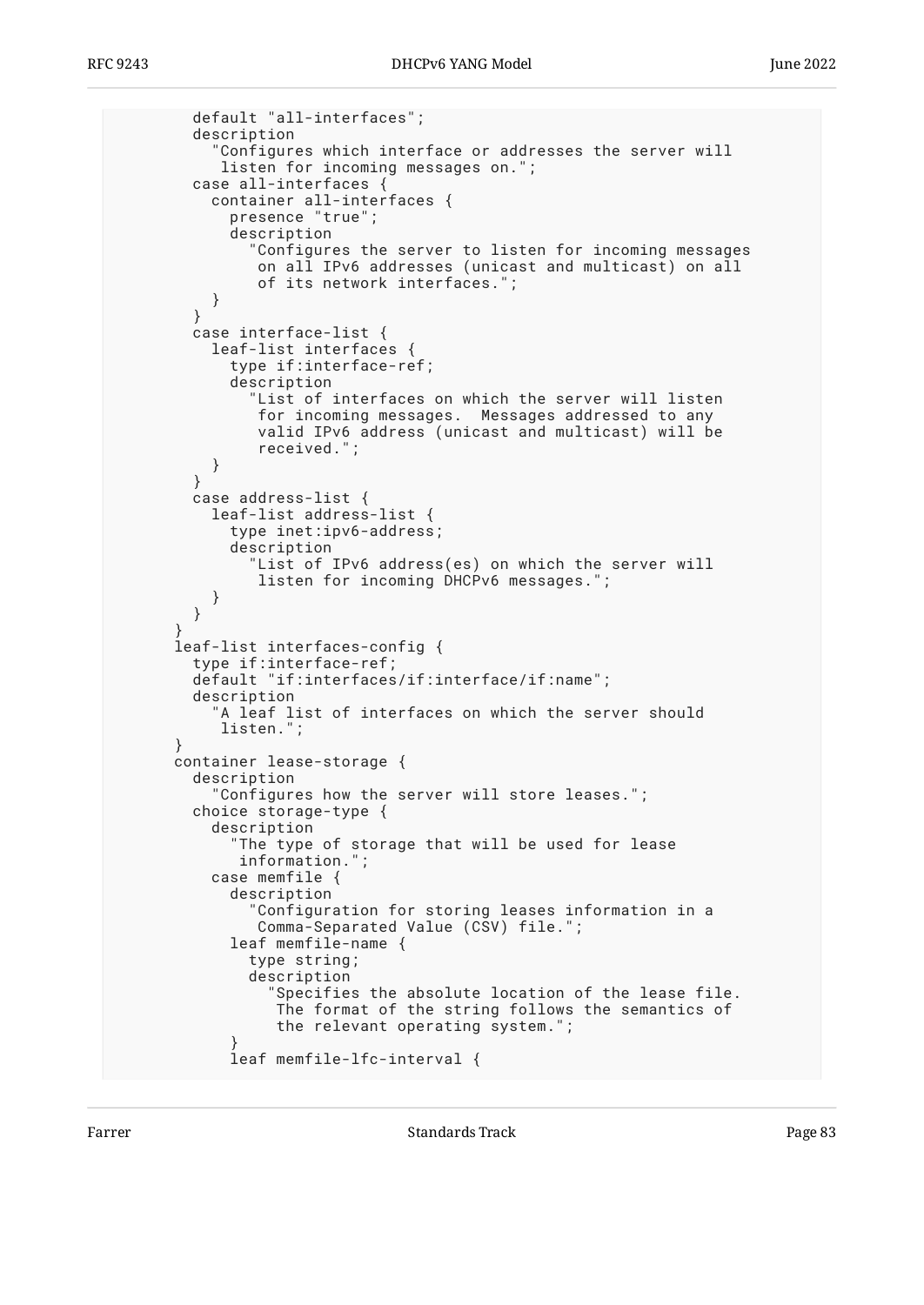```
          default "all-interfaces";
          description
            "Configures which interface or addresses the server will
             listen for incoming messages on.";
          case all-interfaces {
            container all-interfaces {
              presence "true";
              description
                "Configures the server to listen for incoming messages
                 on all IPv6 addresses (unicast and multicast) on all
                 of its network interfaces.";
            }
          }
          case interface-list {
            leaf-list interfaces {
              type if:interface-ref;
              description
                "List of interfaces on which the server will listen
                 for incoming messages.  Messages addressed to any
                 valid IPv6 address (unicast and multicast) will be
                 received.";
            }
          }
          case address-list {
            leaf-list address-list {
              type inet:ipv6-address;
              description
                "List of IPv6 address(es) on which the server will
                 listen for incoming DHCPv6 messages.";
            }
          }
        }
        leaf-list interfaces-config {
          type if:interface-ref;
          default "if:interfaces/if:interface/if:name";
          description
            "A leaf list of interfaces on which the server should
             listen.";
        }
        container lease-storage {
          description
            "Configures how the server will store leases.";
          choice storage-type {
            description
              "The type of storage that will be used for lease
               information.";
            case memfile {
              description
                "Configuration for storing leases information in a
                 Comma-Separated Value (CSV) file.";
              leaf memfile-name {
                type string;
                description
                  "Specifies the absolute location of the lease file.
                   The format of the string follows the semantics of
                   the relevant operating system.";
              }
              leaf memfile-lfc-interval {
```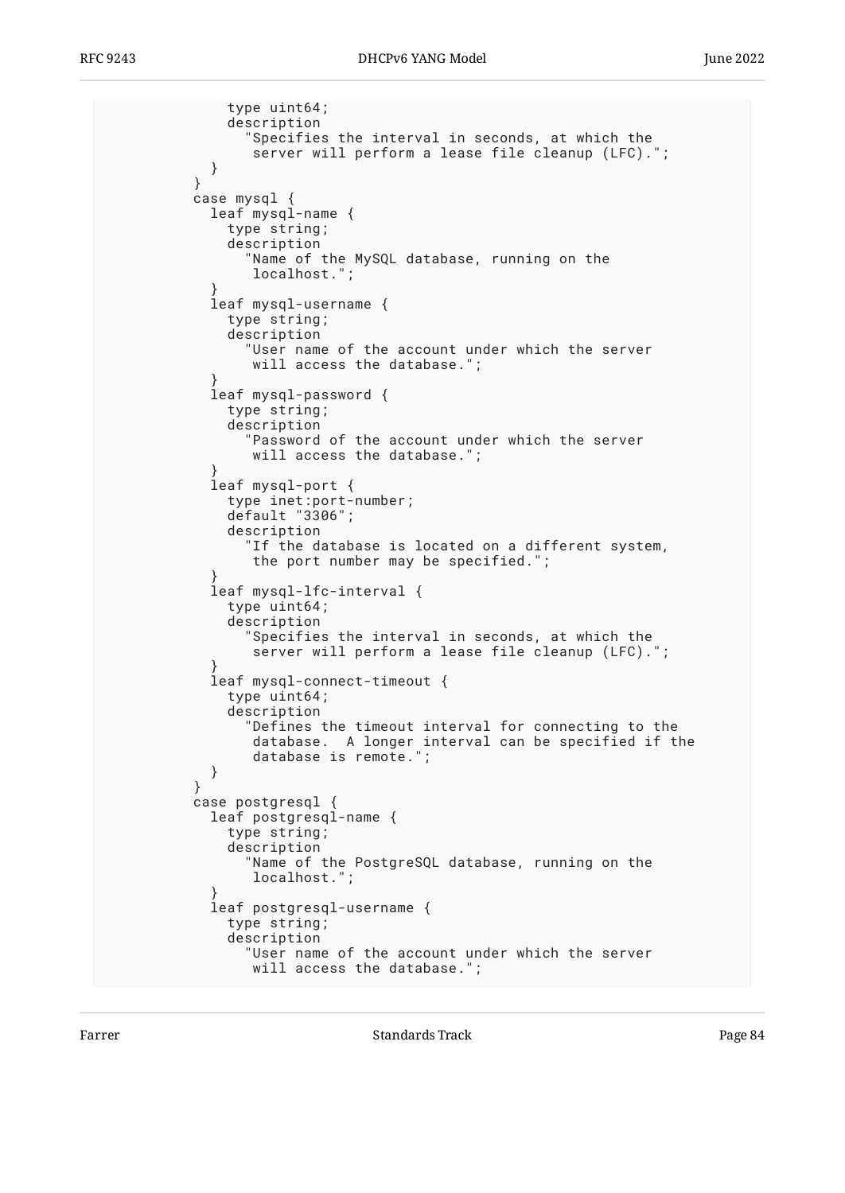```
                type uint64;
                description
                  "Specifies the interval in seconds, at which the
                   server will perform a lease file cleanup (LFC).";
              }
            }
            case mysql {
              leaf mysql-name {
                type string;
                description
                  "Name of the MySQL database, running on the
                   localhost.";
              }
              leaf mysql-username {
                type string;
                description
                  "User name of the account under which the server
                   will access the database.";
              }
              leaf mysql-password {
                type string;
                description
                  "Password of the account under which the server
                   will access the database.";
              }
              leaf mysql-port {
                type inet:port-number;
                default "3306";
                description
                  "If the database is located on a different system,
                   the port number may be specified.";
              }
              leaf mysql-lfc-interval {
                type uint64;
                description
                  "Specifies the interval in seconds, at which the
                   server will perform a lease file cleanup (LFC).";
              }
              leaf mysql-connect-timeout {
                type uint64;
                description
                  "Defines the timeout interval for connecting to the
                   database.  A longer interval can be specified if the
                   database is remote.";
              }
            }
            case postgresql {
              leaf postgresql-name {
                type string;
                description
                  "Name of the PostgreSQL database, running on the
                   localhost.";
              }
              leaf postgresql-username {
                type string;
                description
                  "User name of the account under which the server
                   will access the database.";
```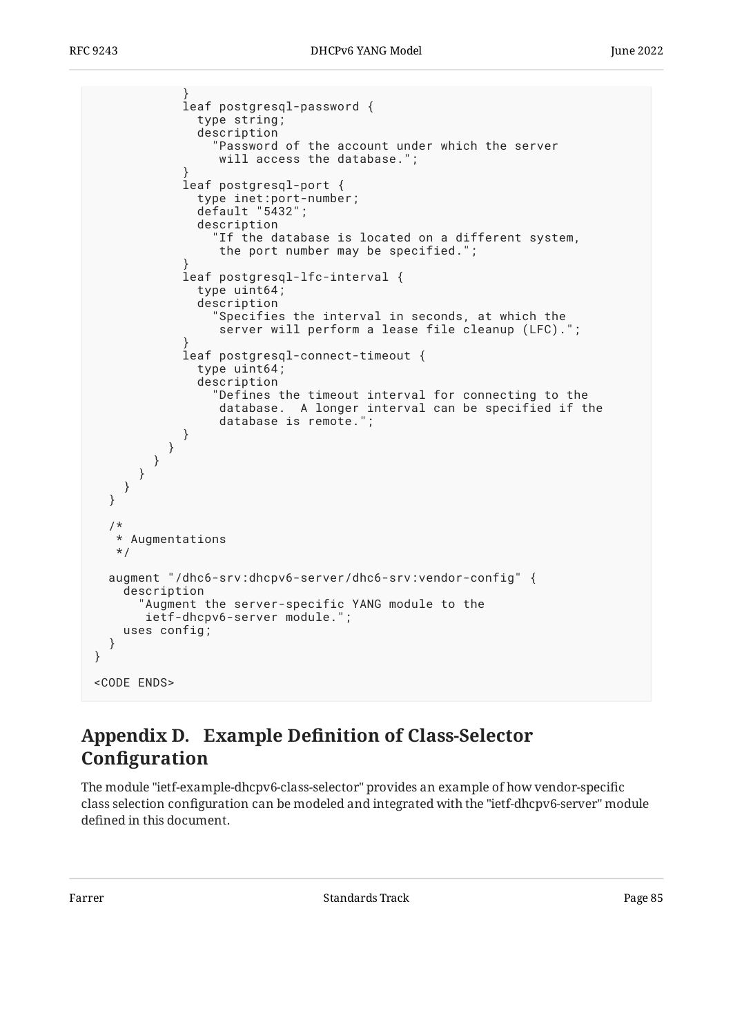```
            }
            leaf postgresql-password {
              type string;
              description
                "Password of the account under which the server
                 will access the database.";
            }
            leaf postgresql-port {
              type inet:port-number;
              default "5432";
              description
                "If the database is located on a different system,
                 the port number may be specified.";
            }
            leaf postgresql-lfc-interval {
              type uint64;
              description
                "Specifies the interval in seconds, at which the
                 server will perform a lease file cleanup (LFC).";
            }
            leaf postgresql-connect-timeout {
              type uint64;
              description
                "Defines the timeout interval for connecting to the
                 database.  A longer interval can be specified if the
                 database is remote.";
            }
          }
        }
      }
    }
  }

  /*
   * Augmentations
   */

  augment "/dhc6-srv:dhcpv6-server/dhc6-srv:vendor-config" {
    description
      "Augment the server-specific YANG module to the
       ietf-dhcpv6-server module.";
    uses config;
  }
}

<CODE ENDS>
```

## Appendix D. Example Definition of Class-Selector Configuration

The module "ietf-example-dhcpv6-class-selector" provides an example of how vendor-specific class selection configuration can be modeled and integrated with the "ietf-dhcpv6-server" module defined in this document.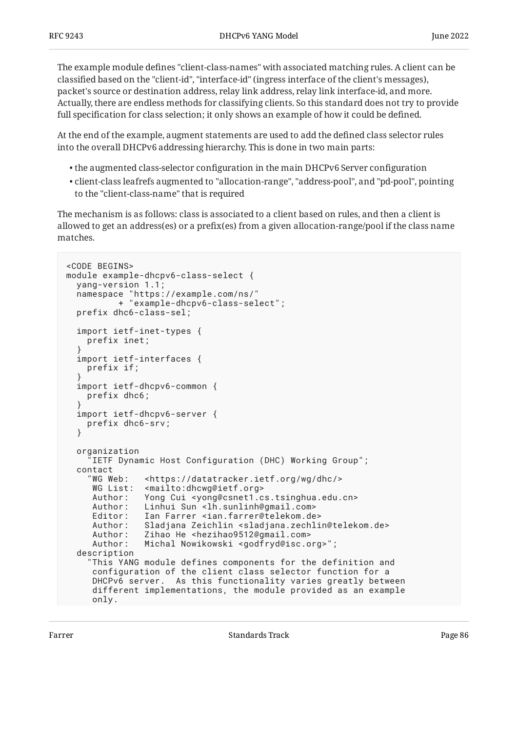The example module defines "client-class-names" with associated matching rules. A client can be classified based on the "client-id", "interface-id" (ingress interface of the client's messages), packet's source or destination address, relay link address, relay link interface-id, and more. Actually, there are endless methods for classifying clients. So this standard does not try to provide full specification for class selection; it only shows an example of how it could be defined.

At the end of the example, augment statements are used to add the defined class selector rules into the overall DHCPv6 addressing hierarchy. This is done in two main parts:

- the augmented class-selector configuration in the main DHCPv6 Server configuration
- client-class leafrefs augmented to "allocation-range", "address-pool", and "pd-pool", pointing to the "client-class-name" that is required

The mechanism is as follows: class is associated to a client based on rules, and then a client is allowed to get an address(es) or a prefix(es) from a given allocation-range/pool if the class name matches.

```
<CODE BEGINS>
module example-dhcpv6-class-select {
  yang-version 1.1;
  namespace "https://example.com/ns/"
          + "example-dhcpv6-class-select";
  prefix dhc6-class-sel;

  import ietf-inet-types {
    prefix inet;
  }
  import ietf-interfaces {
    prefix if;
  }
  import ietf-dhcpv6-common {
    prefix dhc6;
  }
  import ietf-dhcpv6-server {
    prefix dhc6-srv;
  }

  organization
    "IETF Dynamic Host Configuration (DHC) Working Group";
  contact
    "WG Web:   <https://datatracker.ietf.org/wg/dhc/>
     WG List:  <mailto:dhcwg@ietf.org>
     Author:   Yong Cui <yong@csnet1.cs.tsinghua.edu.cn>
     Author:   Linhui Sun <lh.sunlinh@gmail.com>
     Editor:   Ian Farrer <ian.farrer@telekom.de>
     Author:   Sladjana Zeichlin <sladjana.zechlin@telekom.de>
     Author:   Zihao He <hezihao9512@gmail.com>
     Author:   Michal Nowikowski <godfryd@isc.org>";
  description
    "This YANG module defines components for the definition and
     configuration of the client class selector function for a
     DHCPv6 server.  As this functionality varies greatly between
     different implementations, the module provided as an example
     only.
```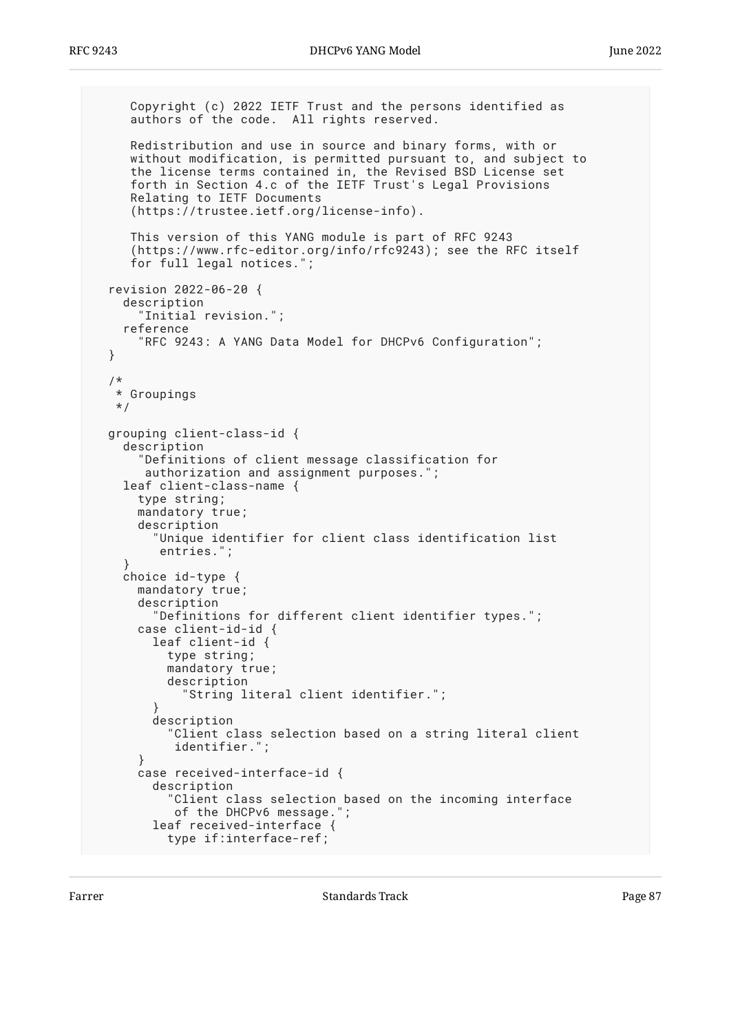```
     Copyright (c) 2022 IETF Trust and the persons identified as
     authors of the code.  All rights reserved.

     Redistribution and use in source and binary forms, with or
     without modification, is permitted pursuant to, and subject to
     the license terms contained in, the Revised BSD License set
     forth in Section 4.c of the IETF Trust's Legal Provisions
     Relating to IETF Documents
     (https://trustee.ietf.org/license-info).

     This version of this YANG module is part of RFC 9243
     (https://www.rfc-editor.org/info/rfc9243); see the RFC itself
     for full legal notices.";

  revision 2022-06-20 {
    description
      "Initial revision.";
    reference
      "RFC 9243: A YANG Data Model for DHCPv6 Configuration";
  }

  /*
   * Groupings
   */

  grouping client-class-id {
    description
      "Definitions of client message classification for
       authorization and assignment purposes.";
    leaf client-class-name {
      type string;
      mandatory true;
      description
        "Unique identifier for client class identification list
         entries.";
    }
    choice id-type {
      mandatory true;
      description
        "Definitions for different client identifier types.";
      case client-id-id {
        leaf client-id {
          type string;
          mandatory true;
          description
            "String literal client identifier.";
        }
        description
          "Client class selection based on a string literal client
           identifier.";
      }
      case received-interface-id {
        description
          "Client class selection based on the incoming interface
           of the DHCPv6 message.";
        leaf received-interface {
          type if:interface-ref;
```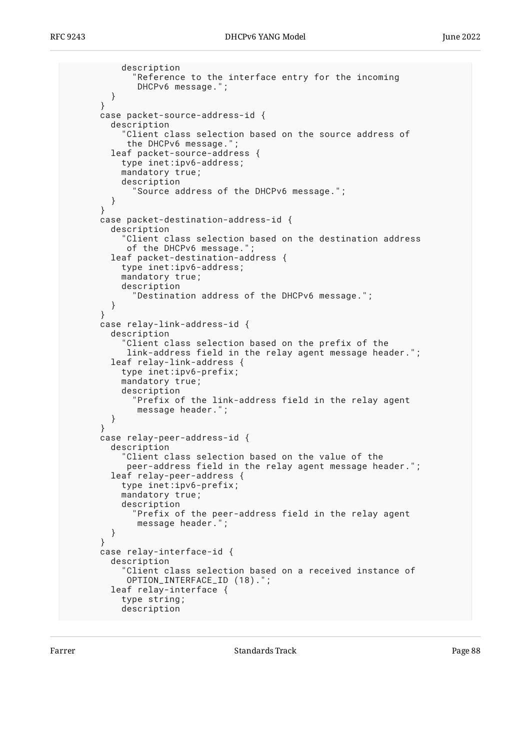```
            description
              "Reference to the interface entry for the incoming
               DHCPv6 message.";
          }
        }
        case packet-source-address-id {
          description
            "Client class selection based on the source address of
             the DHCPv6 message.";
          leaf packet-source-address {
            type inet:ipv6-address;
            mandatory true;
            description
              "Source address of the DHCPv6 message.";
          }
        }
        case packet-destination-address-id {
          description
            "Client class selection based on the destination address
             of the DHCPv6 message.";
          leaf packet-destination-address {
            type inet:ipv6-address;
            mandatory true;
            description
              "Destination address of the DHCPv6 message.";
          }
        }
        case relay-link-address-id {
          description
            "Client class selection based on the prefix of the
             link-address field in the relay agent message header.";
          leaf relay-link-address {
            type inet:ipv6-prefix;
            mandatory true;
            description
              "Prefix of the link-address field in the relay agent
               message header.";
          }
        }
        case relay-peer-address-id {
          description
            "Client class selection based on the value of the
             peer-address field in the relay agent message header.";
          leaf relay-peer-address {
            type inet:ipv6-prefix;
            mandatory true;
            description
              "Prefix of the peer-address field in the relay agent
               message header.";
          }
        }
        case relay-interface-id {
          description
            "Client class selection based on a received instance of
             OPTION_INTERFACE_ID (18).";
          leaf relay-interface {
            type string;
            description
```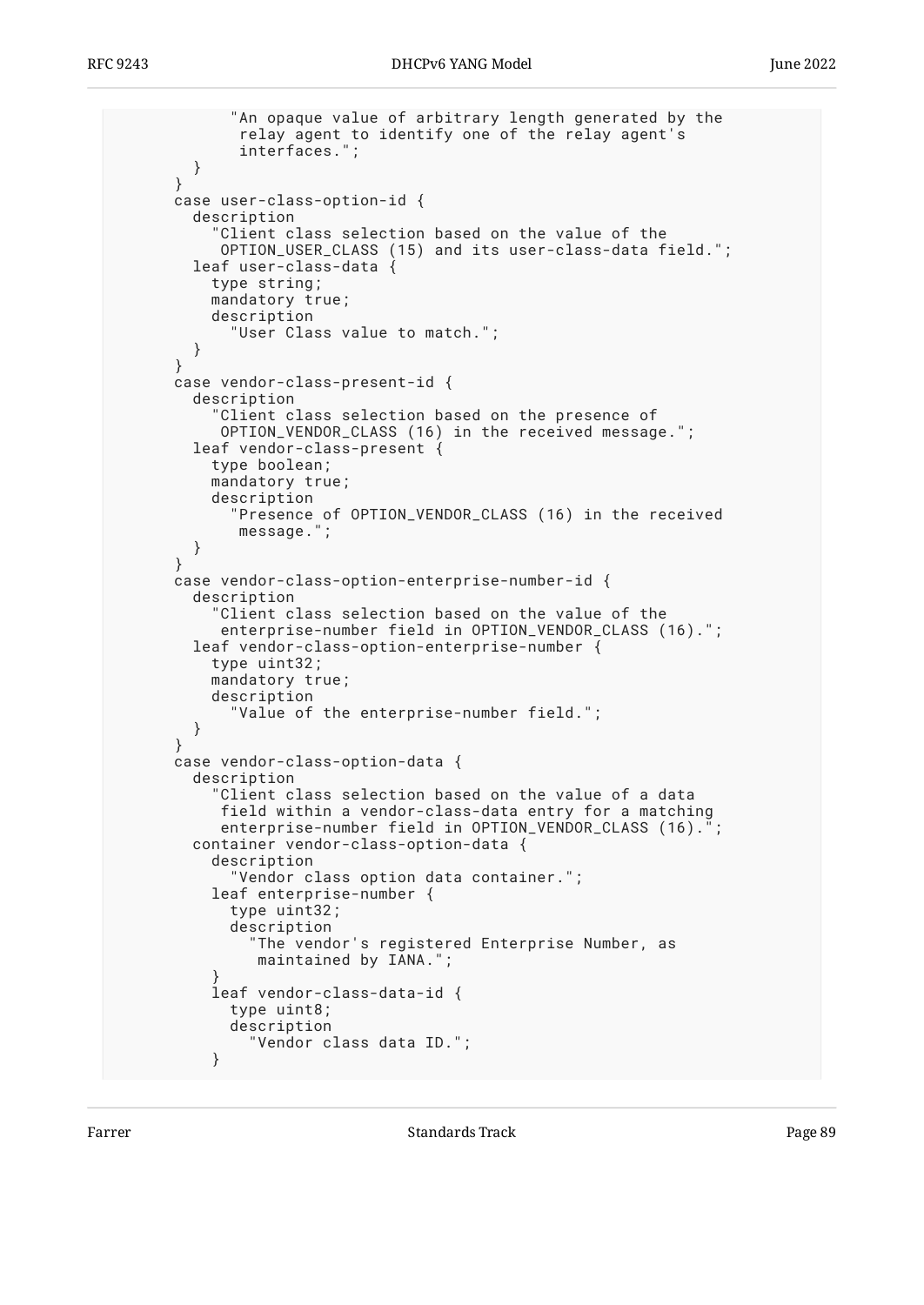```
            "An opaque value of arbitrary length generated by the
             relay agent to identify one of the relay agent's
             interfaces.";
        }
      }
      case user-class-option-id {
        description
          "Client class selection based on the value of the
           OPTION_USER_CLASS (15) and its user-class-data field.";
        leaf user-class-data {
          type string;
          mandatory true;
          description
            "User Class value to match.";
        }
      }
      case vendor-class-present-id {
        description
          "Client class selection based on the presence of
           OPTION_VENDOR_CLASS (16) in the received message.";
        leaf vendor-class-present {
          type boolean;
          mandatory true;
          description
            "Presence of OPTION_VENDOR_CLASS (16) in the received
             message.";
        }
      }
      case vendor-class-option-enterprise-number-id {
        description
          "Client class selection based on the value of the
           enterprise-number field in OPTION_VENDOR_CLASS (16).";
        leaf vendor-class-option-enterprise-number {
          type uint32;
          mandatory true;
          description
            "Value of the enterprise-number field.";
        }
      }
      case vendor-class-option-data {
        description
          "Client class selection based on the value of a data
           field within a vendor-class-data entry for a matching
           enterprise-number field in OPTION_VENDOR_CLASS (16).";
        container vendor-class-option-data {
          description
            "Vendor class option data container.";
          leaf enterprise-number {
            type uint32;
            description
              "The vendor's registered Enterprise Number, as
               maintained by IANA.";
          }
          leaf vendor-class-data-id {
            type uint8;
            description
              "Vendor class data ID.";
          }
```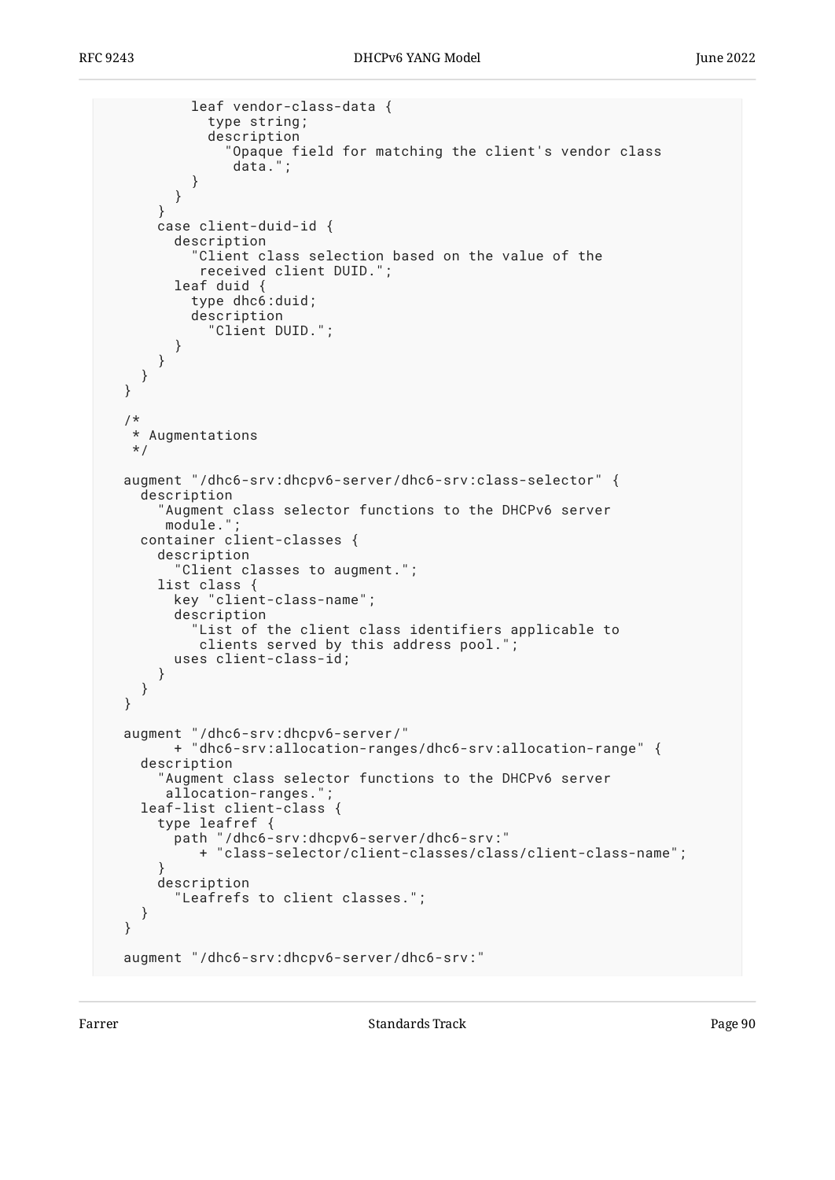```
          leaf vendor-class-data {
            type string;
            description
              "Opaque field for matching the client's vendor class
               data.";
          }
        }
      }
      case client-duid-id {
        description
          "Client class selection based on the value of the
           received client DUID.";
        leaf duid {
          type dhc6:duid;
          description
            "Client DUID.";
        }
      }
    }
  }

  /*
   * Augmentations
   */

  augment "/dhc6-srv:dhcpv6-server/dhc6-srv:class-selector" {
    description
      "Augment class selector functions to the DHCPv6 server
       module.";
    container client-classes {
      description
        "Client classes to augment.";
      list class {
        key "client-class-name";
        description
          "List of the client class identifiers applicable to
           clients served by this address pool.";
        uses client-class-id;
      }
    }
  }

  augment "/dhc6-srv:dhcpv6-server/"
        + "dhc6-srv:allocation-ranges/dhc6-srv:allocation-range" {
    description
      "Augment class selector functions to the DHCPv6 server
       allocation-ranges.";
    leaf-list client-class {
      type leafref {
        path "/dhc6-srv:dhcpv6-server/dhc6-srv:"
           + "class-selector/client-classes/class/client-class-name";
      }
      description
        "Leafrefs to client classes.";
    }
  }

  augment "/dhc6-srv:dhcpv6-server/dhc6-srv:"
```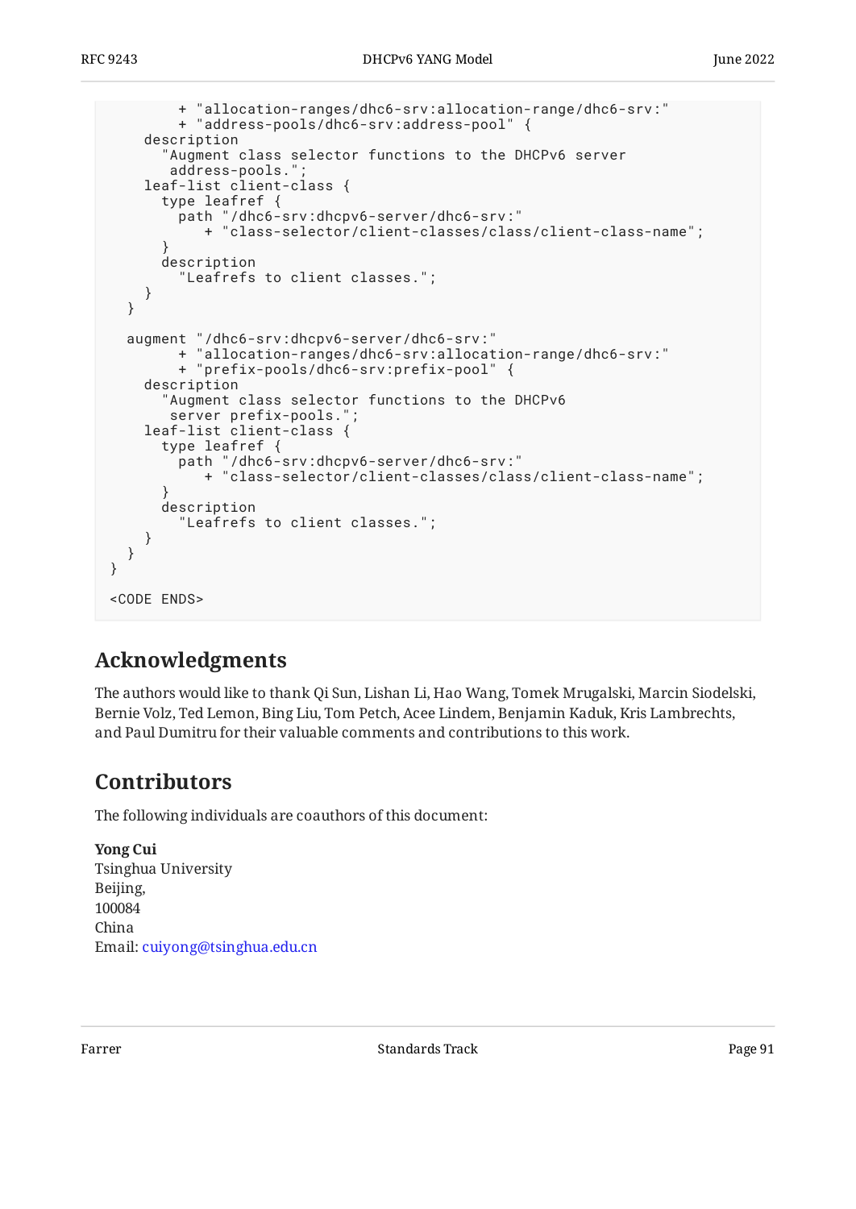```
         + "allocation-ranges/dhc6-srv:allocation-range/dhc6-srv:"
         + "address-pools/dhc6-srv:address-pool" {
    description
      "Augment class selector functions to the DHCPv6 server
       address-pools.";
    leaf-list client-class {
      type leafref {
        path "/dhc6-srv:dhcpv6-server/dhc6-srv:"
           + "class-selector/client-classes/class/client-class-name";
      }
      description
        "Leafrefs to client classes.";
    }
  }

  augment "/dhc6-srv:dhcpv6-server/dhc6-srv:"
         + "allocation-ranges/dhc6-srv:allocation-range/dhc6-srv:"
         + "prefix-pools/dhc6-srv:prefix-pool" {
    description
      "Augment class selector functions to the DHCPv6
       server prefix-pools.";
    leaf-list client-class {
      type leafref {
        path "/dhc6-srv:dhcpv6-server/dhc6-srv:"
           + "class-selector/client-classes/class/client-class-name";
      }
      description
        "Leafrefs to client classes.";
    }
  }
}

<CODE ENDS>
```

## Acknowledgments

The authors would like to thank Qi Sun, Lishan Li, Hao Wang, Tomek Mrugalski, Marcin Siodelski, Bernie Volz, Ted Lemon, Bing Liu, Tom Petch, Acee Lindem, Benjamin Kaduk, Kris Lambrechts, and Paul Dumitru for their valuable comments and contributions to this work.

## Contributors

The following individuals are coauthors of this document:

**Yong Cui**
Tsinghua University
Beijing,
100084
China
Email: cuiyong@tsinghua.edu.cn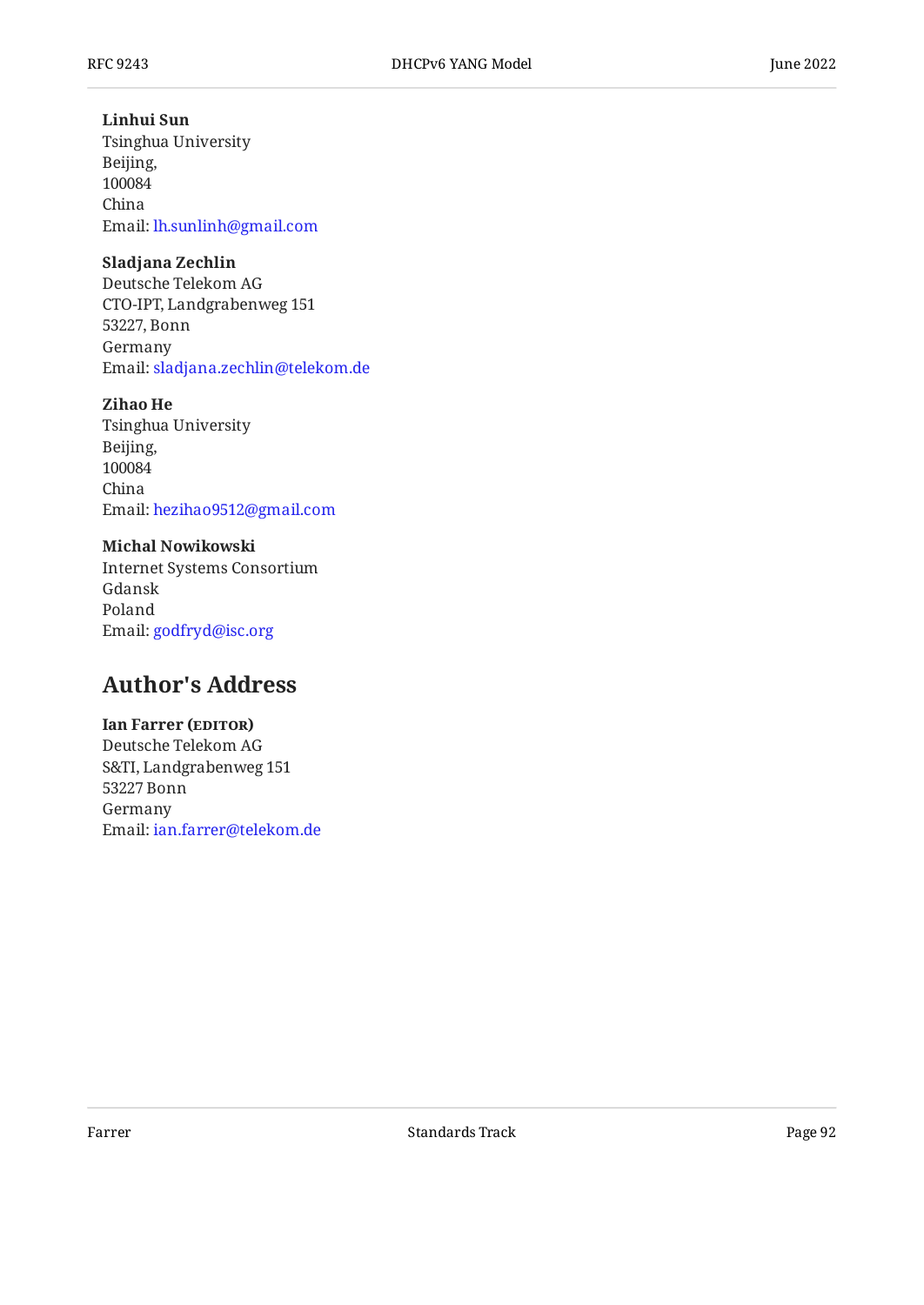**Linhui Sun**
Tsinghua University
Beijing,
100084
China
Email: lh.sunlinh@gmail.com

**Sladjana Zechlin**
Deutsche Telekom AG
CTO-IPT, Landgrabenweg 151
53227, Bonn
Germany
Email: sladjana.zechlin@telekom.de

**Zihao He**
Tsinghua University
Beijing,
100084
China
Email: hezihao9512@gmail.com

**Michal Nowikowski**
Internet Systems Consortium
Gdansk
Poland
Email: godfryd@isc.org

## Author's Address

**Ian Farrer (EDITOR)**
Deutsche Telekom AG
S&TI, Landgrabenweg 151
53227 Bonn
Germany
Email: ian.farrer@telekom.de